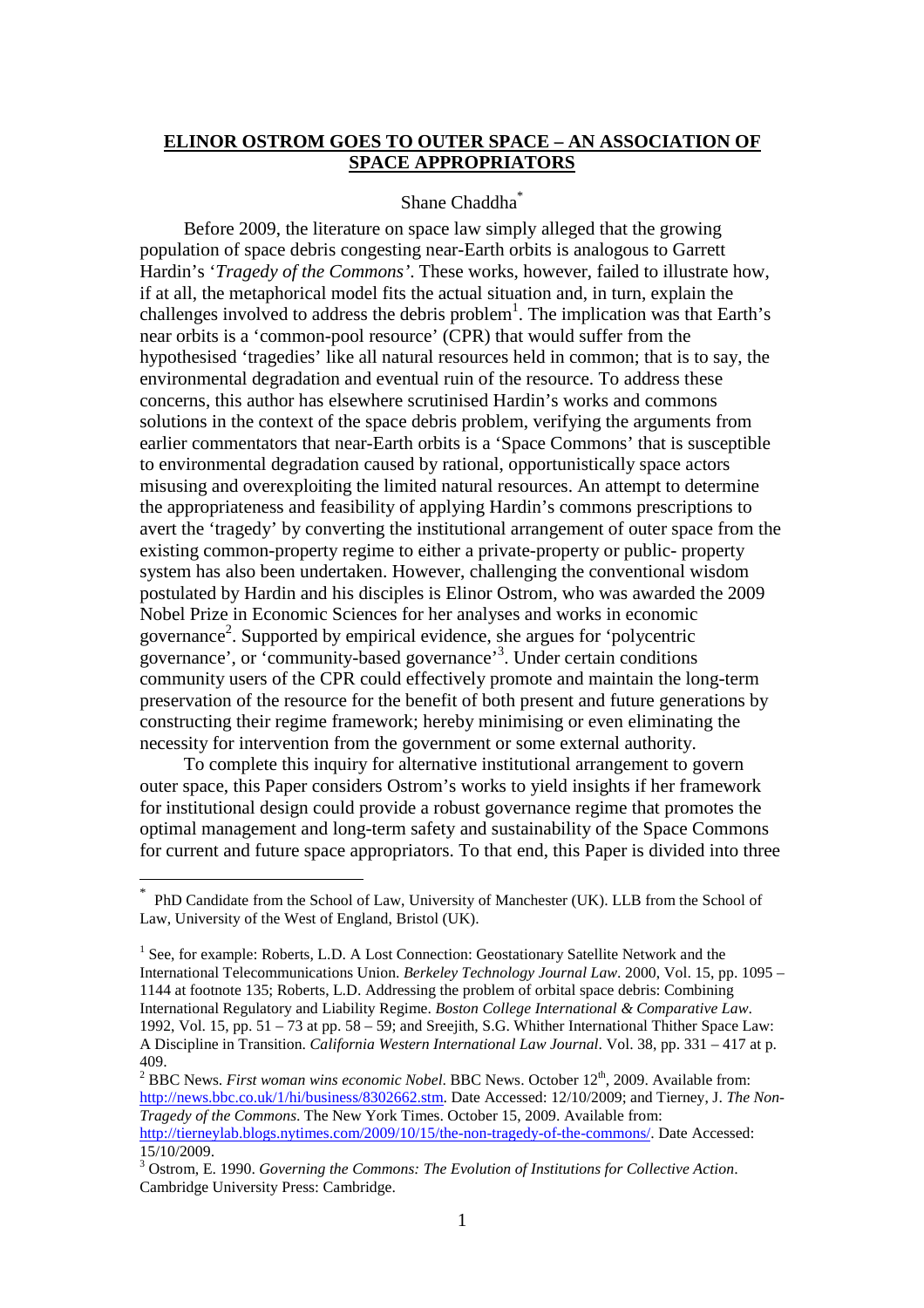# ELINOR OSTROM GOES TO OUTER SPACE – AN ASSOCIATION OF SPACE APPROPRIATORS

Shane Chaddha[*]

Before 2009, the literature on space law simply alleged that the growing population of space debris congesting near-Earth orbits is analogous to Garrett Hardin's '*Tragedy of the Commons*'. These works, however, failed to illustrate how, if at all, the metaphorical model fits the actual situation and, in turn, explain the challenges involved to address the debris problem[1]. The implication was that Earth's near orbits is a 'common-pool resource' (CPR) that would suffer from the hypothesised 'tragedies' like all natural resources held in common; that is to say, the environmental degradation and eventual ruin of the resource. To address these concerns, this author has elsewhere scrutinised Hardin's works and commons solutions in the context of the space debris problem, verifying the arguments from earlier commentators that near-Earth orbits is a 'Space Commons' that is susceptible to environmental degradation caused by rational, opportunistically space actors misusing and overexploiting the limited natural resources. An attempt to determine the appropriateness and feasibility of applying Hardin's commons prescriptions to avert the 'tragedy' by converting the institutional arrangement of outer space from the existing common-property regime to either a private-property or public- property system has also been undertaken. However, challenging the conventional wisdom postulated by Hardin and his disciples is Elinor Ostrom, who was awarded the 2009 Nobel Prize in Economic Sciences for her analyses and works in economic governance[2]. Supported by empirical evidence, she argues for 'polycentric governance', or 'community-based governance'[3]. Under certain conditions community users of the CPR could effectively promote and maintain the long-term preservation of the resource for the benefit of both present and future generations by constructing their regime framework; hereby minimising or even eliminating the necessity for intervention from the government or some external authority.

To complete this inquiry for alternative institutional arrangement to govern outer space, this Paper considers Ostrom's works to yield insights if her framework for institutional design could provide a robust governance regime that promotes the optimal management and long-term safety and sustainability of the Space Commons for current and future space appropriators. To that end, this Paper is divided into three

---

[*] PhD Candidate from the School of Law, University of Manchester (UK). LLB from the School of Law, University of the West of England, Bristol (UK).

[1] See, for example: Roberts, L.D. A Lost Connection: Geostationary Satellite Network and the International Telecommunications Union. *Berkeley Technology Journal Law*. 2000, Vol. 15, pp. 1095 – 1144 at footnote 135; Roberts, L.D. Addressing the problem of orbital space debris: Combining International Regulatory and Liability Regime. *Boston College International & Comparative Law*. 1992, Vol. 15, pp. 51 – 73 at pp. 58 – 59; and Sreejith, S.G. Whither International Thither Space Law: A Discipline in Transition. *California Western International Law Journal*. Vol. 38, pp. 331 – 417 at p. 409.

[2] BBC News. *First woman wins economic Nobel*. BBC News. October 12th, 2009. Available from: http://news.bbc.co.uk/1/hi/business/8302662.stm. Date Accessed: 12/10/2009; and Tierney, J. *The Non-Tragedy of the Commons*. The New York Times. October 15, 2009. Available from: http://tierneylab.blogs.nytimes.com/2009/10/15/the-non-tragedy-of-the-commons/. Date Accessed: 15/10/2009.

[3] Ostrom, E. 1990. *Governing the Commons: The Evolution of Institutions for Collective Action*. Cambridge University Press: Cambridge.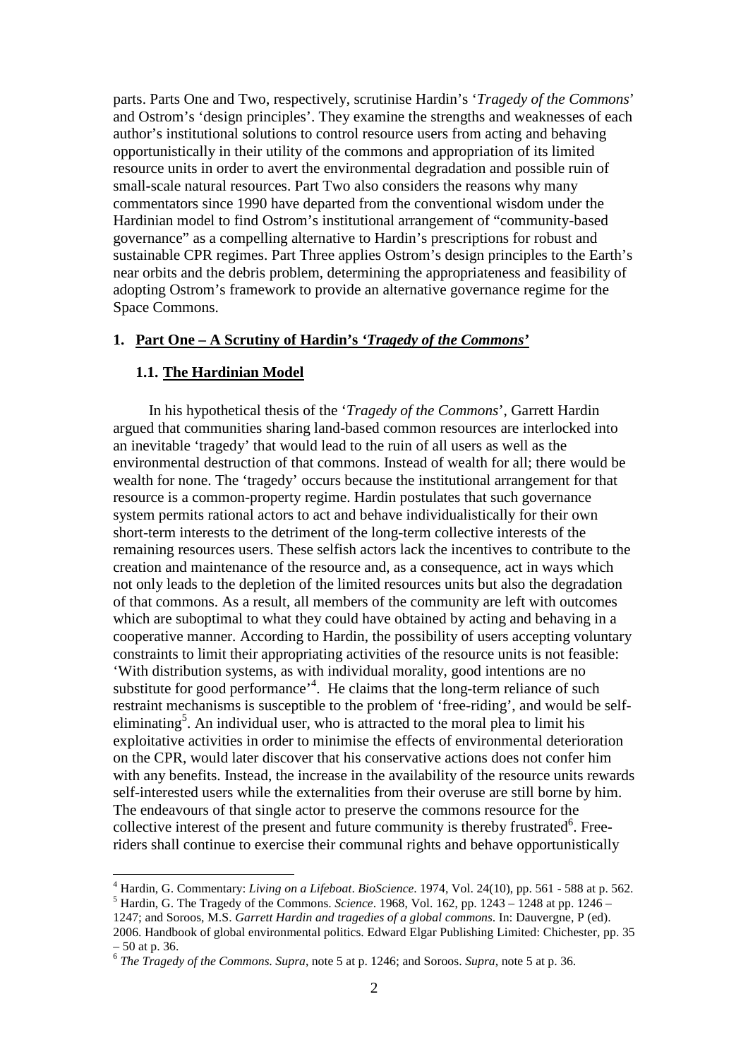parts. Parts One and Two, respectively, scrutinise Hardin's '*Tragedy of the Commons*' and Ostrom's 'design principles'. They examine the strengths and weaknesses of each author's institutional solutions to control resource users from acting and behaving opportunistically in their utility of the commons and appropriation of its limited resource units in order to avert the environmental degradation and possible ruin of small-scale natural resources. Part Two also considers the reasons why many commentators since 1990 have departed from the conventional wisdom under the Hardinian model to find Ostrom's institutional arrangement of "community-based governance" as a compelling alternative to Hardin's prescriptions for robust and sustainable CPR regimes. Part Three applies Ostrom's design principles to the Earth's near orbits and the debris problem, determining the appropriateness and feasibility of adopting Ostrom's framework to provide an alternative governance regime for the Space Commons.

## 1. Part One – A Scrutiny of Hardin's '*Tragedy of the Commons*'

### 1.1. The Hardinian Model

In his hypothetical thesis of the '*Tragedy of the Commons*', Garrett Hardin argued that communities sharing land-based common resources are interlocked into an inevitable 'tragedy' that would lead to the ruin of all users as well as the environmental destruction of that commons. Instead of wealth for all; there would be wealth for none. The 'tragedy' occurs because the institutional arrangement for that resource is a common-property regime. Hardin postulates that such governance system permits rational actors to act and behave individualistically for their own short-term interests to the detriment of the long-term collective interests of the remaining resources users. These selfish actors lack the incentives to contribute to the creation and maintenance of the resource and, as a consequence, act in ways which not only leads to the depletion of the limited resources units but also the degradation of that commons. As a result, all members of the community are left with outcomes which are suboptimal to what they could have obtained by acting and behaving in a cooperative manner. According to Hardin, the possibility of users accepting voluntary constraints to limit their appropriating activities of the resource units is not feasible: 'With distribution systems, as with individual morality, good intentions are no substitute for good performance'[4]. He claims that the long-term reliance of such restraint mechanisms is susceptible to the problem of 'free-riding', and would be self-eliminating[5]. An individual user, who is attracted to the moral plea to limit his exploitative activities in order to minimise the effects of environmental deterioration on the CPR, would later discover that his conservative actions does not confer him with any benefits. Instead, the increase in the availability of the resource units rewards self-interested users while the externalities from their overuse are still borne by him. The endeavours of that single actor to preserve the commons resource for the collective interest of the present and future community is thereby frustrated[6]. Free-riders shall continue to exercise their communal rights and behave opportunistically

---

[4] Hardin, G. Commentary: *Living on a Lifeboat*. *BioScience*. 1974, Vol. 24(10), pp. 561 - 588 at p. 562.

[5] Hardin, G. The Tragedy of the Commons. *Science*. 1968, Vol. 162, pp. 1243 – 1248 at pp. 1246 – 1247; and Soroos, M.S. *Garrett Hardin and tragedies of a global commons*. In: Dauvergne, P (ed). 2006. Handbook of global environmental politics. Edward Elgar Publishing Limited: Chichester, pp. 35 – 50 at p. 36.

[6] *The Tragedy of the Commons. Supra*, note 5 at p. 1246; and Soroos. *Supra*, note 5 at p. 36.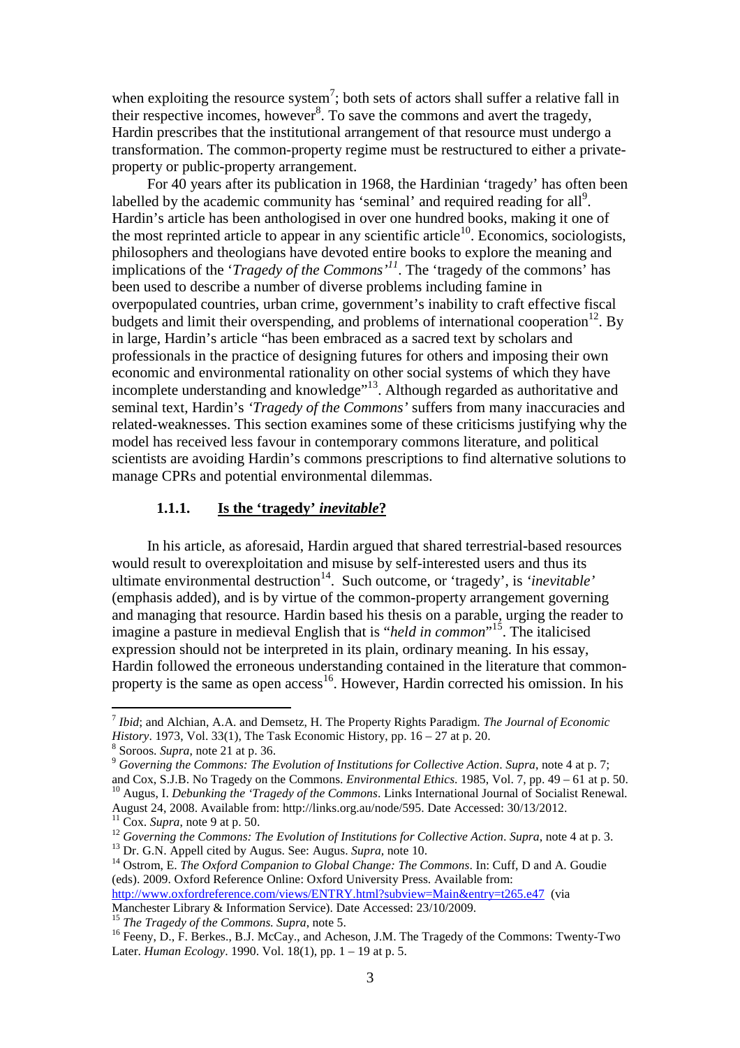when exploiting the resource system[7]; both sets of actors shall suffer a relative fall in their respective incomes, however[8]. To save the commons and avert the tragedy, Hardin prescribes that the institutional arrangement of that resource must undergo a transformation. The common-property regime must be restructured to either a private-property or public-property arrangement.

For 40 years after its publication in 1968, the Hardinian 'tragedy' has often been labelled by the academic community has 'seminal' and required reading for all[9]. Hardin's article has been anthologised in over one hundred books, making it one of the most reprinted article to appear in any scientific article[10]. Economics, sociologists, philosophers and theologians have devoted entire books to explore the meaning and implications of the '*Tragedy of the Commons'*[11]. The 'tragedy of the commons' has been used to describe a number of diverse problems including famine in overpopulated countries, urban crime, government's inability to craft effective fiscal budgets and limit their overspending, and problems of international cooperation[12]. By in large, Hardin's article "has been embraced as a sacred text by scholars and professionals in the practice of designing futures for others and imposing their own economic and environmental rationality on other social systems of which they have incomplete understanding and knowledge"[13]. Although regarded as authoritative and seminal text, Hardin's *'Tragedy of the Commons'* suffers from many inaccuracies and related-weaknesses. This section examines some of these criticisms justifying why the model has received less favour in contemporary commons literature, and political scientists are avoiding Hardin's commons prescriptions to find alternative solutions to manage CPRs and potential environmental dilemmas.

### 1.1.1. Is the 'tragedy' *inevitable*?

In his article, as aforesaid, Hardin argued that shared terrestrial-based resources would result to overexploitation and misuse by self-interested users and thus its ultimate environmental destruction[14]. Such outcome, or 'tragedy', is *'inevitable'* (emphasis added), and is by virtue of the common-property arrangement governing and managing that resource. Hardin based his thesis on a parable, urging the reader to imagine a pasture in medieval English that is "*held in common*"[15]. The italicised expression should not be interpreted in its plain, ordinary meaning. In his essay, Hardin followed the erroneous understanding contained in the literature that common-property is the same as open access[16]. However, Hardin corrected his omission. In his

---

[7] *Ibid*; and Alchian, A.A. and Demsetz, H. The Property Rights Paradigm. *The Journal of Economic History*. 1973, Vol. 33(1), The Task Economic History, pp. 16 – 27 at p. 20.

[8] Soroos. *Supra*, note 21 at p. 36.

[9] *Governing the Commons: The Evolution of Institutions for Collective Action*. *Supra*, note 4 at p. 7; and Cox, S.J.B. No Tragedy on the Commons. *Environmental Ethics*. 1985, Vol. 7, pp. 49 – 61 at p. 50.

[10] Augus, I. *Debunking the 'Tragedy of the Commons*. Links International Journal of Socialist Renewal. August 24, 2008. Available from: http://links.org.au/node/595. Date Accessed: 30/13/2012.

[11] Cox. *Supra*, note 9 at p. 50.

[12] *Governing the Commons: The Evolution of Institutions for Collective Action*. *Supra*, note 4 at p. 3.

[13] Dr. G.N. Appell cited by Augus. See: Augus. *Supra*, note 10.

[14] Ostrom, E. *The Oxford Companion to Global Change: The Commons*. In: Cuff, D and A. Goudie (eds). 2009. Oxford Reference Online: Oxford University Press. Available from: http://www.oxfordreference.com/views/ENTRY.html?subview=Main&entry=t265.e47 (via Manchester Library & Information Service). Date Accessed: 23/10/2009.

[15] *The Tragedy of the Commons. Supra*, note 5.

[16] Feeny, D., F. Berkes., B.J. McCay., and Acheson, J.M. The Tragedy of the Commons: Twenty-Two Later. *Human Ecology*. 1990. Vol. 18(1), pp. 1 – 19 at p. 5.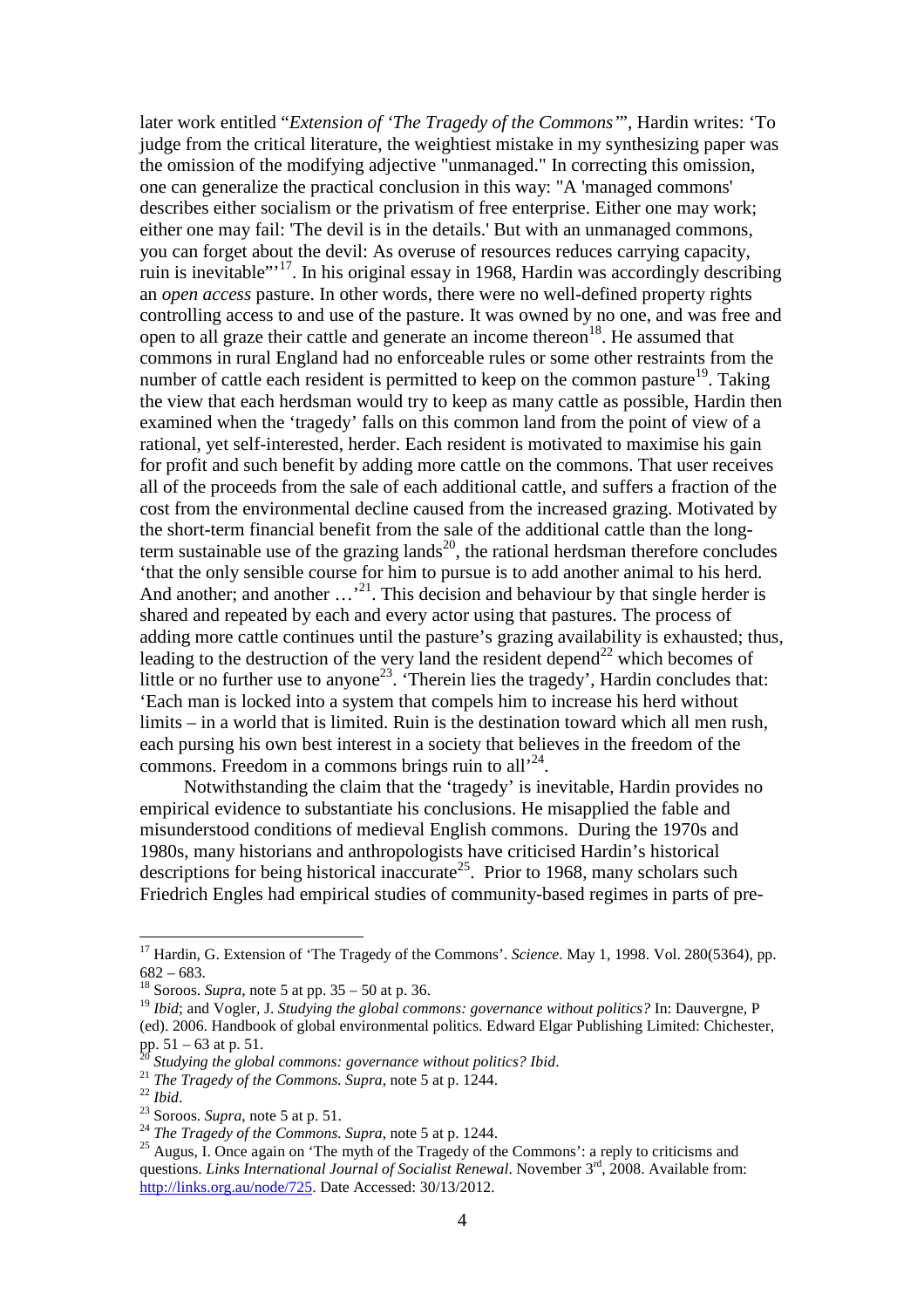later work entitled "*Extension of 'The Tragedy of the Commons'*", Hardin writes: 'To judge from the critical literature, the weightiest mistake in my synthesizing paper was the omission of the modifying adjective "unmanaged." In correcting this omission, one can generalize the practical conclusion in this way: "A 'managed commons' describes either socialism or the privatism of free enterprise. Either one may work; either one may fail: 'The devil is in the details.' But with an unmanaged commons, you can forget about the devil: As overuse of resources reduces carrying capacity, ruin is inevitable"'[17]. In his original essay in 1968, Hardin was accordingly describing an *open access* pasture. In other words, there were no well-defined property rights controlling access to and use of the pasture. It was owned by no one, and was free and open to all graze their cattle and generate an income thereon[18]. He assumed that commons in rural England had no enforceable rules or some other restraints from the number of cattle each resident is permitted to keep on the common pasture[19]. Taking the view that each herdsman would try to keep as many cattle as possible, Hardin then examined when the 'tragedy' falls on this common land from the point of view of a rational, yet self-interested, herder. Each resident is motivated to maximise his gain for profit and such benefit by adding more cattle on the commons. That user receives all of the proceeds from the sale of each additional cattle, and suffers a fraction of the cost from the environmental decline caused from the increased grazing. Motivated by the short-term financial benefit from the sale of the additional cattle than the long-term sustainable use of the grazing lands[20], the rational herdsman therefore concludes 'that the only sensible course for him to pursue is to add another animal to his herd. And another; and another …'[21]. This decision and behaviour by that single herder is shared and repeated by each and every actor using that pastures. The process of adding more cattle continues until the pasture's grazing availability is exhausted; thus, leading to the destruction of the very land the resident depend[22] which becomes of little or no further use to anyone[23]. 'Therein lies the tragedy', Hardin concludes that: 'Each man is locked into a system that compels him to increase his herd without limits – in a world that is limited. Ruin is the destination toward which all men rush, each pursing his own best interest in a society that believes in the freedom of the commons. Freedom in a commons brings ruin to all'[24].

Notwithstanding the claim that the 'tragedy' is inevitable, Hardin provides no empirical evidence to substantiate his conclusions. He misapplied the fable and misunderstood conditions of medieval English commons. During the 1970s and 1980s, many historians and anthropologists have criticised Hardin's historical descriptions for being historical inaccurate[25]. Prior to 1968, many scholars such Friedrich Engles had empirical studies of community-based regimes in parts of pre-

---

[17] Hardin, G. Extension of 'The Tragedy of the Commons'. *Science*. May 1, 1998. Vol. 280(5364), pp. 682 – 683.

[18] Soroos. *Supra*, note 5 at pp. 35 – 50 at p. 36.

[19] *Ibid*; and Vogler, J. *Studying the global commons: governance without politics?* In: Dauvergne, P (ed). 2006. Handbook of global environmental politics. Edward Elgar Publishing Limited: Chichester, pp. 51 – 63 at p. 51.

[20] *Studying the global commons: governance without politics? Ibid*.

[21] *The Tragedy of the Commons. Supra*, note 5 at p. 1244.

[22] *Ibid*.

[23] Soroos. *Supra*, note 5 at p. 51.

[24] *The Tragedy of the Commons. Supra*, note 5 at p. 1244.

[25] Augus, I. Once again on 'The myth of the Tragedy of the Commons': a reply to criticisms and questions. *Links International Journal of Socialist Renewal*. November 3rd, 2008. Available from: http://links.org.au/node/725. Date Accessed: 30/13/2012.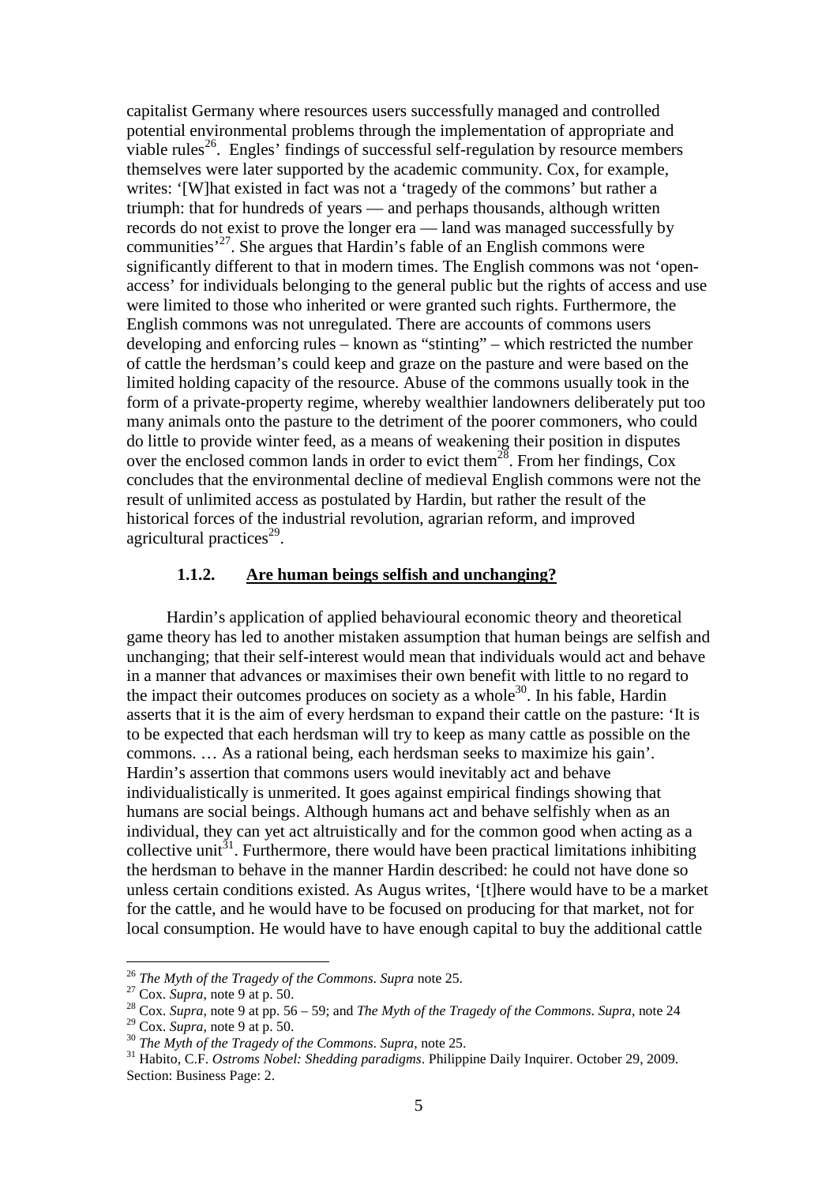capitalist Germany where resources users successfully managed and controlled potential environmental problems through the implementation of appropriate and viable rules[26]. Engles' findings of successful self-regulation by resource members themselves were later supported by the academic community. Cox, for example, writes: '[W]hat existed in fact was not a 'tragedy of the commons' but rather a triumph: that for hundreds of years — and perhaps thousands, although written records do not exist to prove the longer era — land was managed successfully by communities'[27]. She argues that Hardin's fable of an English commons were significantly different to that in modern times. The English commons was not 'open-access' for individuals belonging to the general public but the rights of access and use were limited to those who inherited or were granted such rights. Furthermore, the English commons was not unregulated. There are accounts of commons users developing and enforcing rules – known as "stinting" – which restricted the number of cattle the herdsman's could keep and graze on the pasture and were based on the limited holding capacity of the resource. Abuse of the commons usually took in the form of a private-property regime, whereby wealthier landowners deliberately put too many animals onto the pasture to the detriment of the poorer commoners, who could do little to provide winter feed, as a means of weakening their position in disputes over the enclosed common lands in order to evict them[28]. From her findings, Cox concludes that the environmental decline of medieval English commons were not the result of unlimited access as postulated by Hardin, but rather the result of the historical forces of the industrial revolution, agrarian reform, and improved agricultural practices[29].

### 1.1.2. <u>Are human beings selfish and unchanging?</u>

Hardin's application of applied behavioural economic theory and theoretical game theory has led to another mistaken assumption that human beings are selfish and unchanging; that their self-interest would mean that individuals would act and behave in a manner that advances or maximises their own benefit with little to no regard to the impact their outcomes produces on society as a whole[30]. In his fable, Hardin asserts that it is the aim of every herdsman to expand their cattle on the pasture: 'It is to be expected that each herdsman will try to keep as many cattle as possible on the commons. … As a rational being, each herdsman seeks to maximize his gain'. Hardin's assertion that commons users would inevitably act and behave individualistically is unmerited. It goes against empirical findings showing that humans are social beings. Although humans act and behave selfishly when as an individual, they can yet act altruistically and for the common good when acting as a collective unit[31]. Furthermore, there would have been practical limitations inhibiting the herdsman to behave in the manner Hardin described: he could not have done so unless certain conditions existed. As Augus writes, '[t]here would have to be a market for the cattle, and he would have to be focused on producing for that market, not for local consumption. He would have to have enough capital to buy the additional cattle

---

[26] *The Myth of the Tragedy of the Commons*. *Supra* note 25.

[27] Cox. *Supra,* note 9 at p. 50.

[28] Cox. *Supra,* note 9 at pp. 56 – 59; and *The Myth of the Tragedy of the Commons*. *Supra*, note 24

[29] Cox. *Supra*, note 9 at p. 50.

[30] *The Myth of the Tragedy of the Commons*. *Supra*, note 25.

[31] Habito, C.F. *Ostroms Nobel: Shedding paradigms*. Philippine Daily Inquirer. October 29, 2009. Section: Business Page: 2.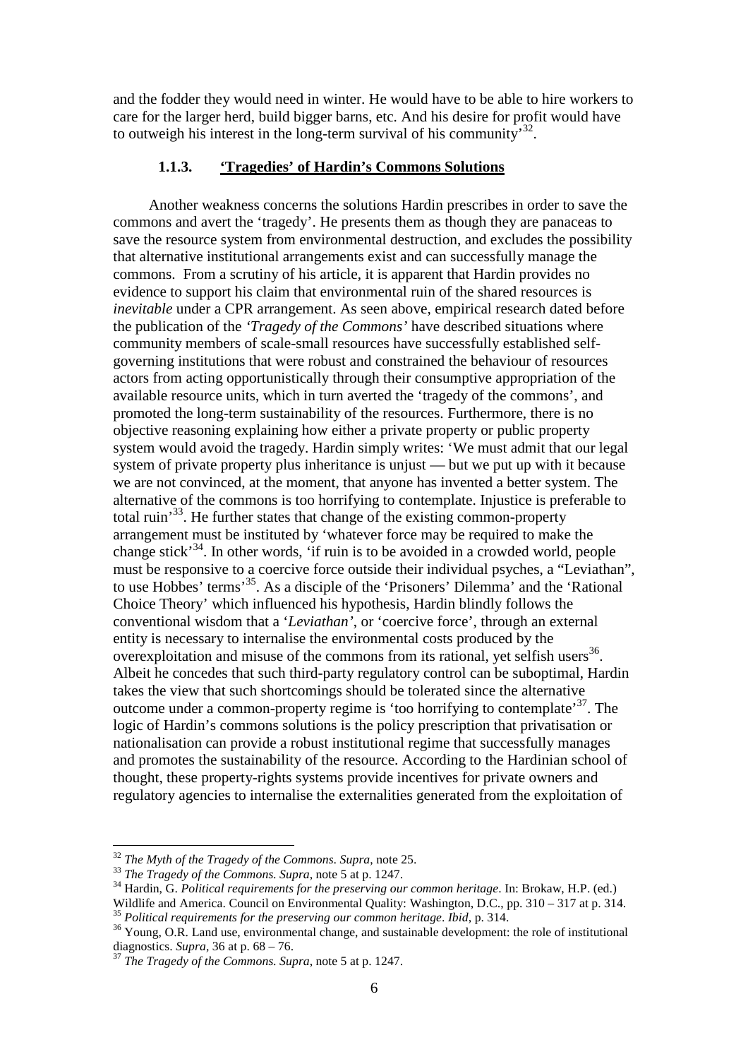and the fodder they would need in winter. He would have to be able to hire workers to care for the larger herd, build bigger barns, etc. And his desire for profit would have to outweigh his interest in the long-term survival of his community'[32].

### 1.1.3. 'Tragedies' of Hardin's Commons Solutions

Another weakness concerns the solutions Hardin prescribes in order to save the commons and avert the 'tragedy'. He presents them as though they are panaceas to save the resource system from environmental destruction, and excludes the possibility that alternative institutional arrangements exist and can successfully manage the commons. From a scrutiny of his article, it is apparent that Hardin provides no evidence to support his claim that environmental ruin of the shared resources is *inevitable* under a CPR arrangement. As seen above, empirical research dated before the publication of the *'Tragedy of the Commons'* have described situations where community members of scale-small resources have successfully established self-governing institutions that were robust and constrained the behaviour of resources actors from acting opportunistically through their consumptive appropriation of the available resource units, which in turn averted the 'tragedy of the commons', and promoted the long-term sustainability of the resources. Furthermore, there is no objective reasoning explaining how either a private property or public property system would avoid the tragedy. Hardin simply writes: 'We must admit that our legal system of private property plus inheritance is unjust — but we put up with it because we are not convinced, at the moment, that anyone has invented a better system. The alternative of the commons is too horrifying to contemplate. Injustice is preferable to total ruin'[33]. He further states that change of the existing common-property arrangement must be instituted by 'whatever force may be required to make the change stick'[34]. In other words, 'if ruin is to be avoided in a crowded world, people must be responsive to a coercive force outside their individual psyches, a "Leviathan", to use Hobbes' terms'[35]. As a disciple of the 'Prisoners' Dilemma' and the 'Rational Choice Theory' which influenced his hypothesis, Hardin blindly follows the conventional wisdom that a '*Leviathan*', or 'coercive force', through an external entity is necessary to internalise the environmental costs produced by the overexploitation and misuse of the commons from its rational, yet selfish users[36]. Albeit he concedes that such third-party regulatory control can be suboptimal, Hardin takes the view that such shortcomings should be tolerated since the alternative outcome under a common-property regime is 'too horrifying to contemplate'[37]. The logic of Hardin's commons solutions is the policy prescription that privatisation or nationalisation can provide a robust institutional regime that successfully manages and promotes the sustainability of the resource. According to the Hardinian school of thought, these property-rights systems provide incentives for private owners and regulatory agencies to internalise the externalities generated from the exploitation of

---

[32] *The Myth of the Tragedy of the Commons*. *Supra*, note 25.

[33] *The Tragedy of the Commons*. *Supra*, note 5 at p. 1247.

[34] Hardin, G. *Political requirements for the preserving our common heritage*. In: Brokaw, H.P. (ed.) Wildlife and America. Council on Environmental Quality: Washington, D.C., pp. 310 – 317 at p. 314.

[35] *Political requirements for the preserving our common heritage*. *Ibid*, p. 314.

[36] Young, O.R. Land use, environmental change, and sustainable development: the role of institutional diagnostics. *Supra*, 36 at p. 68 – 76.

[37] *The Tragedy of the Commons*. *Supra*, note 5 at p. 1247.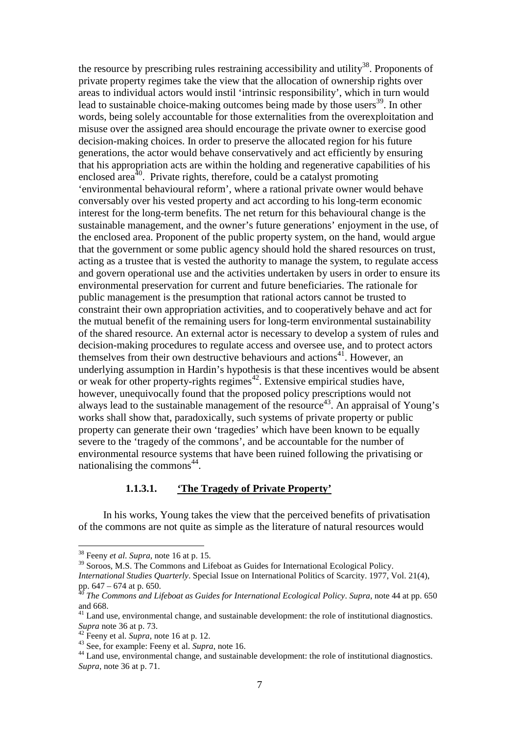the resource by prescribing rules restraining accessibility and utility[38]. Proponents of private property regimes take the view that the allocation of ownership rights over areas to individual actors would instil 'intrinsic responsibility', which in turn would lead to sustainable choice-making outcomes being made by those users[39]. In other words, being solely accountable for those externalities from the overexploitation and misuse over the assigned area should encourage the private owner to exercise good decision-making choices. In order to preserve the allocated region for his future generations, the actor would behave conservatively and act efficiently by ensuring that his appropriation acts are within the holding and regenerative capabilities of his enclosed area[40]. Private rights, therefore, could be a catalyst promoting 'environmental behavioural reform', where a rational private owner would behave conversably over his vested property and act according to his long-term economic interest for the long-term benefits. The net return for this behavioural change is the sustainable management, and the owner's future generations' enjoyment in the use, of the enclosed area. Proponent of the public property system, on the hand, would argue that the government or some public agency should hold the shared resources on trust, acting as a trustee that is vested the authority to manage the system, to regulate access and govern operational use and the activities undertaken by users in order to ensure its environmental preservation for current and future beneficiaries. The rationale for public management is the presumption that rational actors cannot be trusted to constraint their own appropriation activities, and to cooperatively behave and act for the mutual benefit of the remaining users for long-term environmental sustainability of the shared resource. An external actor is necessary to develop a system of rules and decision-making procedures to regulate access and oversee use, and to protect actors themselves from their own destructive behaviours and actions[41]. However, an underlying assumption in Hardin's hypothesis is that these incentives would be absent or weak for other property-rights regimes[42]. Extensive empirical studies have, however, unequivocally found that the proposed policy prescriptions would not always lead to the sustainable management of the resource[43]. An appraisal of Young's works shall show that, paradoxically, such systems of private property or public property can generate their own 'tragedies' which have been known to be equally severe to the 'tragedy of the commons', and be accountable for the number of environmental resource systems that have been ruined following the privatising or nationalising the commons[44].

#### 1.1.3.1. 'The Tragedy of Private Property'

In his works, Young takes the view that the perceived benefits of privatisation of the commons are not quite as simple as the literature of natural resources would

---

[38] Feeny *et al*. *Supra*, note 16 at p. 15.

[39] Soroos, M.S. The Commons and Lifeboat as Guides for International Ecological Policy. *International Studies Quarterly*. Special Issue on International Politics of Scarcity. 1977, Vol. 21(4), pp. 647 – 674 at p. 650.

[40] *The Commons and Lifeboat as Guides for International Ecological Policy*. *Supra*, note 44 at pp. 650 and 668.

[41] Land use, environmental change, and sustainable development: the role of institutional diagnostics. *Supra* note 36 at p. 73.

[42] Feeny et al. *Supra*, note 16 at p. 12.

[43] See, for example: Feeny et al. *Supra*, note 16.

[44] Land use, environmental change, and sustainable development: the role of institutional diagnostics. *Supra*, note 36 at p. 71.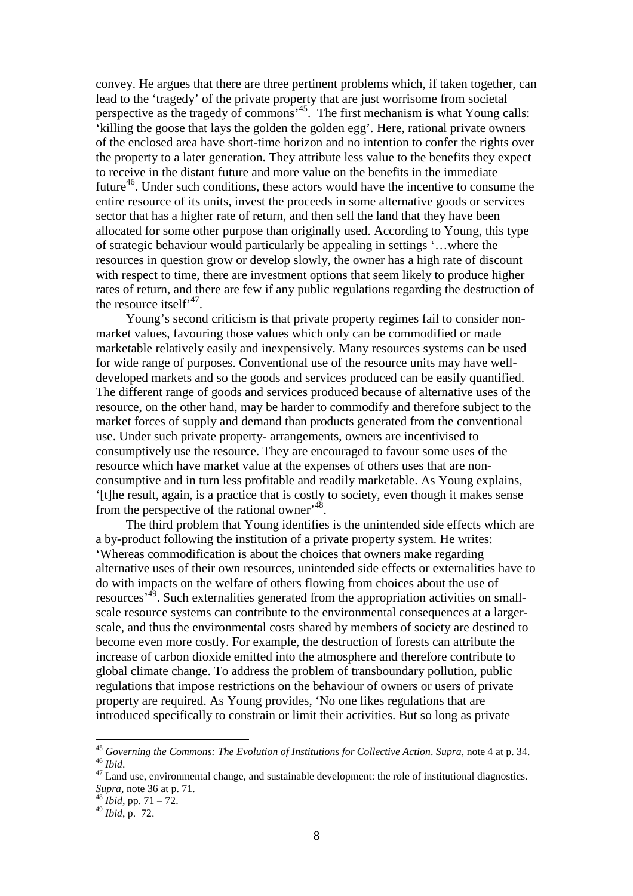convey. He argues that there are three pertinent problems which, if taken together, can lead to the 'tragedy' of the private property that are just worrisome from societal perspective as the tragedy of commons'[45]. The first mechanism is what Young calls: 'killing the goose that lays the golden the golden egg'. Here, rational private owners of the enclosed area have short-time horizon and no intention to confer the rights over the property to a later generation. They attribute less value to the benefits they expect to receive in the distant future and more value on the benefits in the immediate future[46]. Under such conditions, these actors would have the incentive to consume the entire resource of its units, invest the proceeds in some alternative goods or services sector that has a higher rate of return, and then sell the land that they have been allocated for some other purpose than originally used. According to Young, this type of strategic behaviour would particularly be appealing in settings '…where the resources in question grow or develop slowly, the owner has a high rate of discount with respect to time, there are investment options that seem likely to produce higher rates of return, and there are few if any public regulations regarding the destruction of the resource itself'[47].

Young's second criticism is that private property regimes fail to consider non-market values, favouring those values which only can be commodified or made marketable relatively easily and inexpensively. Many resources systems can be used for wide range of purposes. Conventional use of the resource units may have well-developed markets and so the goods and services produced can be easily quantified. The different range of goods and services produced because of alternative uses of the resource, on the other hand, may be harder to commodify and therefore subject to the market forces of supply and demand than products generated from the conventional use. Under such private property- arrangements, owners are incentivised to consumptively use the resource. They are encouraged to favour some uses of the resource which have market value at the expenses of others uses that are non-consumptive and in turn less profitable and readily marketable. As Young explains, '[t]he result, again, is a practice that is costly to society, even though it makes sense from the perspective of the rational owner'[48].

The third problem that Young identifies is the unintended side effects which are a by-product following the institution of a private property system. He writes: 'Whereas commodification is about the choices that owners make regarding alternative uses of their own resources, unintended side effects or externalities have to do with impacts on the welfare of others flowing from choices about the use of resources'[49]. Such externalities generated from the appropriation activities on small-scale resource systems can contribute to the environmental consequences at a larger-scale, and thus the environmental costs shared by members of society are destined to become even more costly. For example, the destruction of forests can attribute the increase of carbon dioxide emitted into the atmosphere and therefore contribute to global climate change. To address the problem of transboundary pollution, public regulations that impose restrictions on the behaviour of owners or users of private property are required. As Young provides, 'No one likes regulations that are introduced specifically to constrain or limit their activities. But so long as private

---

[45] *Governing the Commons: The Evolution of Institutions for Collective Action*. *Supra*, note 4 at p. 34.

[46] *Ibid*.

[47] Land use, environmental change, and sustainable development: the role of institutional diagnostics. *Supra*, note 36 at p. 71.

[48] *Ibid*, pp. 71 – 72.

[49] *Ibid*, p. 72.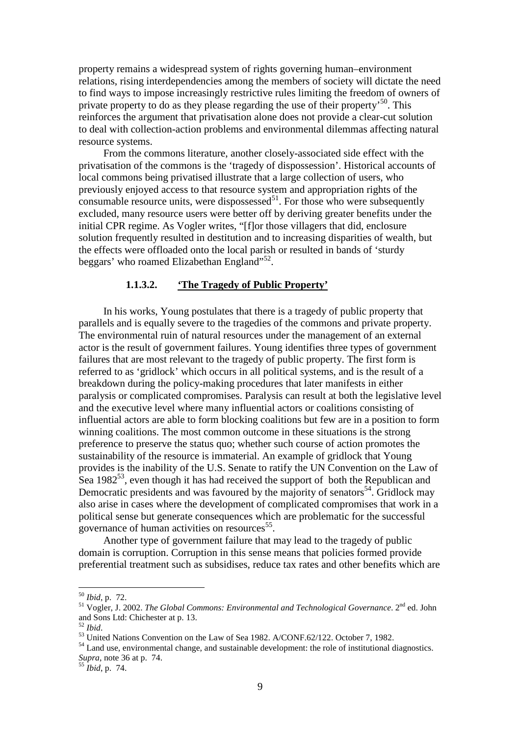property remains a widespread system of rights governing human–environment relations, rising interdependencies among the members of society will dictate the need to find ways to impose increasingly restrictive rules limiting the freedom of owners of private property to do as they please regarding the use of their property'[50]. This reinforces the argument that privatisation alone does not provide a clear-cut solution to deal with collection-action problems and environmental dilemmas affecting natural resource systems.

From the commons literature, another closely-associated side effect with the privatisation of the commons is the 'tragedy of dispossession'. Historical accounts of local commons being privatised illustrate that a large collection of users, who previously enjoyed access to that resource system and appropriation rights of the consumable resource units, were dispossessed[51]. For those who were subsequently excluded, many resource users were better off by deriving greater benefits under the initial CPR regime. As Vogler writes, "[f]or those villagers that did, enclosure solution frequently resulted in destitution and to increasing disparities of wealth, but the effects were offloaded onto the local parish or resulted in bands of 'sturdy beggars' who roamed Elizabethan England"[52].

### 1.1.3.2. 'The Tragedy of Public Property'

In his works, Young postulates that there is a tragedy of public property that parallels and is equally severe to the tragedies of the commons and private property. The environmental ruin of natural resources under the management of an external actor is the result of government failures. Young identifies three types of government failures that are most relevant to the tragedy of public property. The first form is referred to as 'gridlock' which occurs in all political systems, and is the result of a breakdown during the policy-making procedures that later manifests in either paralysis or complicated compromises. Paralysis can result at both the legislative level and the executive level where many influential actors or coalitions consisting of influential actors are able to form blocking coalitions but few are in a position to form winning coalitions. The most common outcome in these situations is the strong preference to preserve the status quo; whether such course of action promotes the sustainability of the resource is immaterial. An example of gridlock that Young provides is the inability of the U.S. Senate to ratify the UN Convention on the Law of Sea 1982[53], even though it has had received the support of both the Republican and Democratic presidents and was favoured by the majority of senators[54]. Gridlock may also arise in cases where the development of complicated compromises that work in a political sense but generate consequences which are problematic for the successful governance of human activities on resources[55].

Another type of government failure that may lead to the tragedy of public domain is corruption. Corruption in this sense means that policies formed provide preferential treatment such as subsidises, reduce tax rates and other benefits which are

---

[50] *Ibid*, p. 72.

[51] Vogler, J. 2002. *The Global Commons: Environmental and Technological Governance*. 2nd ed. John and Sons Ltd: Chichester at p. 13.

[52] *Ibid*.

[53] United Nations Convention on the Law of Sea 1982. A/CONF.62/122. October 7, 1982.

[54] Land use, environmental change, and sustainable development: the role of institutional diagnostics. *Supra*, note 36 at p. 74.

[55] *Ibid*, p. 74.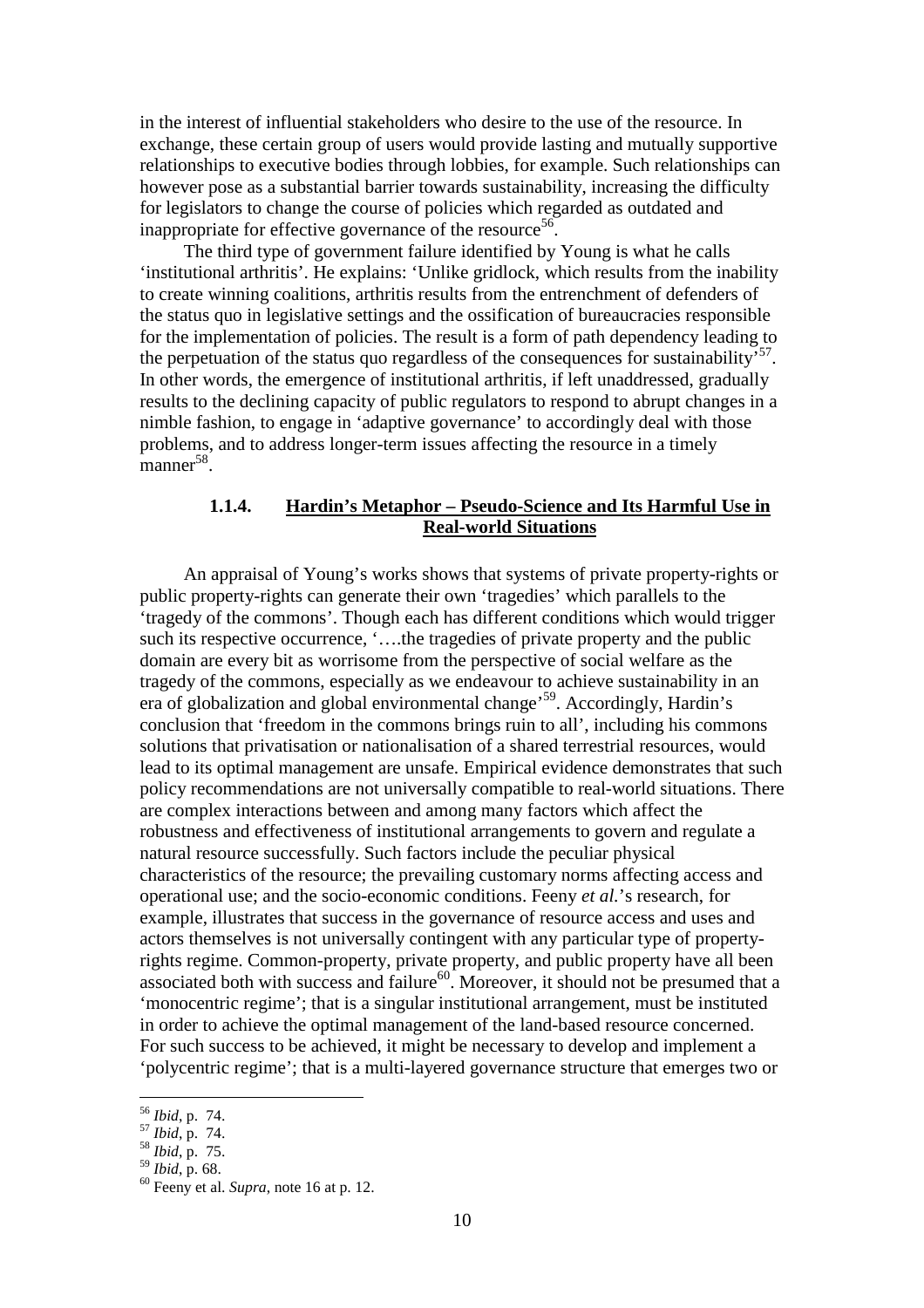in the interest of influential stakeholders who desire to the use of the resource. In exchange, these certain group of users would provide lasting and mutually supportive relationships to executive bodies through lobbies, for example. Such relationships can however pose as a substantial barrier towards sustainability, increasing the difficulty for legislators to change the course of policies which regarded as outdated and inappropriate for effective governance of the resource[56].

The third type of government failure identified by Young is what he calls 'institutional arthritis'. He explains: 'Unlike gridlock, which results from the inability to create winning coalitions, arthritis results from the entrenchment of defenders of the status quo in legislative settings and the ossification of bureaucracies responsible for the implementation of policies. The result is a form of path dependency leading to the perpetuation of the status quo regardless of the consequences for sustainability'[57]. In other words, the emergence of institutional arthritis, if left unaddressed, gradually results to the declining capacity of public regulators to respond to abrupt changes in a nimble fashion, to engage in 'adaptive governance' to accordingly deal with those problems, and to address longer-term issues affecting the resource in a timely manner[58].

#### 1.1.4. <u>Hardin's Metaphor – Pseudo-Science and Its Harmful Use in Real-world Situations</u>

An appraisal of Young's works shows that systems of private property-rights or public property-rights can generate their own 'tragedies' which parallels to the 'tragedy of the commons'. Though each has different conditions which would trigger such its respective occurrence, '….the tragedies of private property and the public domain are every bit as worrisome from the perspective of social welfare as the tragedy of the commons, especially as we endeavour to achieve sustainability in an era of globalization and global environmental change'[59]. Accordingly, Hardin's conclusion that 'freedom in the commons brings ruin to all', including his commons solutions that privatisation or nationalisation of a shared terrestrial resources, would lead to its optimal management are unsafe. Empirical evidence demonstrates that such policy recommendations are not universally compatible to real-world situations. There are complex interactions between and among many factors which affect the robustness and effectiveness of institutional arrangements to govern and regulate a natural resource successfully. Such factors include the peculiar physical characteristics of the resource; the prevailing customary norms affecting access and operational use; and the socio-economic conditions. Feeny *et al.*'s research, for example, illustrates that success in the governance of resource access and uses and actors themselves is not universally contingent with any particular type of property-rights regime. Common-property, private property, and public property have all been associated both with success and failure[60]. Moreover, it should not be presumed that a 'monocentric regime'; that is a singular institutional arrangement, must be instituted in order to achieve the optimal management of the land-based resource concerned. For such success to be achieved, it might be necessary to develop and implement a 'polycentric regime'; that is a multi-layered governance structure that emerges two or

---

[56] *Ibid*, p. 74.
[57] *Ibid*, p. 74.
[58] *Ibid*, p. 75.
[59] *Ibid*, p. 68.
[60] Feeny et al. *Supra*, note 16 at p. 12.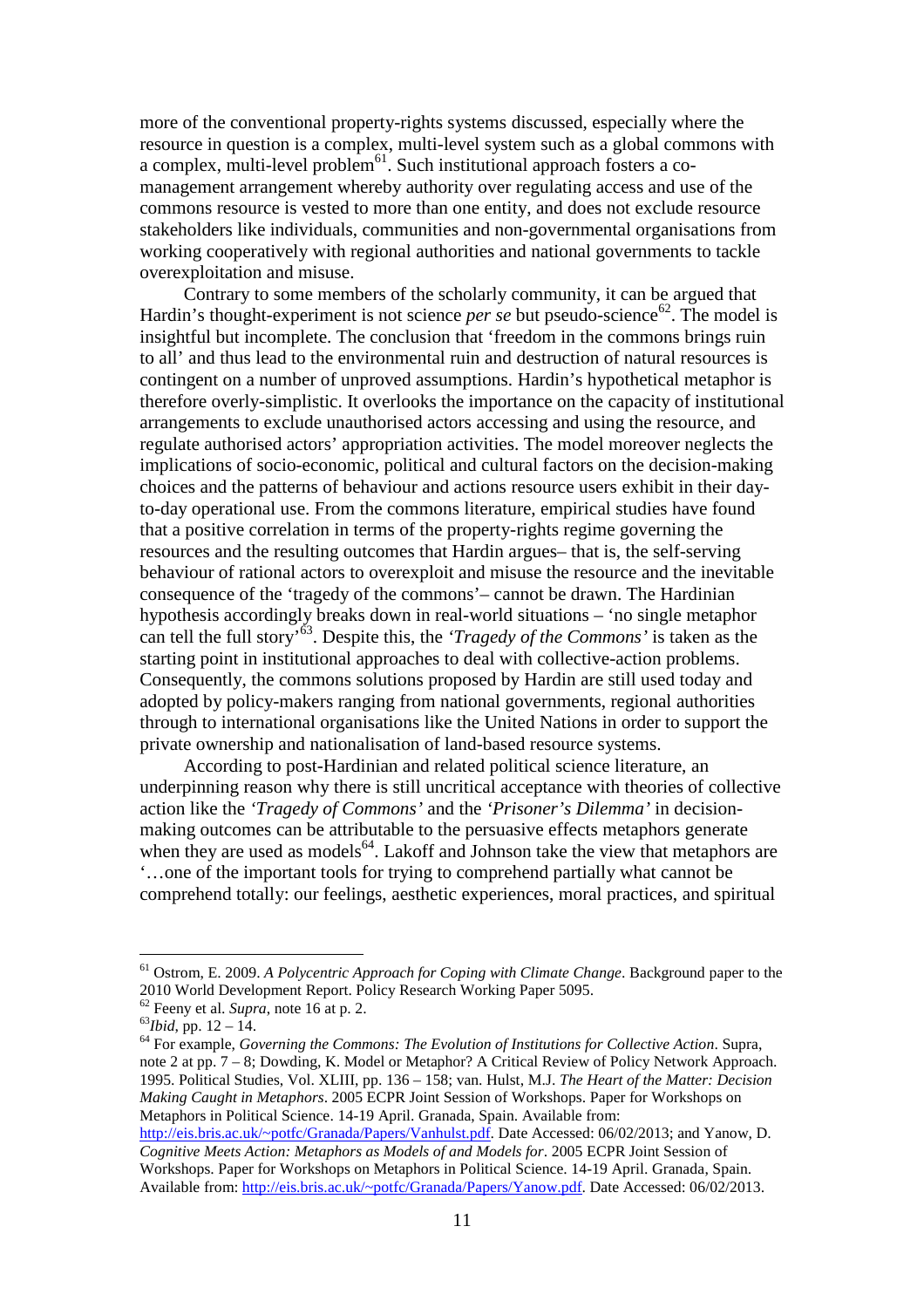more of the conventional property-rights systems discussed, especially where the resource in question is a complex, multi-level system such as a global commons with a complex, multi-level problem[61]. Such institutional approach fosters a co-management arrangement whereby authority over regulating access and use of the commons resource is vested to more than one entity, and does not exclude resource stakeholders like individuals, communities and non-governmental organisations from working cooperatively with regional authorities and national governments to tackle overexploitation and misuse.

Contrary to some members of the scholarly community, it can be argued that Hardin's thought-experiment is not science *per se* but pseudo-science[62]. The model is insightful but incomplete. The conclusion that 'freedom in the commons brings ruin to all' and thus lead to the environmental ruin and destruction of natural resources is contingent on a number of unproved assumptions. Hardin's hypothetical metaphor is therefore overly-simplistic. It overlooks the importance on the capacity of institutional arrangements to exclude unauthorised actors accessing and using the resource, and regulate authorised actors' appropriation activities. The model moreover neglects the implications of socio-economic, political and cultural factors on the decision-making choices and the patterns of behaviour and actions resource users exhibit in their day-to-day operational use. From the commons literature, empirical studies have found that a positive correlation in terms of the property-rights regime governing the resources and the resulting outcomes that Hardin argues– that is, the self-serving behaviour of rational actors to overexploit and misuse the resource and the inevitable consequence of the 'tragedy of the commons'– cannot be drawn. The Hardinian hypothesis accordingly breaks down in real-world situations – 'no single metaphor can tell the full story'[63]. Despite this, the *'Tragedy of the Commons'* is taken as the starting point in institutional approaches to deal with collective-action problems. Consequently, the commons solutions proposed by Hardin are still used today and adopted by policy-makers ranging from national governments, regional authorities through to international organisations like the United Nations in order to support the private ownership and nationalisation of land-based resource systems.

According to post-Hardinian and related political science literature, an underpinning reason why there is still uncritical acceptance with theories of collective action like the *'Tragedy of Commons'* and the *'Prisoner's Dilemma'* in decision-making outcomes can be attributable to the persuasive effects metaphors generate when they are used as models[64]. Lakoff and Johnson take the view that metaphors are '…one of the important tools for trying to comprehend partially what cannot be comprehend totally: our feelings, aesthetic experiences, moral practices, and spiritual

---

[61] Ostrom, E. 2009. *A Polycentric Approach for Coping with Climate Change*. Background paper to the 2010 World Development Report. Policy Research Working Paper 5095.

[62] Feeny et al. *Supra*, note 16 at p. 2.

[63] *Ibid*, pp. 12 – 14.

[64] For example, *Governing the Commons: The Evolution of Institutions for Collective Action*. Supra, note 2 at pp. 7 – 8; Dowding, K. Model or Metaphor? A Critical Review of Policy Network Approach. 1995. Political Studies, Vol. XLIII, pp. 136 – 158; van. Hulst, M.J. *The Heart of the Matter: Decision Making Caught in Metaphors*. 2005 ECPR Joint Session of Workshops. Paper for Workshops on Metaphors in Political Science. 14-19 April. Granada, Spain. Available from: http://eis.bris.ac.uk/~potfc/Granada/Papers/Vanhulst.pdf. Date Accessed: 06/02/2013; and Yanow, D. *Cognitive Meets Action: Metaphors as Models of and Models for*. 2005 ECPR Joint Session of Workshops. Paper for Workshops on Metaphors in Political Science. 14-19 April. Granada, Spain. Available from: http://eis.bris.ac.uk/~potfc/Granada/Papers/Yanow.pdf. Date Accessed: 06/02/2013.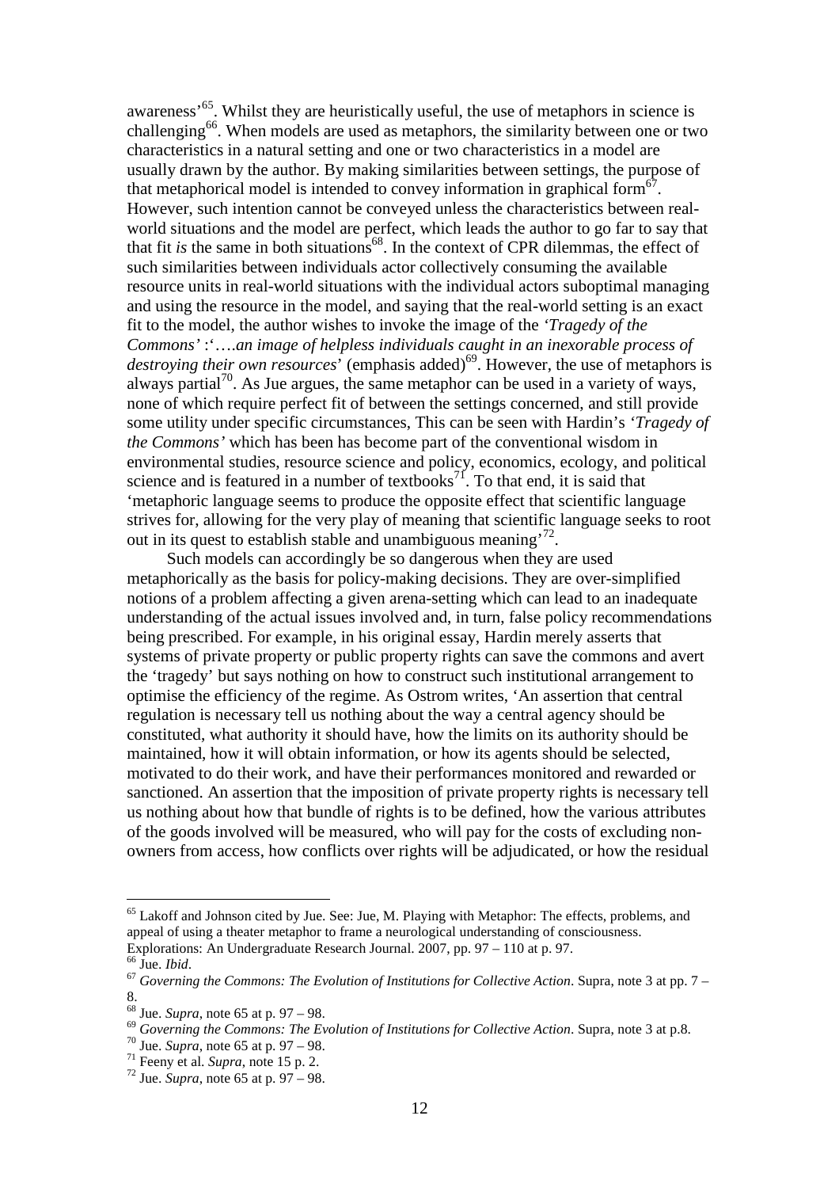awareness'[65]. Whilst they are heuristically useful, the use of metaphors in science is challenging[66]. When models are used as metaphors, the similarity between one or two characteristics in a natural setting and one or two characteristics in a model are usually drawn by the author. By making similarities between settings, the purpose of that metaphorical model is intended to convey information in graphical form[67]. However, such intention cannot be conveyed unless the characteristics between real-world situations and the model are perfect, which leads the author to go far to say that that fit *is* the same in both situations[68]. In the context of CPR dilemmas, the effect of such similarities between individuals actor collectively consuming the available resource units in real-world situations with the individual actors suboptimal managing and using the resource in the model, and saying that the real-world setting is an exact fit to the model, the author wishes to invoke the image of the *'Tragedy of the Commons'* :'*….an image of helpless individuals caught in an inexorable process of destroying their own resources*' (emphasis added)[69]. However, the use of metaphors is always partial[70]. As Jue argues, the same metaphor can be used in a variety of ways, none of which require perfect fit of between the settings concerned, and still provide some utility under specific circumstances, This can be seen with Hardin's *'Tragedy of the Commons'* which has been has become part of the conventional wisdom in environmental studies, resource science and policy, economics, ecology, and political science and is featured in a number of textbooks[71]. To that end, it is said that 'metaphoric language seems to produce the opposite effect that scientific language strives for, allowing for the very play of meaning that scientific language seeks to root out in its quest to establish stable and unambiguous meaning'[72].

Such models can accordingly be so dangerous when they are used metaphorically as the basis for policy-making decisions. They are over-simplified notions of a problem affecting a given arena-setting which can lead to an inadequate understanding of the actual issues involved and, in turn, false policy recommendations being prescribed. For example, in his original essay, Hardin merely asserts that systems of private property or public property rights can save the commons and avert the 'tragedy' but says nothing on how to construct such institutional arrangement to optimise the efficiency of the regime. As Ostrom writes, 'An assertion that central regulation is necessary tell us nothing about the way a central agency should be constituted, what authority it should have, how the limits on its authority should be maintained, how it will obtain information, or how its agents should be selected, motivated to do their work, and have their performances monitored and rewarded or sanctioned. An assertion that the imposition of private property rights is necessary tell us nothing about how that bundle of rights is to be defined, how the various attributes of the goods involved will be measured, who will pay for the costs of excluding non-owners from access, how conflicts over rights will be adjudicated, or how the residual

---

[65] Lakoff and Johnson cited by Jue. See: Jue, M. Playing with Metaphor: The effects, problems, and appeal of using a theater metaphor to frame a neurological understanding of consciousness. Explorations: An Undergraduate Research Journal. 2007, pp. 97 – 110 at p. 97.

[66] Jue. *Ibid*.

[67] *Governing the Commons: The Evolution of Institutions for Collective Action*. Supra, note 3 at pp. 7 – 8.

[68] Jue. *Supra*, note 65 at p. 97 – 98.

[69] *Governing the Commons: The Evolution of Institutions for Collective Action*. Supra, note 3 at p.8.

[70] Jue. *Supra*, note 65 at p. 97 – 98.

[71] Feeny et al. *Supra*, note 15 p. 2.

[72] Jue. *Supra*, note 65 at p. 97 – 98.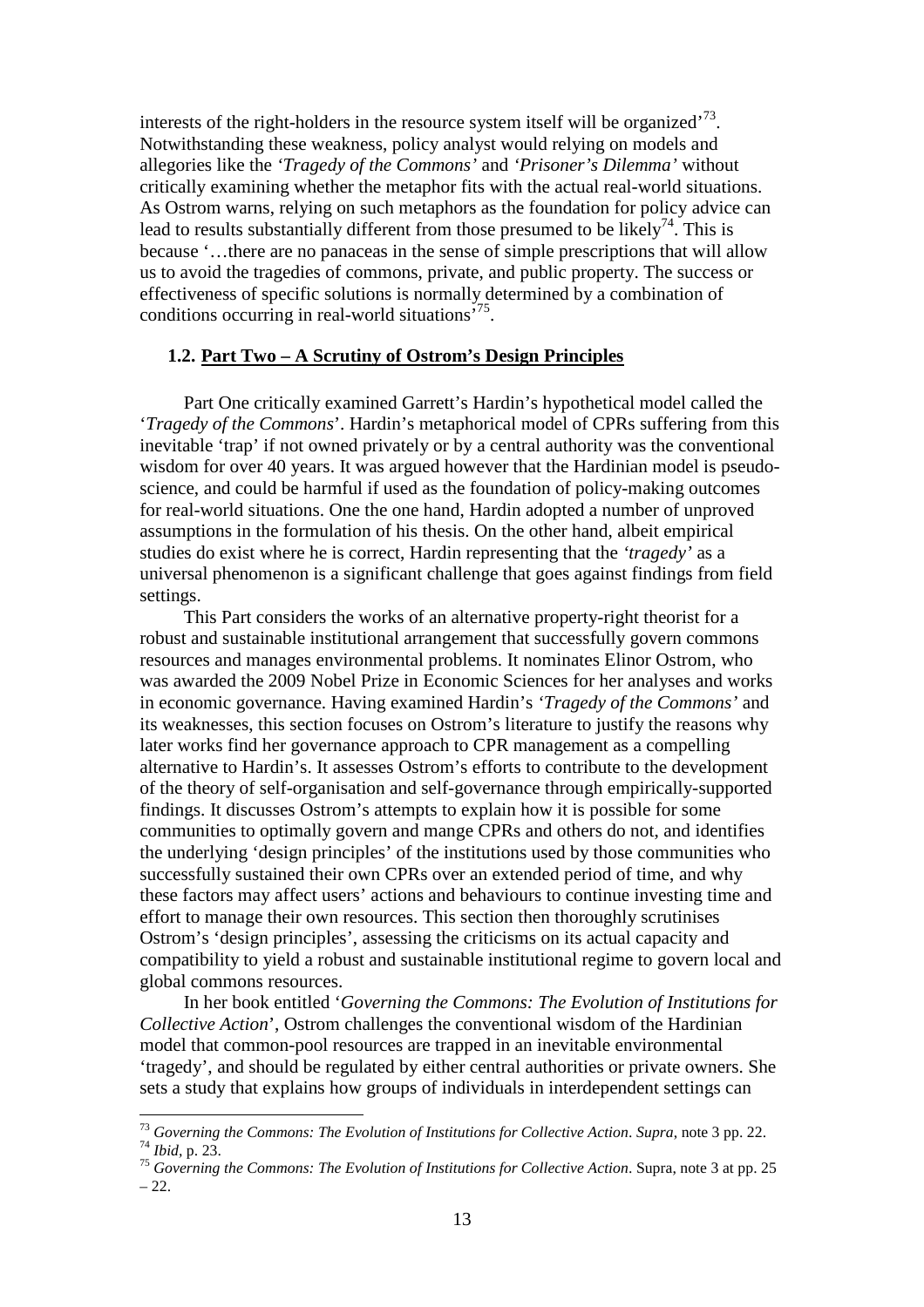interests of the right-holders in the resource system itself will be organized'[73]. Notwithstanding these weakness, policy analyst would relying on models and allegories like the *'Tragedy of the Commons'* and *'Prisoner's Dilemma'* without critically examining whether the metaphor fits with the actual real-world situations. As Ostrom warns, relying on such metaphors as the foundation for policy advice can lead to results substantially different from those presumed to be likely[74]. This is because '…there are no panaceas in the sense of simple prescriptions that will allow us to avoid the tragedies of commons, private, and public property. The success or effectiveness of specific solutions is normally determined by a combination of conditions occurring in real-world situations'[75].

## 1.2. Part Two – A Scrutiny of Ostrom's Design Principles

Part One critically examined Garrett's Hardin's hypothetical model called the '*Tragedy of the Commons*'. Hardin's metaphorical model of CPRs suffering from this inevitable 'trap' if not owned privately or by a central authority was the conventional wisdom for over 40 years. It was argued however that the Hardinian model is pseudo-science, and could be harmful if used as the foundation of policy-making outcomes for real-world situations. One the one hand, Hardin adopted a number of unproved assumptions in the formulation of his thesis. On the other hand, albeit empirical studies do exist where he is correct, Hardin representing that the *'tragedy'* as a universal phenomenon is a significant challenge that goes against findings from field settings.

This Part considers the works of an alternative property-right theorist for a robust and sustainable institutional arrangement that successfully govern commons resources and manages environmental problems. It nominates Elinor Ostrom, who was awarded the 2009 Nobel Prize in Economic Sciences for her analyses and works in economic governance. Having examined Hardin's *'Tragedy of the Commons'* and its weaknesses, this section focuses on Ostrom's literature to justify the reasons why later works find her governance approach to CPR management as a compelling alternative to Hardin's. It assesses Ostrom's efforts to contribute to the development of the theory of self-organisation and self-governance through empirically-supported findings. It discusses Ostrom's attempts to explain how it is possible for some communities to optimally govern and mange CPRs and others do not, and identifies the underlying 'design principles' of the institutions used by those communities who successfully sustained their own CPRs over an extended period of time, and why these factors may affect users' actions and behaviours to continue investing time and effort to manage their own resources. This section then thoroughly scrutinises Ostrom's 'design principles', assessing the criticisms on its actual capacity and compatibility to yield a robust and sustainable institutional regime to govern local and global commons resources.

In her book entitled '*Governing the Commons: The Evolution of Institutions for Collective Action*', Ostrom challenges the conventional wisdom of the Hardinian model that common-pool resources are trapped in an inevitable environmental 'tragedy', and should be regulated by either central authorities or private owners. She sets a study that explains how groups of individuals in interdependent settings can

---

[73] *Governing the Commons: The Evolution of Institutions for Collective Action*. *Supra*, note 3 pp. 22.

[74] *Ibid*, p. 23.

[75] *Governing the Commons: The Evolution of Institutions for Collective Action*. Supra, note 3 at pp. 25 – 22.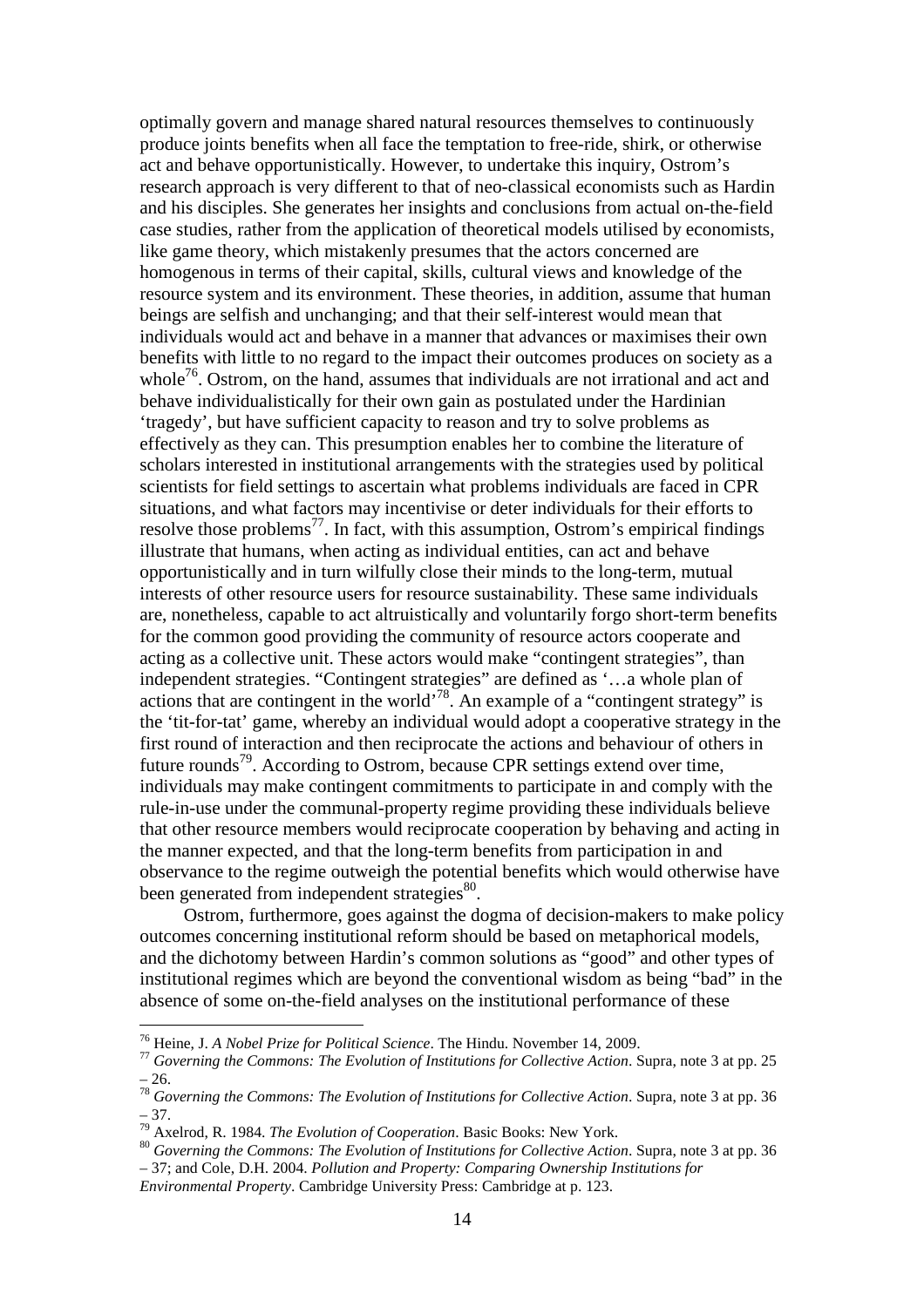optimally govern and manage shared natural resources themselves to continuously produce joints benefits when all face the temptation to free-ride, shirk, or otherwise act and behave opportunistically. However, to undertake this inquiry, Ostrom's research approach is very different to that of neo-classical economists such as Hardin and his disciples. She generates her insights and conclusions from actual on-the-field case studies, rather from the application of theoretical models utilised by economists, like game theory, which mistakenly presumes that the actors concerned are homogenous in terms of their capital, skills, cultural views and knowledge of the resource system and its environment. These theories, in addition, assume that human beings are selfish and unchanging; and that their self-interest would mean that individuals would act and behave in a manner that advances or maximises their own benefits with little to no regard to the impact their outcomes produces on society as a whole[76]. Ostrom, on the hand, assumes that individuals are not irrational and act and behave individualistically for their own gain as postulated under the Hardinian 'tragedy', but have sufficient capacity to reason and try to solve problems as effectively as they can. This presumption enables her to combine the literature of scholars interested in institutional arrangements with the strategies used by political scientists for field settings to ascertain what problems individuals are faced in CPR situations, and what factors may incentivise or deter individuals for their efforts to resolve those problems[77]. In fact, with this assumption, Ostrom's empirical findings illustrate that humans, when acting as individual entities, can act and behave opportunistically and in turn wilfully close their minds to the long-term, mutual interests of other resource users for resource sustainability. These same individuals are, nonetheless, capable to act altruistically and voluntarily forgo short-term benefits for the common good providing the community of resource actors cooperate and acting as a collective unit. These actors would make "contingent strategies", than independent strategies. "Contingent strategies" are defined as '…a whole plan of actions that are contingent in the world'[78]. An example of a "contingent strategy" is the 'tit-for-tat' game, whereby an individual would adopt a cooperative strategy in the first round of interaction and then reciprocate the actions and behaviour of others in future rounds[79]. According to Ostrom, because CPR settings extend over time, individuals may make contingent commitments to participate in and comply with the rule-in-use under the communal-property regime providing these individuals believe that other resource members would reciprocate cooperation by behaving and acting in the manner expected, and that the long-term benefits from participation in and observance to the regime outweigh the potential benefits which would otherwise have been generated from independent strategies[80].

Ostrom, furthermore, goes against the dogma of decision-makers to make policy outcomes concerning institutional reform should be based on metaphorical models, and the dichotomy between Hardin's common solutions as "good" and other types of institutional regimes which are beyond the conventional wisdom as being "bad" in the absence of some on-the-field analyses on the institutional performance of these

---

[76] Heine, J. *A Nobel Prize for Political Science*. The Hindu. November 14, 2009.

[77] *Governing the Commons: The Evolution of Institutions for Collective Action*. Supra, note 3 at pp. 25 – 26.

[78] *Governing the Commons: The Evolution of Institutions for Collective Action*. Supra, note 3 at pp. 36 – 37.

[79] Axelrod, R. 1984. *The Evolution of Cooperation*. Basic Books: New York.

[80] *Governing the Commons: The Evolution of Institutions for Collective Action*. Supra, note 3 at pp. 36 – 37; and Cole, D.H. 2004. *Pollution and Property: Comparing Ownership Institutions for Environmental Property*. Cambridge University Press: Cambridge at p. 123.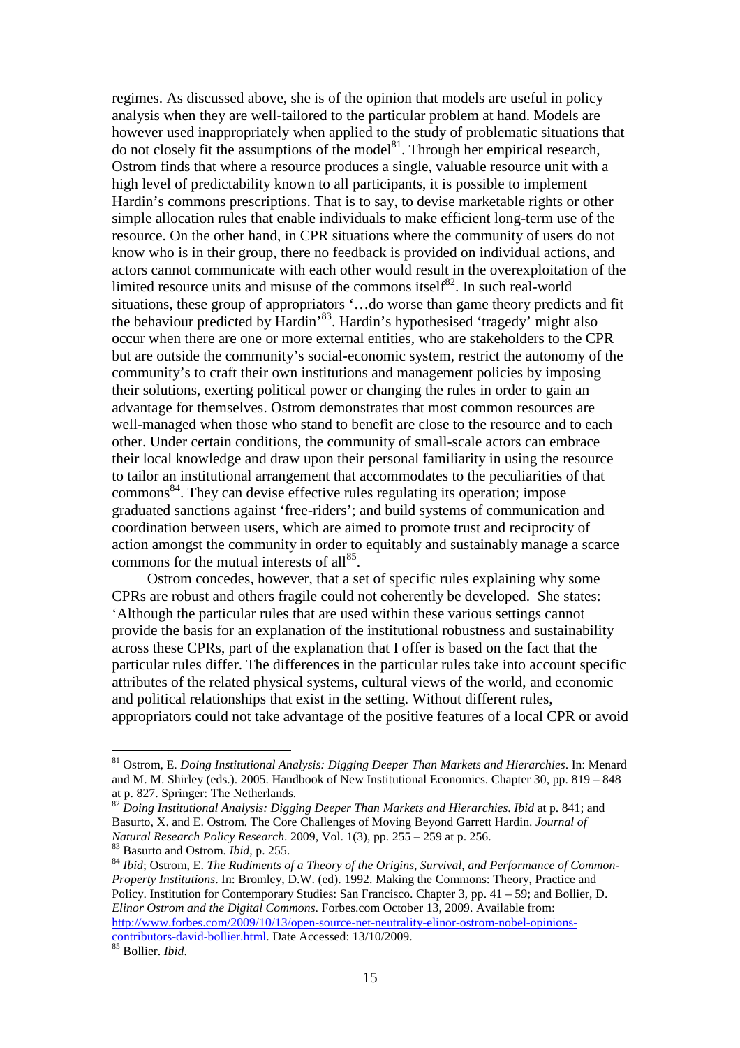regimes. As discussed above, she is of the opinion that models are useful in policy analysis when they are well-tailored to the particular problem at hand. Models are however used inappropriately when applied to the study of problematic situations that do not closely fit the assumptions of the model[81]. Through her empirical research, Ostrom finds that where a resource produces a single, valuable resource unit with a high level of predictability known to all participants, it is possible to implement Hardin's commons prescriptions. That is to say, to devise marketable rights or other simple allocation rules that enable individuals to make efficient long-term use of the resource. On the other hand, in CPR situations where the community of users do not know who is in their group, there no feedback is provided on individual actions, and actors cannot communicate with each other would result in the overexploitation of the limited resource units and misuse of the commons itself[82]. In such real-world situations, these group of appropriators '…do worse than game theory predicts and fit the behaviour predicted by Hardin'[83]. Hardin's hypothesised 'tragedy' might also occur when there are one or more external entities, who are stakeholders to the CPR but are outside the community's social-economic system, restrict the autonomy of the community's to craft their own institutions and management policies by imposing their solutions, exerting political power or changing the rules in order to gain an advantage for themselves. Ostrom demonstrates that most common resources are well-managed when those who stand to benefit are close to the resource and to each other. Under certain conditions, the community of small-scale actors can embrace their local knowledge and draw upon their personal familiarity in using the resource to tailor an institutional arrangement that accommodates to the peculiarities of that commons[84]. They can devise effective rules regulating its operation; impose graduated sanctions against 'free-riders'; and build systems of communication and coordination between users, which are aimed to promote trust and reciprocity of action amongst the community in order to equitably and sustainably manage a scarce commons for the mutual interests of all[85].

Ostrom concedes, however, that a set of specific rules explaining why some CPRs are robust and others fragile could not coherently be developed. She states: 'Although the particular rules that are used within these various settings cannot provide the basis for an explanation of the institutional robustness and sustainability across these CPRs, part of the explanation that I offer is based on the fact that the particular rules differ. The differences in the particular rules take into account specific attributes of the related physical systems, cultural views of the world, and economic and political relationships that exist in the setting. Without different rules, appropriators could not take advantage of the positive features of a local CPR or avoid

---

[81] Ostrom, E. *Doing Institutional Analysis: Digging Deeper Than Markets and Hierarchies*. In: Menard and M. M. Shirley (eds.). 2005. Handbook of New Institutional Economics. Chapter 30, pp. 819 – 848 at p. 827. Springer: The Netherlands.

[82] *Doing Institutional Analysis: Digging Deeper Than Markets and Hierarchies*. *Ibid* at p. 841; and Basurto, X. and E. Ostrom. The Core Challenges of Moving Beyond Garrett Hardin. *Journal of Natural Research Policy Research*. 2009, Vol. 1(3), pp. 255 – 259 at p. 256.

[83] Basurto and Ostrom. *Ibid*, p. 255.

[84] *Ibid*; Ostrom, E. *The Rudiments of a Theory of the Origins, Survival, and Performance of Common-Property Institutions*. In: Bromley, D.W. (ed). 1992. Making the Commons: Theory, Practice and Policy. Institution for Contemporary Studies: San Francisco. Chapter 3, pp. 41 – 59; and Bollier, D. *Elinor Ostrom and the Digital Commons*. Forbes.com October 13, 2009. Available from: http://www.forbes.com/2009/10/13/open-source-net-neutrality-elinor-ostrom-nobel-opinions-contributors-david-bollier.html. Date Accessed: 13/10/2009.

[85] Bollier. *Ibid*.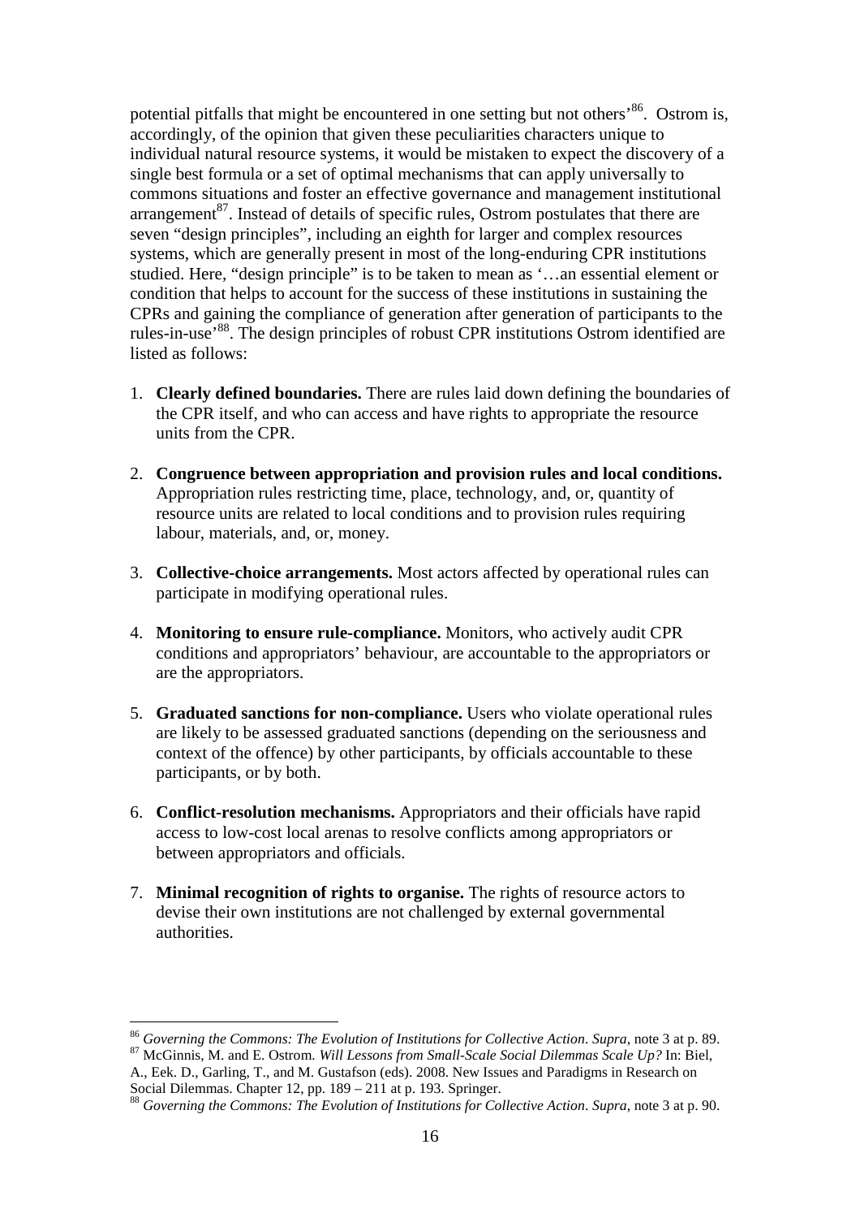potential pitfalls that might be encountered in one setting but not others'[86]. Ostrom is, accordingly, of the opinion that given these peculiarities characters unique to individual natural resource systems, it would be mistaken to expect the discovery of a single best formula or a set of optimal mechanisms that can apply universally to commons situations and foster an effective governance and management institutional arrangement[87]. Instead of details of specific rules, Ostrom postulates that there are seven "design principles", including an eighth for larger and complex resources systems, which are generally present in most of the long-enduring CPR institutions studied. Here, "design principle" is to be taken to mean as '…an essential element or condition that helps to account for the success of these institutions in sustaining the CPRs and gaining the compliance of generation after generation of participants to the rules-in-use'[88]. The design principles of robust CPR institutions Ostrom identified are listed as follows:

1. **Clearly defined boundaries.** There are rules laid down defining the boundaries of the CPR itself, and who can access and have rights to appropriate the resource units from the CPR.

2. **Congruence between appropriation and provision rules and local conditions.** Appropriation rules restricting time, place, technology, and, or, quantity of resource units are related to local conditions and to provision rules requiring labour, materials, and, or, money.

3. **Collective-choice arrangements.** Most actors affected by operational rules can participate in modifying operational rules.

4. **Monitoring to ensure rule-compliance.** Monitors, who actively audit CPR conditions and appropriators' behaviour, are accountable to the appropriators or are the appropriators.

5. **Graduated sanctions for non-compliance.** Users who violate operational rules are likely to be assessed graduated sanctions (depending on the seriousness and context of the offence) by other participants, by officials accountable to these participants, or by both.

6. **Conflict-resolution mechanisms.** Appropriators and their officials have rapid access to low-cost local arenas to resolve conflicts among appropriators or between appropriators and officials.

7. **Minimal recognition of rights to organise.** The rights of resource actors to devise their own institutions are not challenged by external governmental authorities.

---

[86] *Governing the Commons: The Evolution of Institutions for Collective Action*. *Supra*, note 3 at p. 89.

[87] McGinnis, M. and E. Ostrom. *Will Lessons from Small-Scale Social Dilemmas Scale Up?* In: Biel, A., Eek. D., Garling, T., and M. Gustafson (eds). 2008. New Issues and Paradigms in Research on Social Dilemmas. Chapter 12, pp. 189 – 211 at p. 193. Springer.

[88] *Governing the Commons: The Evolution of Institutions for Collective Action*. *Supra*, note 3 at p. 90.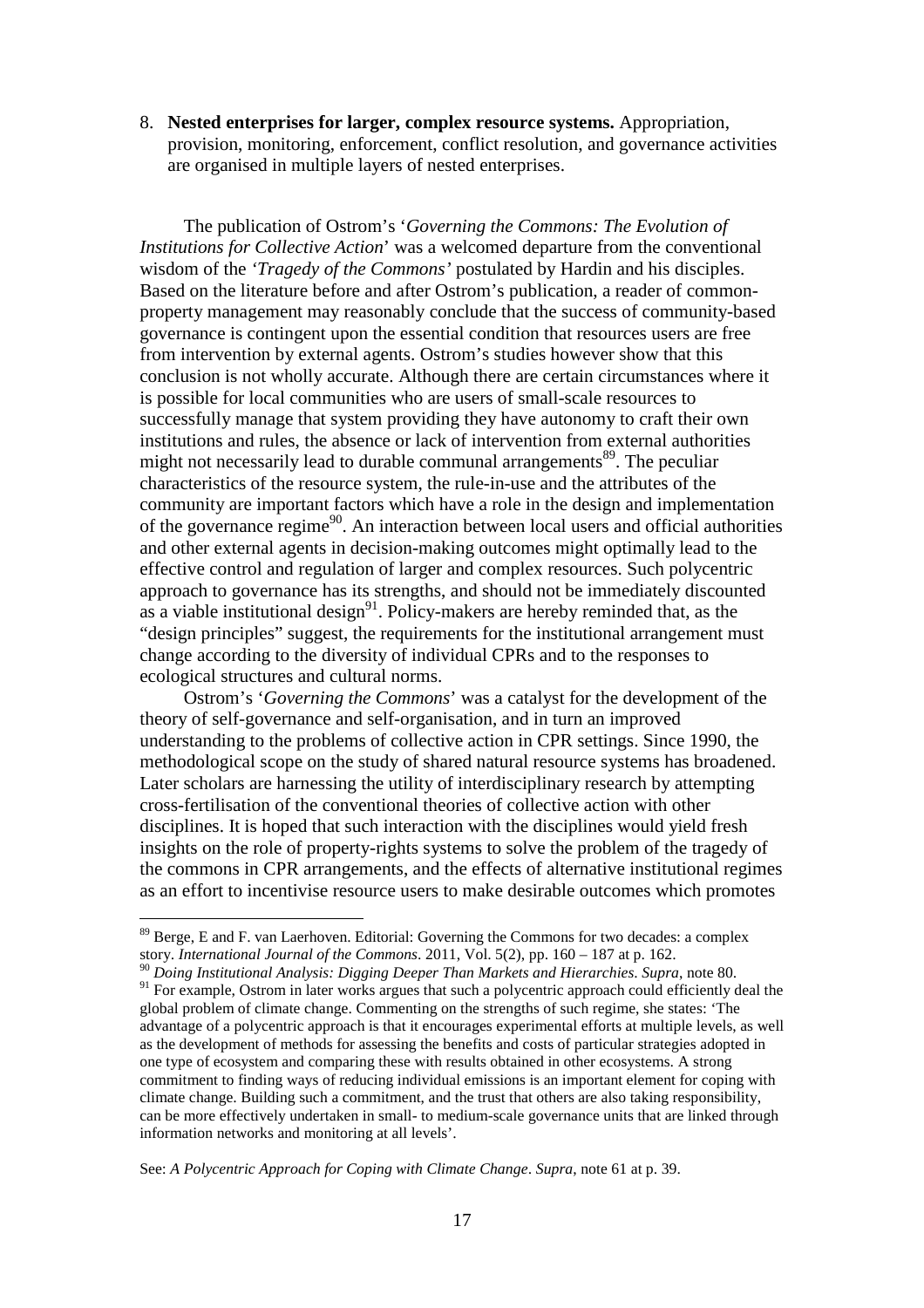8. **Nested enterprises for larger, complex resource systems.** Appropriation, provision, monitoring, enforcement, conflict resolution, and governance activities are organised in multiple layers of nested enterprises.

The publication of Ostrom's '*Governing the Commons: The Evolution of Institutions for Collective Action*' was a welcomed departure from the conventional wisdom of the '*Tragedy of the Commons'* postulated by Hardin and his disciples. Based on the literature before and after Ostrom's publication, a reader of common-property management may reasonably conclude that the success of community-based governance is contingent upon the essential condition that resources users are free from intervention by external agents. Ostrom's studies however show that this conclusion is not wholly accurate. Although there are certain circumstances where it is possible for local communities who are users of small-scale resources to successfully manage that system providing they have autonomy to craft their own institutions and rules, the absence or lack of intervention from external authorities might not necessarily lead to durable communal arrangements[89]. The peculiar characteristics of the resource system, the rule-in-use and the attributes of the community are important factors which have a role in the design and implementation of the governance regime[90]. An interaction between local users and official authorities and other external agents in decision-making outcomes might optimally lead to the effective control and regulation of larger and complex resources. Such polycentric approach to governance has its strengths, and should not be immediately discounted as a viable institutional design[91]. Policy-makers are hereby reminded that, as the "design principles" suggest, the requirements for the institutional arrangement must change according to the diversity of individual CPRs and to the responses to ecological structures and cultural norms.

Ostrom's '*Governing the Commons*' was a catalyst for the development of the theory of self-governance and self-organisation, and in turn an improved understanding to the problems of collective action in CPR settings. Since 1990, the methodological scope on the study of shared natural resource systems has broadened. Later scholars are harnessing the utility of interdisciplinary research by attempting cross-fertilisation of the conventional theories of collective action with other disciplines. It is hoped that such interaction with the disciplines would yield fresh insights on the role of property-rights systems to solve the problem of the tragedy of the commons in CPR arrangements, and the effects of alternative institutional regimes as an effort to incentivise resource users to make desirable outcomes which promotes

---

[89] Berge, E and F. van Laerhoven. Editorial: Governing the Commons for two decades: a complex story. *International Journal of the Commons*. 2011, Vol. 5(2), pp. 160 – 187 at p. 162.

[90] *Doing Institutional Analysis: Digging Deeper Than Markets and Hierarchies*. *Supra*, note 80.

[91] For example, Ostrom in later works argues that such a polycentric approach could efficiently deal the global problem of climate change. Commenting on the strengths of such regime, she states: 'The advantage of a polycentric approach is that it encourages experimental efforts at multiple levels, as well as the development of methods for assessing the benefits and costs of particular strategies adopted in one type of ecosystem and comparing these with results obtained in other ecosystems. A strong commitment to finding ways of reducing individual emissions is an important element for coping with climate change. Building such a commitment, and the trust that others are also taking responsibility, can be more effectively undertaken in small- to medium-scale governance units that are linked through information networks and monitoring at all levels'.

See: *A Polycentric Approach for Coping with Climate Change*. *Supra*, note 61 at p. 39.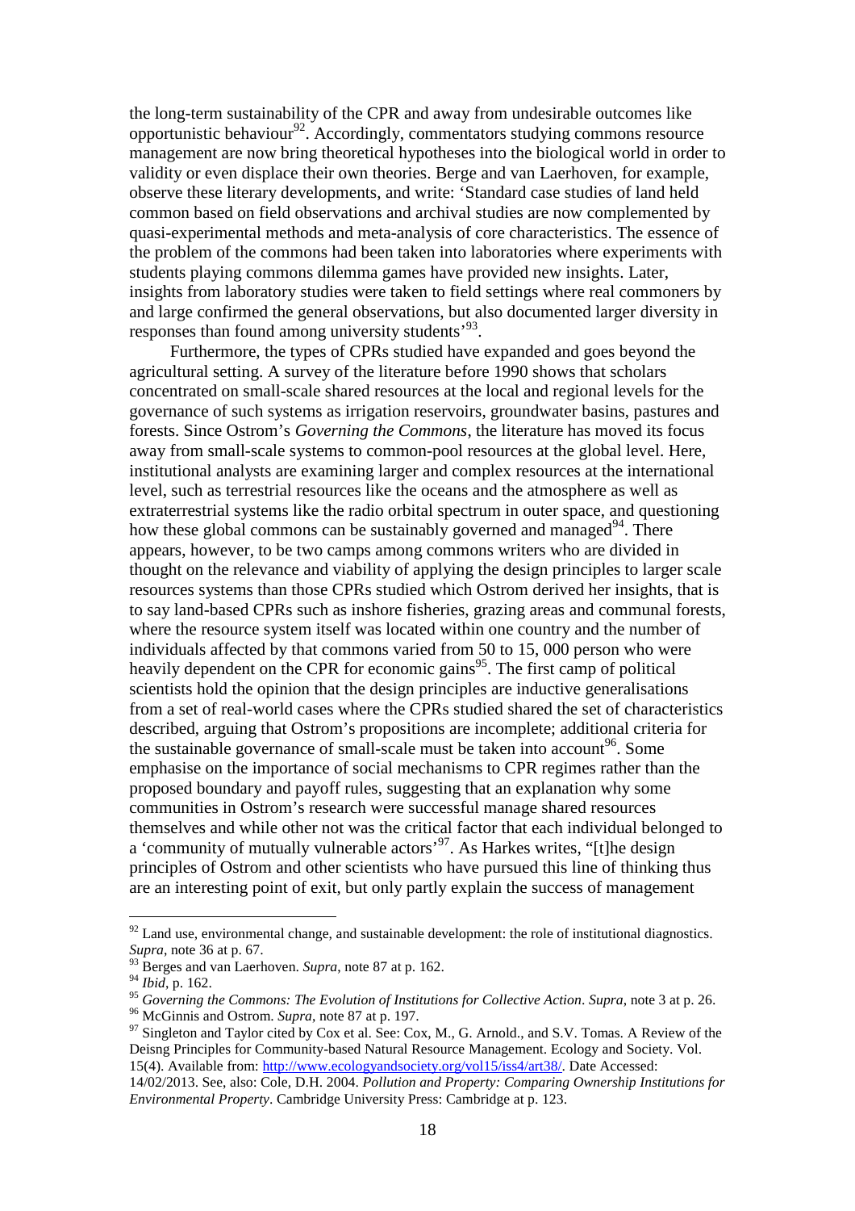the long-term sustainability of the CPR and away from undesirable outcomes like opportunistic behaviour[92]. Accordingly, commentators studying commons resource management are now bring theoretical hypotheses into the biological world in order to validity or even displace their own theories. Berge and van Laerhoven, for example, observe these literary developments, and write: 'Standard case studies of land held common based on field observations and archival studies are now complemented by quasi-experimental methods and meta-analysis of core characteristics. The essence of the problem of the commons had been taken into laboratories where experiments with students playing commons dilemma games have provided new insights. Later, insights from laboratory studies were taken to field settings where real commoners by and large confirmed the general observations, but also documented larger diversity in responses than found among university students'[93].

Furthermore, the types of CPRs studied have expanded and goes beyond the agricultural setting. A survey of the literature before 1990 shows that scholars concentrated on small-scale shared resources at the local and regional levels for the governance of such systems as irrigation reservoirs, groundwater basins, pastures and forests. Since Ostrom's *Governing the Commons*, the literature has moved its focus away from small-scale systems to common-pool resources at the global level. Here, institutional analysts are examining larger and complex resources at the international level, such as terrestrial resources like the oceans and the atmosphere as well as extraterrestrial systems like the radio orbital spectrum in outer space, and questioning how these global commons can be sustainably governed and managed[94]. There appears, however, to be two camps among commons writers who are divided in thought on the relevance and viability of applying the design principles to larger scale resources systems than those CPRs studied which Ostrom derived her insights, that is to say land-based CPRs such as inshore fisheries, grazing areas and communal forests, where the resource system itself was located within one country and the number of individuals affected by that commons varied from 50 to 15, 000 person who were heavily dependent on the CPR for economic gains[95]. The first camp of political scientists hold the opinion that the design principles are inductive generalisations from a set of real-world cases where the CPRs studied shared the set of characteristics described, arguing that Ostrom's propositions are incomplete; additional criteria for the sustainable governance of small-scale must be taken into account[96]. Some emphasise on the importance of social mechanisms to CPR regimes rather than the proposed boundary and payoff rules, suggesting that an explanation why some communities in Ostrom's research were successful manage shared resources themselves and while other not was the critical factor that each individual belonged to a 'community of mutually vulnerable actors'[97]. As Harkes writes, "[t]he design principles of Ostrom and other scientists who have pursued this line of thinking thus are an interesting point of exit, but only partly explain the success of management

---

[92] Land use, environmental change, and sustainable development: the role of institutional diagnostics. *Supra*, note 36 at p. 67.

[93] Berges and van Laerhoven. *Supra*, note 87 at p. 162.

[94] *Ibid*, p. 162.

[95] *Governing the Commons: The Evolution of Institutions for Collective Action*. *Supra*, note 3 at p. 26.

[96] McGinnis and Ostrom. *Supra*, note 87 at p. 197.

[97] Singleton and Taylor cited by Cox et al. See: Cox, M., G. Arnold., and S.V. Tomas. A Review of the Deisng Principles for Community-based Natural Resource Management. Ecology and Society. Vol. 15(4). Available from: http://www.ecologyandsociety.org/vol15/iss4/art38/. Date Accessed: 14/02/2013. See, also: Cole, D.H. 2004. *Pollution and Property: Comparing Ownership Institutions for Environmental Property*. Cambridge University Press: Cambridge at p. 123.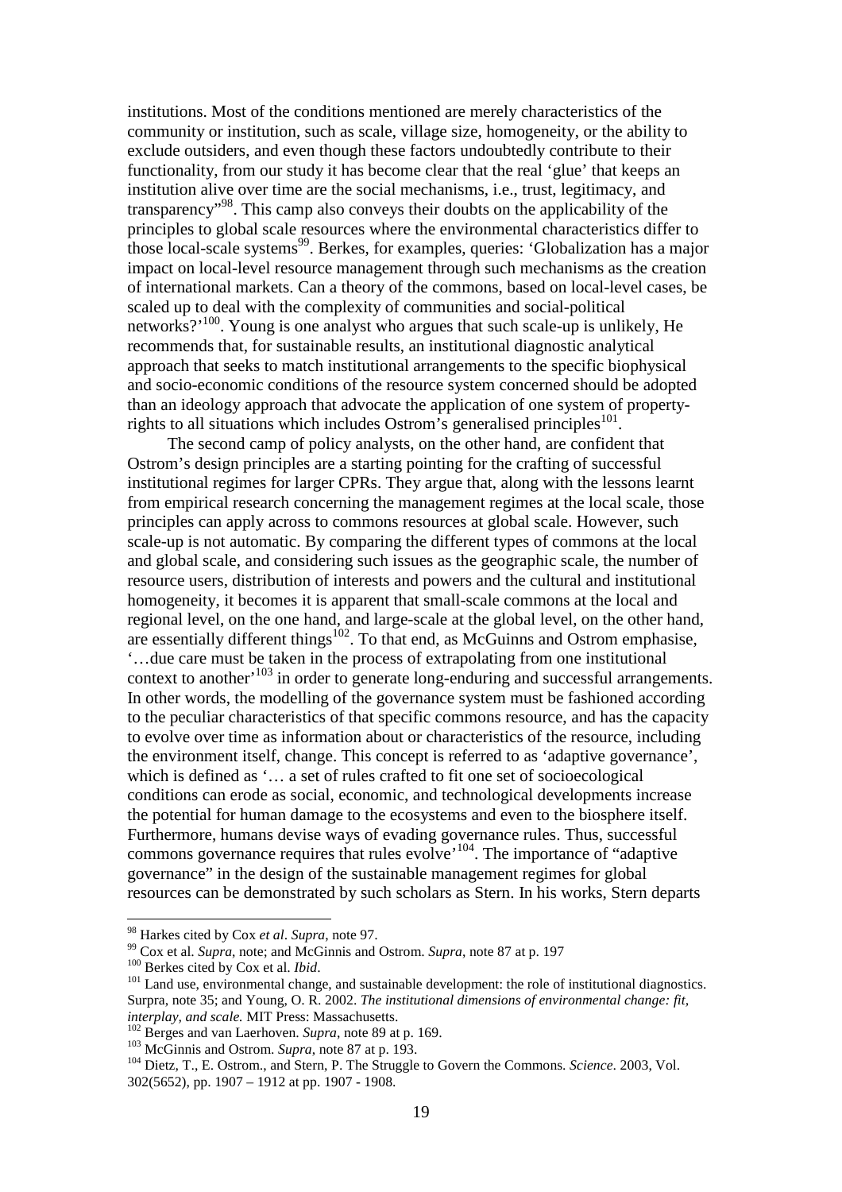institutions. Most of the conditions mentioned are merely characteristics of the community or institution, such as scale, village size, homogeneity, or the ability to exclude outsiders, and even though these factors undoubtedly contribute to their functionality, from our study it has become clear that the real 'glue' that keeps an institution alive over time are the social mechanisms, i.e., trust, legitimacy, and transparency"[98]. This camp also conveys their doubts on the applicability of the principles to global scale resources where the environmental characteristics differ to those local-scale systems[99]. Berkes, for examples, queries: 'Globalization has a major impact on local-level resource management through such mechanisms as the creation of international markets. Can a theory of the commons, based on local-level cases, be scaled up to deal with the complexity of communities and social-political networks?'[100]. Young is one analyst who argues that such scale-up is unlikely, He recommends that, for sustainable results, an institutional diagnostic analytical approach that seeks to match institutional arrangements to the specific biophysical and socio-economic conditions of the resource system concerned should be adopted than an ideology approach that advocate the application of one system of property-rights to all situations which includes Ostrom's generalised principles[101].

The second camp of policy analysts, on the other hand, are confident that Ostrom's design principles are a starting pointing for the crafting of successful institutional regimes for larger CPRs. They argue that, along with the lessons learnt from empirical research concerning the management regimes at the local scale, those principles can apply across to commons resources at global scale. However, such scale-up is not automatic. By comparing the different types of commons at the local and global scale, and considering such issues as the geographic scale, the number of resource users, distribution of interests and powers and the cultural and institutional homogeneity, it becomes it is apparent that small-scale commons at the local and regional level, on the one hand, and large-scale at the global level, on the other hand, are essentially different things[102]. To that end, as McGuinns and Ostrom emphasise, '…due care must be taken in the process of extrapolating from one institutional context to another'[103] in order to generate long-enduring and successful arrangements. In other words, the modelling of the governance system must be fashioned according to the peculiar characteristics of that specific commons resource, and has the capacity to evolve over time as information about or characteristics of the resource, including the environment itself, change. This concept is referred to as 'adaptive governance', which is defined as '… a set of rules crafted to fit one set of socioecological conditions can erode as social, economic, and technological developments increase the potential for human damage to the ecosystems and even to the biosphere itself. Furthermore, humans devise ways of evading governance rules. Thus, successful commons governance requires that rules evolve'[104]. The importance of "adaptive governance" in the design of the sustainable management regimes for global resources can be demonstrated by such scholars as Stern. In his works, Stern departs

---

[98] Harkes cited by Cox *et al*. *Supra*, note 97.

[99] Cox et al. *Supra*, note; and McGinnis and Ostrom. *Supra*, note 87 at p. 197

[100] Berkes cited by Cox et al. *Ibid*.

[101] Land use, environmental change, and sustainable development: the role of institutional diagnostics. Surpra, note 35; and Young, O. R. 2002. *The institutional dimensions of environmental change: fit, interplay, and scale.* MIT Press: Massachusetts.

[102] Berges and van Laerhoven. *Supra*, note 89 at p. 169.

[103] McGinnis and Ostrom. *Supra*, note 87 at p. 193.

[104] Dietz, T., E. Ostrom., and Stern, P. The Struggle to Govern the Commons. *Science*. 2003, Vol. 302(5652), pp. 1907 – 1912 at pp. 1907 - 1908.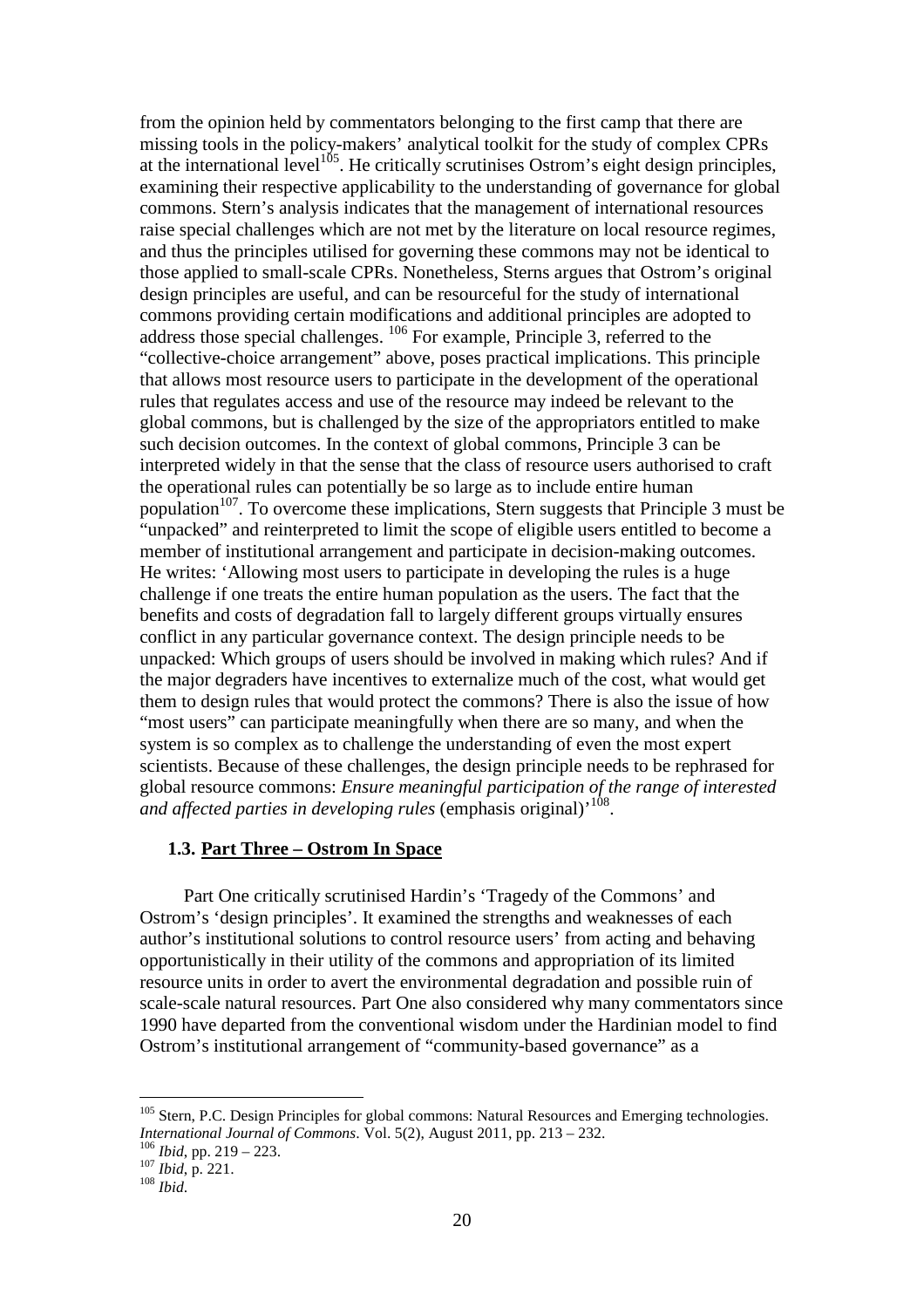from the opinion held by commentators belonging to the first camp that there are missing tools in the policy-makers' analytical toolkit for the study of complex CPRs at the international level[105]. He critically scrutinises Ostrom's eight design principles, examining their respective applicability to the understanding of governance for global commons. Stern's analysis indicates that the management of international resources raise special challenges which are not met by the literature on local resource regimes, and thus the principles utilised for governing these commons may not be identical to those applied to small-scale CPRs. Nonetheless, Sterns argues that Ostrom's original design principles are useful, and can be resourceful for the study of international commons providing certain modifications and additional principles are adopted to address those special challenges. [106] For example, Principle 3, referred to the "collective-choice arrangement" above, poses practical implications. This principle that allows most resource users to participate in the development of the operational rules that regulates access and use of the resource may indeed be relevant to the global commons, but is challenged by the size of the appropriators entitled to make such decision outcomes. In the context of global commons, Principle 3 can be interpreted widely in that the sense that the class of resource users authorised to craft the operational rules can potentially be so large as to include entire human population[107]. To overcome these implications, Stern suggests that Principle 3 must be "unpacked" and reinterpreted to limit the scope of eligible users entitled to become a member of institutional arrangement and participate in decision-making outcomes. He writes: 'Allowing most users to participate in developing the rules is a huge challenge if one treats the entire human population as the users. The fact that the benefits and costs of degradation fall to largely different groups virtually ensures conflict in any particular governance context. The design principle needs to be unpacked: Which groups of users should be involved in making which rules? And if the major degraders have incentives to externalize much of the cost, what would get them to design rules that would protect the commons? There is also the issue of how "most users" can participate meaningfully when there are so many, and when the system is so complex as to challenge the understanding of even the most expert scientists. Because of these challenges, the design principle needs to be rephrased for global resource commons: *Ensure meaningful participation of the range of interested and affected parties in developing rules* (emphasis original)'[108].

### 1.3. Part Three – Ostrom In Space

Part One critically scrutinised Hardin's 'Tragedy of the Commons' and Ostrom's 'design principles'. It examined the strengths and weaknesses of each author's institutional solutions to control resource users' from acting and behaving opportunistically in their utility of the commons and appropriation of its limited resource units in order to avert the environmental degradation and possible ruin of scale-scale natural resources. Part One also considered why many commentators since 1990 have departed from the conventional wisdom under the Hardinian model to find Ostrom's institutional arrangement of "community-based governance" as a

---

[105] Stern, P.C. Design Principles for global commons: Natural Resources and Emerging technologies. *International Journal of Commons*. Vol. 5(2), August 2011, pp. 213 – 232.

[106] *Ibid*, pp. 219 – 223.

[107] *Ibid*, p. 221.

[108] *Ibid*.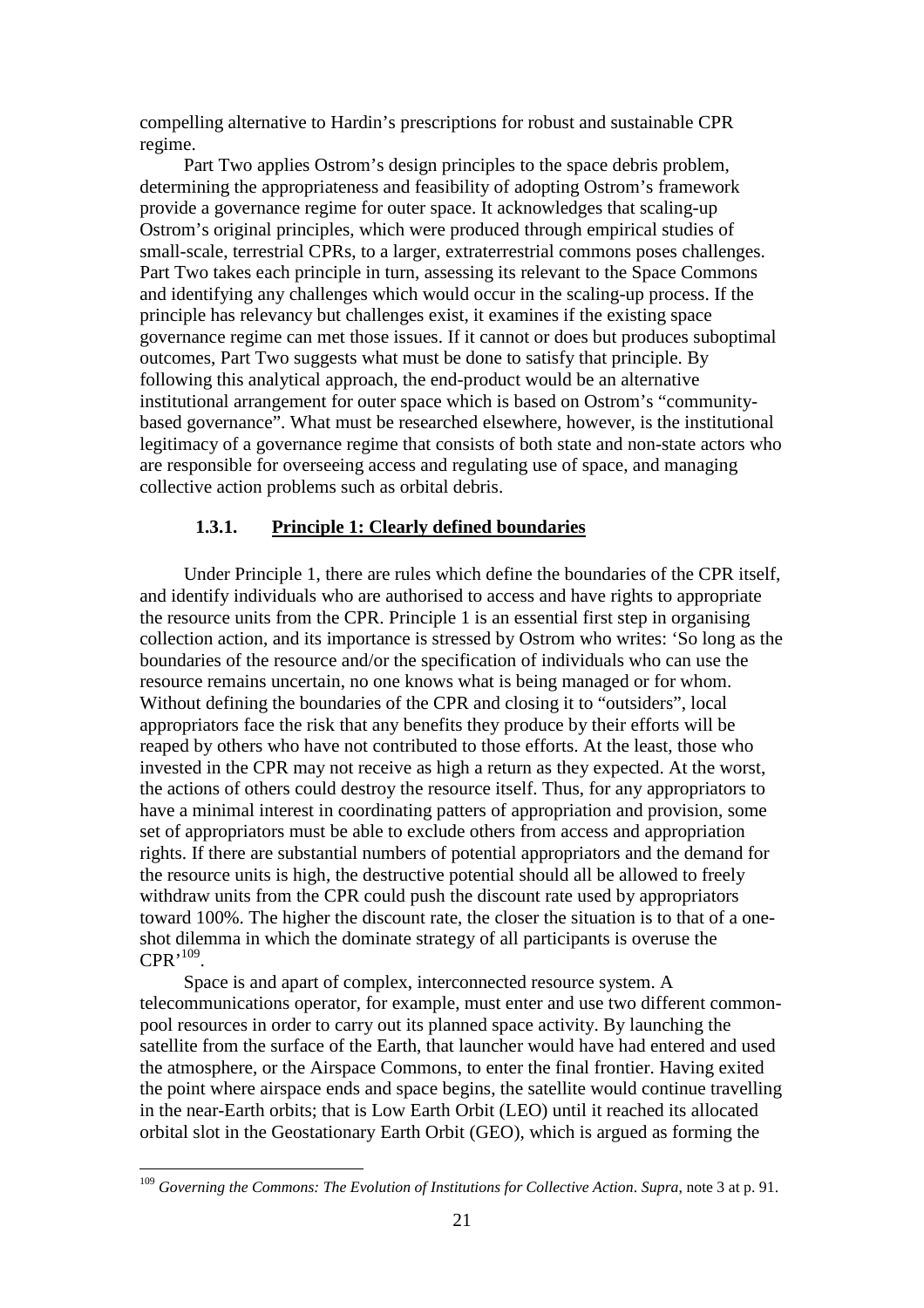compelling alternative to Hardin's prescriptions for robust and sustainable CPR regime.

Part Two applies Ostrom's design principles to the space debris problem, determining the appropriateness and feasibility of adopting Ostrom's framework provide a governance regime for outer space. It acknowledges that scaling-up Ostrom's original principles, which were produced through empirical studies of small-scale, terrestrial CPRs, to a larger, extraterrestrial commons poses challenges. Part Two takes each principle in turn, assessing its relevant to the Space Commons and identifying any challenges which would occur in the scaling-up process. If the principle has relevancy but challenges exist, it examines if the existing space governance regime can met those issues. If it cannot or does but produces suboptimal outcomes, Part Two suggests what must be done to satisfy that principle. By following this analytical approach, the end-product would be an alternative institutional arrangement for outer space which is based on Ostrom's "community-based governance". What must be researched elsewhere, however, is the institutional legitimacy of a governance regime that consists of both state and non-state actors who are responsible for overseeing access and regulating use of space, and managing collective action problems such as orbital debris.

### 1.3.1. <u>Principle 1: Clearly defined boundaries</u>

Under Principle 1, there are rules which define the boundaries of the CPR itself, and identify individuals who are authorised to access and have rights to appropriate the resource units from the CPR. Principle 1 is an essential first step in organising collection action, and its importance is stressed by Ostrom who writes: 'So long as the boundaries of the resource and/or the specification of individuals who can use the resource remains uncertain, no one knows what is being managed or for whom. Without defining the boundaries of the CPR and closing it to "outsiders", local appropriators face the risk that any benefits they produce by their efforts will be reaped by others who have not contributed to those efforts. At the least, those who invested in the CPR may not receive as high a return as they expected. At the worst, the actions of others could destroy the resource itself. Thus, for any appropriators to have a minimal interest in coordinating patterns of appropriation and provision, some set of appropriators must be able to exclude others from access and appropriation rights. If there are substantial numbers of potential appropriators and the demand for the resource units is high, the destructive potential should all be allowed to freely withdraw units from the CPR could push the discount rate used by appropriators toward 100%. The higher the discount rate, the closer the situation is to that of a one-shot dilemma in which the dominate strategy of all participants is overuse the CPR'[109].

Space is and apart of complex, interconnected resource system. A telecommunications operator, for example, must enter and use two different common-pool resources in order to carry out its planned space activity. By launching the satellite from the surface of the Earth, that launcher would have had entered and used the atmosphere, or the Airspace Commons, to enter the final frontier. Having exited the point where airspace ends and space begins, the satellite would continue travelling in the near-Earth orbits; that is Low Earth Orbit (LEO) until it reached its allocated orbital slot in the Geostationary Earth Orbit (GEO), which is argued as forming the

---

[109] *Governing the Commons: The Evolution of Institutions for Collective Action*. *Supra*, note 3 at p. 91.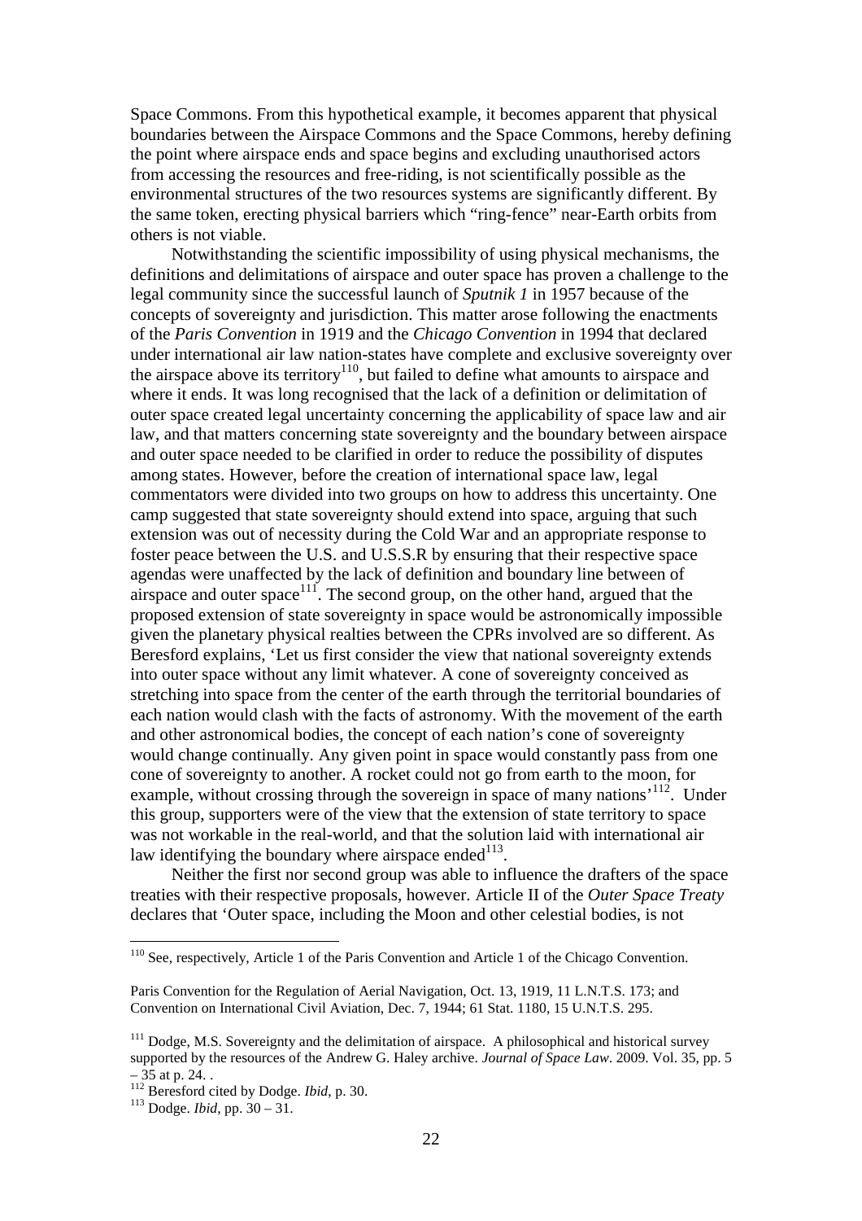Space Commons. From this hypothetical example, it becomes apparent that physical boundaries between the Airspace Commons and the Space Commons, hereby defining the point where airspace ends and space begins and excluding unauthorised actors from accessing the resources and free-riding, is not scientifically possible as the environmental structures of the two resources systems are significantly different. By the same token, erecting physical barriers which "ring-fence" near-Earth orbits from others is not viable.

Notwithstanding the scientific impossibility of using physical mechanisms, the definitions and delimitations of airspace and outer space has proven a challenge to the legal community since the successful launch of *Sputnik 1* in 1957 because of the concepts of sovereignty and jurisdiction. This matter arose following the enactments of the *Paris Convention* in 1919 and the *Chicago Convention* in 1994 that declared under international air law nation-states have complete and exclusive sovereignty over the airspace above its territory[110], but failed to define what amounts to airspace and where it ends. It was long recognised that the lack of a definition or delimitation of outer space created legal uncertainty concerning the applicability of space law and air law, and that matters concerning state sovereignty and the boundary between airspace and outer space needed to be clarified in order to reduce the possibility of disputes among states. However, before the creation of international space law, legal commentators were divided into two groups on how to address this uncertainty. One camp suggested that state sovereignty should extend into space, arguing that such extension was out of necessity during the Cold War and an appropriate response to foster peace between the U.S. and U.S.S.R by ensuring that their respective space agendas were unaffected by the lack of definition and boundary line between of airspace and outer space[111]. The second group, on the other hand, argued that the proposed extension of state sovereignty in space would be astronomically impossible given the planetary physical realties between the CPRs involved are so different. As Beresford explains, 'Let us first consider the view that national sovereignty extends into outer space without any limit whatever. A cone of sovereignty conceived as stretching into space from the center of the earth through the territorial boundaries of each nation would clash with the facts of astronomy. With the movement of the earth and other astronomical bodies, the concept of each nation's cone of sovereignty would change continually. Any given point in space would constantly pass from one cone of sovereignty to another. A rocket could not go from earth to the moon, for example, without crossing through the sovereign in space of many nations'[112]. Under this group, supporters were of the view that the extension of state territory to space was not workable in the real-world, and that the solution laid with international air law identifying the boundary where airspace ended[113].

Neither the first nor second group was able to influence the drafters of the space treaties with their respective proposals, however. Article II of the *Outer Space Treaty* declares that 'Outer space, including the Moon and other celestial bodies, is not

---

[110] See, respectively, Article 1 of the Paris Convention and Article 1 of the Chicago Convention.

Paris Convention for the Regulation of Aerial Navigation, Oct. 13, 1919, 11 L.N.T.S. 173; and Convention on International Civil Aviation, Dec. 7, 1944; 61 Stat. 1180, 15 U.N.T.S. 295.

[111] Dodge, M.S. Sovereignty and the delimitation of airspace. A philosophical and historical survey supported by the resources of the Andrew G. Haley archive. *Journal of Space Law*. 2009. Vol. 35, pp. 5 – 35 at p. 24. .

[112] Beresford cited by Dodge. *Ibid*, p. 30.

[113] Dodge. *Ibid*, pp. 30 – 31.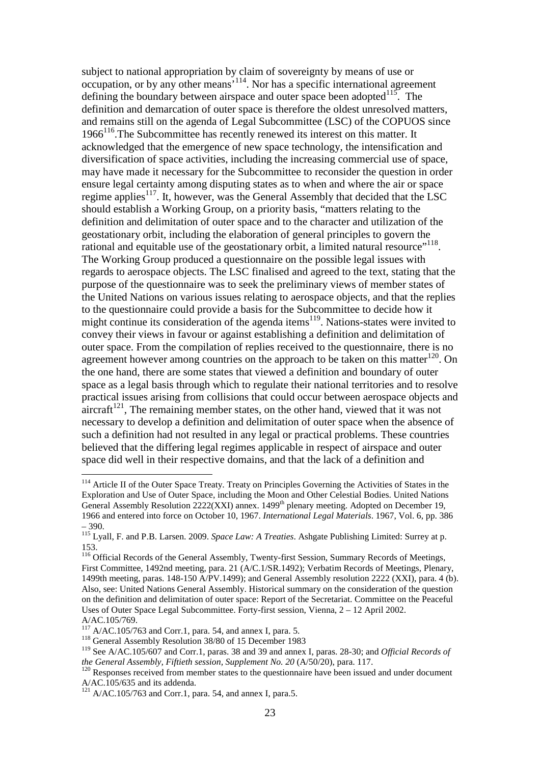subject to national appropriation by claim of sovereignty by means of use or occupation, or by any other means'[114]. Nor has a specific international agreement defining the boundary between airspace and outer space been adopted[115]. The definition and demarcation of outer space is therefore the oldest unresolved matters, and remains still on the agenda of Legal Subcommittee (LSC) of the COPUOS since 1966[116].The Subcommittee has recently renewed its interest on this matter. It acknowledged that the emergence of new space technology, the intensification and diversification of space activities, including the increasing commercial use of space, may have made it necessary for the Subcommittee to reconsider the question in order ensure legal certainty among disputing states as to when and where the air or space regime applies[117]. It, however, was the General Assembly that decided that the LSC should establish a Working Group, on a priority basis, "matters relating to the definition and delimitation of outer space and to the character and utilization of the geostationary orbit, including the elaboration of general principles to govern the rational and equitable use of the geostationary orbit, a limited natural resource"[118]. The Working Group produced a questionnaire on the possible legal issues with regards to aerospace objects. The LSC finalised and agreed to the text, stating that the purpose of the questionnaire was to seek the preliminary views of member states of the United Nations on various issues relating to aerospace objects, and that the replies to the questionnaire could provide a basis for the Subcommittee to decide how it might continue its consideration of the agenda items[119]. Nations-states were invited to convey their views in favour or against establishing a definition and delimitation of outer space. From the compilation of replies received to the questionnaire, there is no agreement however among countries on the approach to be taken on this matter[120]. On the one hand, there are some states that viewed a definition and boundary of outer space as a legal basis through which to regulate their national territories and to resolve practical issues arising from collisions that could occur between aerospace objects and aircraft[121], The remaining member states, on the other hand, viewed that it was not necessary to develop a definition and delimitation of outer space when the absence of such a definition had not resulted in any legal or practical problems. These countries believed that the differing legal regimes applicable in respect of airspace and outer space did well in their respective domains, and that the lack of a definition and

---

[114] Article II of the Outer Space Treaty. Treaty on Principles Governing the Activities of States in the Exploration and Use of Outer Space, including the Moon and Other Celestial Bodies. United Nations General Assembly Resolution 2222(XXI) annex. 1499th plenary meeting. Adopted on December 19, 1966 and entered into force on October 10, 1967. *International Legal Materials*. 1967, Vol. 6, pp. 386 – 390.

[115] Lyall, F. and P.B. Larsen. 2009. *Space Law: A Treaties*. Ashgate Publishing Limited: Surrey at p. 153.

[116] Official Records of the General Assembly, Twenty-first Session, Summary Records of Meetings, First Committee, 1492nd meeting, para. 21 (A/C.1/SR.1492); Verbatim Records of Meetings, Plenary, 1499th meeting, paras. 148-150 A/PV.1499); and General Assembly resolution 2222 (XXI), para. 4 (b). Also, see: United Nations General Assembly. Historical summary on the consideration of the question on the definition and delimitation of outer space: Report of the Secretariat. Committee on the Peaceful Uses of Outer Space Legal Subcommittee. Forty-first session, Vienna, 2 – 12 April 2002. A/AC.105/769.

[117] A/AC.105/763 and Corr.1, para. 54, and annex I, para. 5.

[118] General Assembly Resolution 38/80 of 15 December 1983

[119] See A/AC.105/607 and Corr.1, paras. 38 and 39 and annex I, paras. 28-30; and *Official Records of the General Assembly, Fiftieth session, Supplement No. 20* (A/50/20), para. 117.

[120] Responses received from member states to the questionnaire have been issued and under document A/AC.105/635 and its addenda.

[121] A/AC.105/763 and Corr.1, para. 54, and annex I, para.5.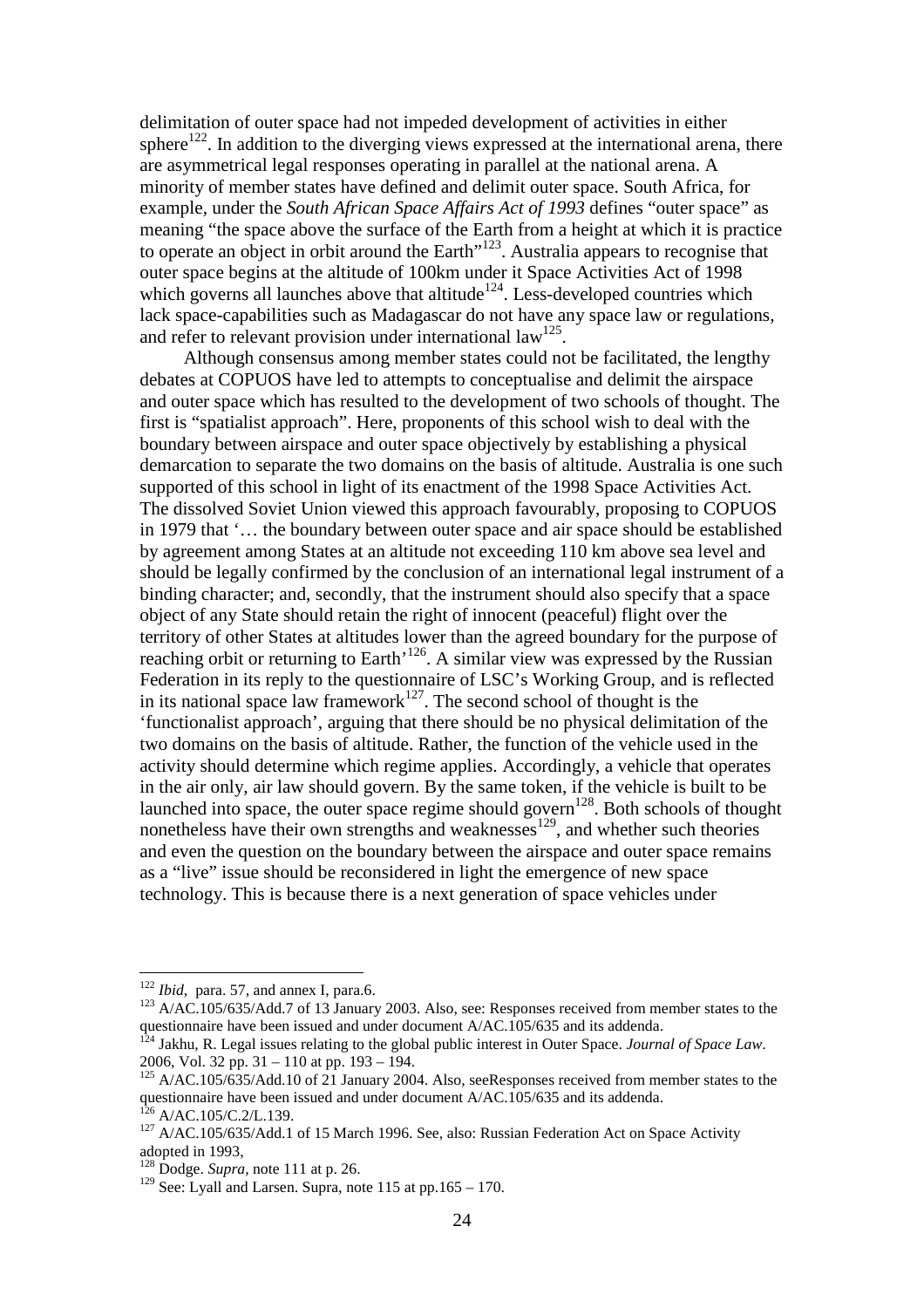delimitation of outer space had not impeded development of activities in either sphere[122]. In addition to the diverging views expressed at the international arena, there are asymmetrical legal responses operating in parallel at the national arena. A minority of member states have defined and delimit outer space. South Africa, for example, under the *South African Space Affairs Act of 1993* defines "outer space" as meaning "the space above the surface of the Earth from a height at which it is practice to operate an object in orbit around the Earth"[123]. Australia appears to recognise that outer space begins at the altitude of 100km under it Space Activities Act of 1998 which governs all launches above that altitude[124]. Less-developed countries which lack space-capabilities such as Madagascar do not have any space law or regulations, and refer to relevant provision under international law[125].

Although consensus among member states could not be facilitated, the lengthy debates at COPUOS have led to attempts to conceptualise and delimit the airspace and outer space which has resulted to the development of two schools of thought. The first is "spatialist approach". Here, proponents of this school wish to deal with the boundary between airspace and outer space objectively by establishing a physical demarcation to separate the two domains on the basis of altitude. Australia is one such supported of this school in light of its enactment of the 1998 Space Activities Act. The dissolved Soviet Union viewed this approach favourably, proposing to COPUOS in 1979 that '… the boundary between outer space and air space should be established by agreement among States at an altitude not exceeding 110 km above sea level and should be legally confirmed by the conclusion of an international legal instrument of a binding character; and, secondly, that the instrument should also specify that a space object of any State should retain the right of innocent (peaceful) flight over the territory of other States at altitudes lower than the agreed boundary for the purpose of reaching orbit or returning to Earth'[126]. A similar view was expressed by the Russian Federation in its reply to the questionnaire of LSC's Working Group, and is reflected in its national space law framework[127]. The second school of thought is the 'functionalist approach', arguing that there should be no physical delimitation of the two domains on the basis of altitude. Rather, the function of the vehicle used in the activity should determine which regime applies. Accordingly, a vehicle that operates in the air only, air law should govern. By the same token, if the vehicle is built to be launched into space, the outer space regime should govern[128]. Both schools of thought nonetheless have their own strengths and weaknesses[129], and whether such theories and even the question on the boundary between the airspace and outer space remains as a "live" issue should be reconsidered in light the emergence of new space technology. This is because there is a next generation of space vehicles under

---

[122] *Ibid*, para. 57, and annex I, para.6.

[123] A/AC.105/635/Add.7 of 13 January 2003. Also, see: Responses received from member states to the questionnaire have been issued and under document A/AC.105/635 and its addenda.

[124] Jakhu, R. Legal issues relating to the global public interest in Outer Space. *Journal of Space Law*. 2006, Vol. 32 pp. 31 – 110 at pp. 193 – 194.

[125] A/AC.105/635/Add.10 of 21 January 2004. Also, seeResponses received from member states to the questionnaire have been issued and under document A/AC.105/635 and its addenda.

[126] A/AC.105/C.2/L.139.

[127] A/AC.105/635/Add.1 of 15 March 1996. See, also: Russian Federation Act on Space Activity adopted in 1993,

[128] Dodge. *Supra*, note 111 at p. 26.

[129] See: Lyall and Larsen. Supra, note 115 at pp.165 – 170.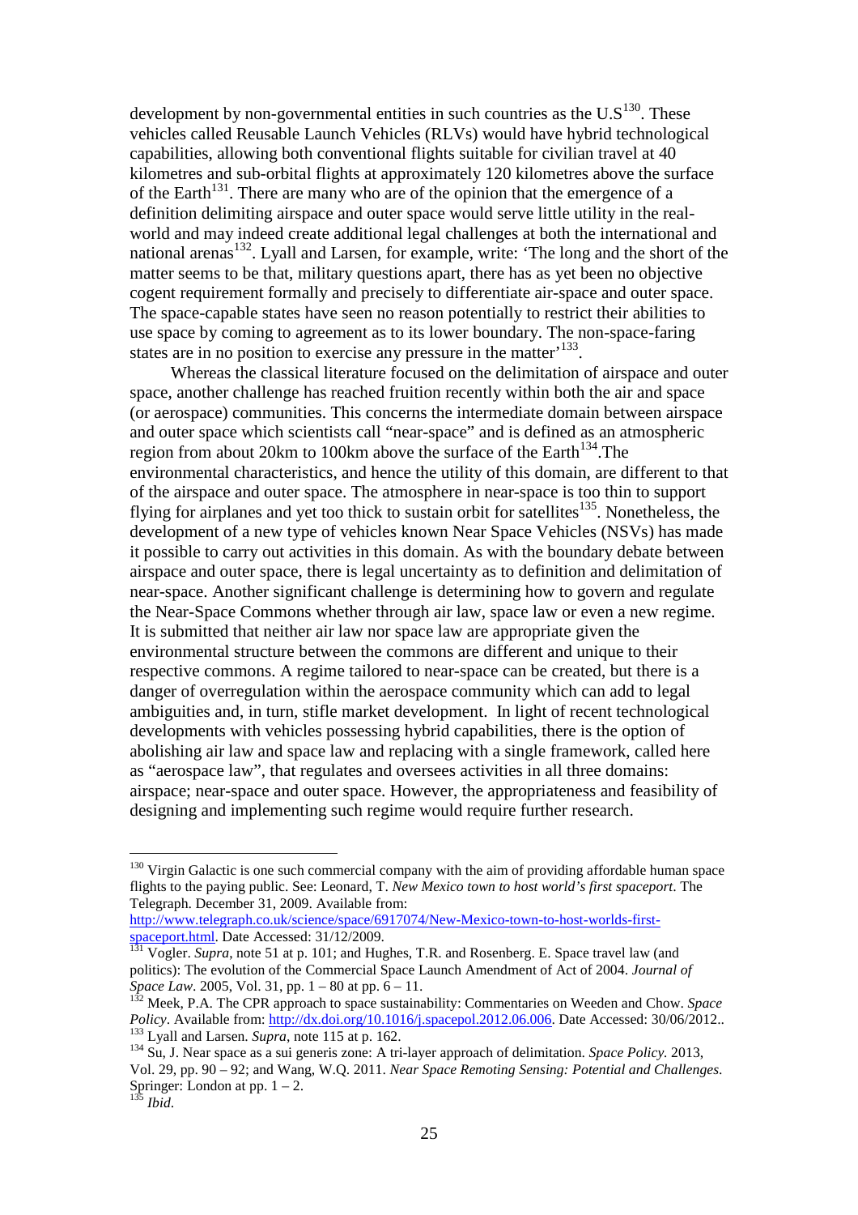development by non-governmental entities in such countries as the U.S[130]. These vehicles called Reusable Launch Vehicles (RLVs) would have hybrid technological capabilities, allowing both conventional flights suitable for civilian travel at 40 kilometres and sub-orbital flights at approximately 120 kilometres above the surface of the Earth[131]. There are many who are of the opinion that the emergence of a definition delimiting airspace and outer space would serve little utility in the real-world and may indeed create additional legal challenges at both the international and national arenas[132]. Lyall and Larsen, for example, write: 'The long and the short of the matter seems to be that, military questions apart, there has as yet been no objective cogent requirement formally and precisely to differentiate air-space and outer space. The space-capable states have seen no reason potentially to restrict their abilities to use space by coming to agreement as to its lower boundary. The non-space-faring states are in no position to exercise any pressure in the matter'[133].

Whereas the classical literature focused on the delimitation of airspace and outer space, another challenge has reached fruition recently within both the air and space (or aerospace) communities. This concerns the intermediate domain between airspace and outer space which scientists call "near-space" and is defined as an atmospheric region from about 20km to 100km above the surface of the Earth[134].The environmental characteristics, and hence the utility of this domain, are different to that of the airspace and outer space. The atmosphere in near-space is too thin to support flying for airplanes and yet too thick to sustain orbit for satellites[135]. Nonetheless, the development of a new type of vehicles known Near Space Vehicles (NSVs) has made it possible to carry out activities in this domain. As with the boundary debate between airspace and outer space, there is legal uncertainty as to definition and delimitation of near-space. Another significant challenge is determining how to govern and regulate the Near-Space Commons whether through air law, space law or even a new regime. It is submitted that neither air law nor space law are appropriate given the environmental structure between the commons are different and unique to their respective commons. A regime tailored to near-space can be created, but there is a danger of overregulation within the aerospace community which can add to legal ambiguities and, in turn, stifle market development. In light of recent technological developments with vehicles possessing hybrid capabilities, there is the option of abolishing air law and space law and replacing with a single framework, called here as "aerospace law", that regulates and oversees activities in all three domains: airspace; near-space and outer space. However, the appropriateness and feasibility of designing and implementing such regime would require further research.

---

[130] Virgin Galactic is one such commercial company with the aim of providing affordable human space flights to the paying public. See: Leonard, T. *New Mexico town to host world's first spaceport*. The Telegraph. December 31, 2009. Available from: http://www.telegraph.co.uk/science/space/6917074/New-Mexico-town-to-host-worlds-first-spaceport.html. Date Accessed: 31/12/2009.

[131] Vogler. *Supra*, note 51 at p. 101; and Hughes, T.R. and Rosenberg. E. Space travel law (and politics): The evolution of the Commercial Space Launch Amendment of Act of 2004. *Journal of Space Law*. 2005, Vol. 31, pp. 1 – 80 at pp. 6 – 11.

[132] Meek, P.A. The CPR approach to space sustainability: Commentaries on Weeden and Chow. *Space Policy*. Available from: http://dx.doi.org/10.1016/j.spacepol.2012.06.006. Date Accessed: 30/06/2012..

[133] Lyall and Larsen. *Supra*, note 115 at p. 162.

[134] Su, J. Near space as a sui generis zone: A tri-layer approach of delimitation. *Space Policy.* 2013, Vol. 29, pp. 90 – 92; and Wang, W.Q. 2011. *Near Space Remoting Sensing: Potential and Challenges*. Springer: London at pp. 1 – 2.

[135] *Ibid*.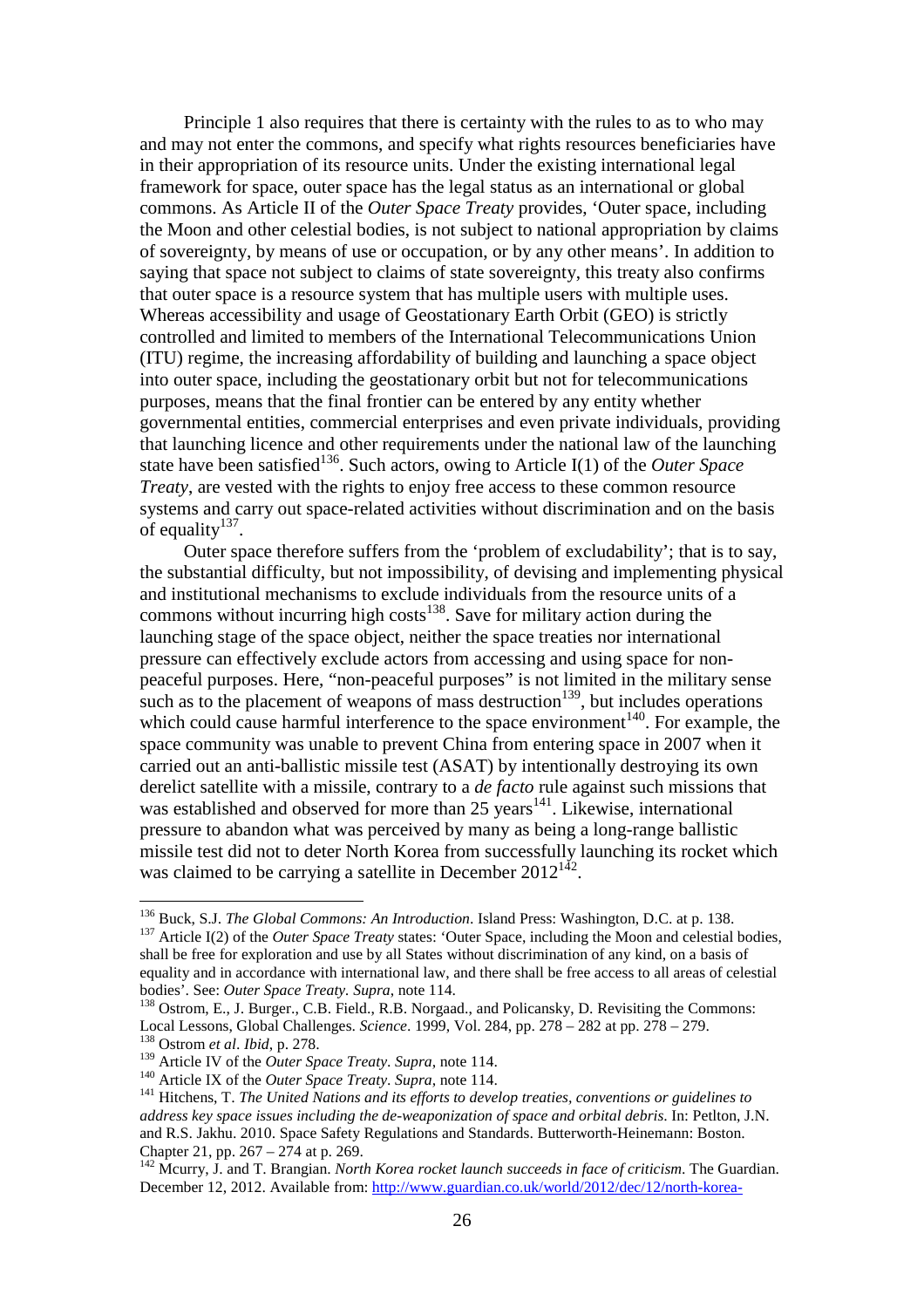Principle 1 also requires that there is certainty with the rules to as to who may and may not enter the commons, and specify what rights resources beneficiaries have in their appropriation of its resource units. Under the existing international legal framework for space, outer space has the legal status as an international or global commons. As Article II of the *Outer Space Treaty* provides, 'Outer space, including the Moon and other celestial bodies, is not subject to national appropriation by claims of sovereignty, by means of use or occupation, or by any other means'. In addition to saying that space not subject to claims of state sovereignty, this treaty also confirms that outer space is a resource system that has multiple users with multiple uses. Whereas accessibility and usage of Geostationary Earth Orbit (GEO) is strictly controlled and limited to members of the International Telecommunications Union (ITU) regime, the increasing affordability of building and launching a space object into outer space, including the geostationary orbit but not for telecommunications purposes, means that the final frontier can be entered by any entity whether governmental entities, commercial enterprises and even private individuals, providing that launching licence and other requirements under the national law of the launching state have been satisfied[136]. Such actors, owing to Article I(1) of the *Outer Space Treaty*, are vested with the rights to enjoy free access to these common resource systems and carry out space-related activities without discrimination and on the basis of equality[137].

Outer space therefore suffers from the 'problem of excludability'; that is to say, the substantial difficulty, but not impossibility, of devising and implementing physical and institutional mechanisms to exclude individuals from the resource units of a commons without incurring high costs[138]. Save for military action during the launching stage of the space object, neither the space treaties nor international pressure can effectively exclude actors from accessing and using space for non-peaceful purposes. Here, "non-peaceful purposes" is not limited in the military sense such as to the placement of weapons of mass destruction[139], but includes operations which could cause harmful interference to the space environment[140]. For example, the space community was unable to prevent China from entering space in 2007 when it carried out an anti-ballistic missile test (ASAT) by intentionally destroying its own derelict satellite with a missile, contrary to a *de facto* rule against such missions that was established and observed for more than 25 years[141]. Likewise, international pressure to abandon what was perceived by many as being a long-range ballistic missile test did not to deter North Korea from successfully launching its rocket which was claimed to be carrying a satellite in December 2012[142].

---

[136] Buck, S.J. *The Global Commons: An Introduction*. Island Press: Washington, D.C. at p. 138.

[137] Article I(2) of the *Outer Space Treaty* states: 'Outer Space, including the Moon and celestial bodies, shall be free for exploration and use by all States without discrimination of any kind, on a basis of equality and in accordance with international law, and there shall be free access to all areas of celestial bodies'. See: *Outer Space Treaty*. *Supra*, note 114.

[138] Ostrom, E., J. Burger., C.B. Field., R.B. Norgaad., and Policansky, D. Revisiting the Commons: Local Lessons, Global Challenges. *Science*. 1999, Vol. 284, pp. 278 – 282 at pp. 278 – 279.

[138] Ostrom *et al*. *Ibid*, p. 278.

[139] Article IV of the *Outer Space Treaty*. *Supra*, note 114.

[140] Article IX of the *Outer Space Treaty*. *Supra*, note 114.

[141] Hitchens, T. *The United Nations and its efforts to develop treaties, conventions or guidelines to address key space issues including the de-weaponization of space and orbital debris*. In: Petlton, J.N. and R.S. Jakhu. 2010. Space Safety Regulations and Standards. Butterworth-Heinemann: Boston. Chapter 21, pp. 267 – 274 at p. 269.

[142] Mcurry, J. and T. Brangian. *North Korea rocket launch succeeds in face of criticism*. The Guardian. December 12, 2012. Available from: http://www.guardian.co.uk/world/2012/dec/12/north-korea-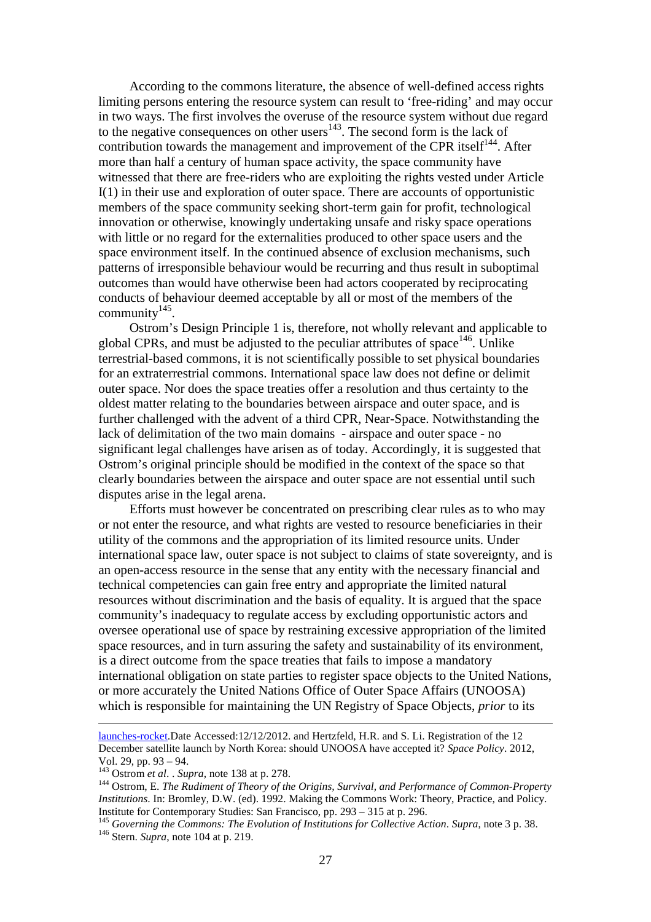According to the commons literature, the absence of well-defined access rights limiting persons entering the resource system can result to 'free-riding' and may occur in two ways. The first involves the overuse of the resource system without due regard to the negative consequences on other users[143]. The second form is the lack of contribution towards the management and improvement of the CPR itself[144]. After more than half a century of human space activity, the space community have witnessed that there are free-riders who are exploiting the rights vested under Article I(1) in their use and exploration of outer space. There are accounts of opportunistic members of the space community seeking short-term gain for profit, technological innovation or otherwise, knowingly undertaking unsafe and risky space operations with little or no regard for the externalities produced to other space users and the space environment itself. In the continued absence of exclusion mechanisms, such patterns of irresponsible behaviour would be recurring and thus result in suboptimal outcomes than would have otherwise been had actors cooperated by reciprocating conducts of behaviour deemed acceptable by all or most of the members of the community[145].

Ostrom's Design Principle 1 is, therefore, not wholly relevant and applicable to global CPRs, and must be adjusted to the peculiar attributes of space[146]. Unlike terrestrial-based commons, it is not scientifically possible to set physical boundaries for an extraterrestrial commons. International space law does not define or delimit outer space. Nor does the space treaties offer a resolution and thus certainty to the oldest matter relating to the boundaries between airspace and outer space, and is further challenged with the advent of a third CPR, Near-Space. Notwithstanding the lack of delimitation of the two main domains - airspace and outer space - no significant legal challenges have arisen as of today. Accordingly, it is suggested that Ostrom's original principle should be modified in the context of the space so that clearly boundaries between the airspace and outer space are not essential until such disputes arise in the legal arena.

Efforts must however be concentrated on prescribing clear rules as to who may or not enter the resource, and what rights are vested to resource beneficiaries in their utility of the commons and the appropriation of its limited resource units. Under international space law, outer space is not subject to claims of state sovereignty, and is an open-access resource in the sense that any entity with the necessary financial and technical competencies can gain free entry and appropriate the limited natural resources without discrimination and the basis of equality. It is argued that the space community's inadequacy to regulate access by excluding opportunistic actors and oversee operational use of space by restraining excessive appropriation of the limited space resources, and in turn assuring the safety and sustainability of its environment, is a direct outcome from the space treaties that fails to impose a mandatory international obligation on state parties to register space objects to the United Nations, or more accurately the United Nations Office of Outer Space Affairs (UNOOSA) which is responsible for maintaining the UN Registry of Space Objects, *prior* to its

---

launches-rocket.Date Accessed:12/12/2012. and Hertzfeld, H.R. and S. Li. Registration of the 12 December satellite launch by North Korea: should UNOOSA have accepted it? *Space Policy*. 2012, Vol. 29, pp. 93 – 94.

[143] Ostrom *et al*. . *Supra*, note 138 at p. 278.

[144] Ostrom, E. *The Rudiment of Theory of the Origins, Survival, and Performance of Common-Property Institutions*. In: Bromley, D.W. (ed). 1992. Making the Commons Work: Theory, Practice, and Policy. Institute for Contemporary Studies: San Francisco, pp. 293 – 315 at p. 296.

[145] *Governing the Commons: The Evolution of Institutions for Collective Action*. *Supra*, note 3 p. 38.

[146] Stern. *Supra*, note 104 at p. 219.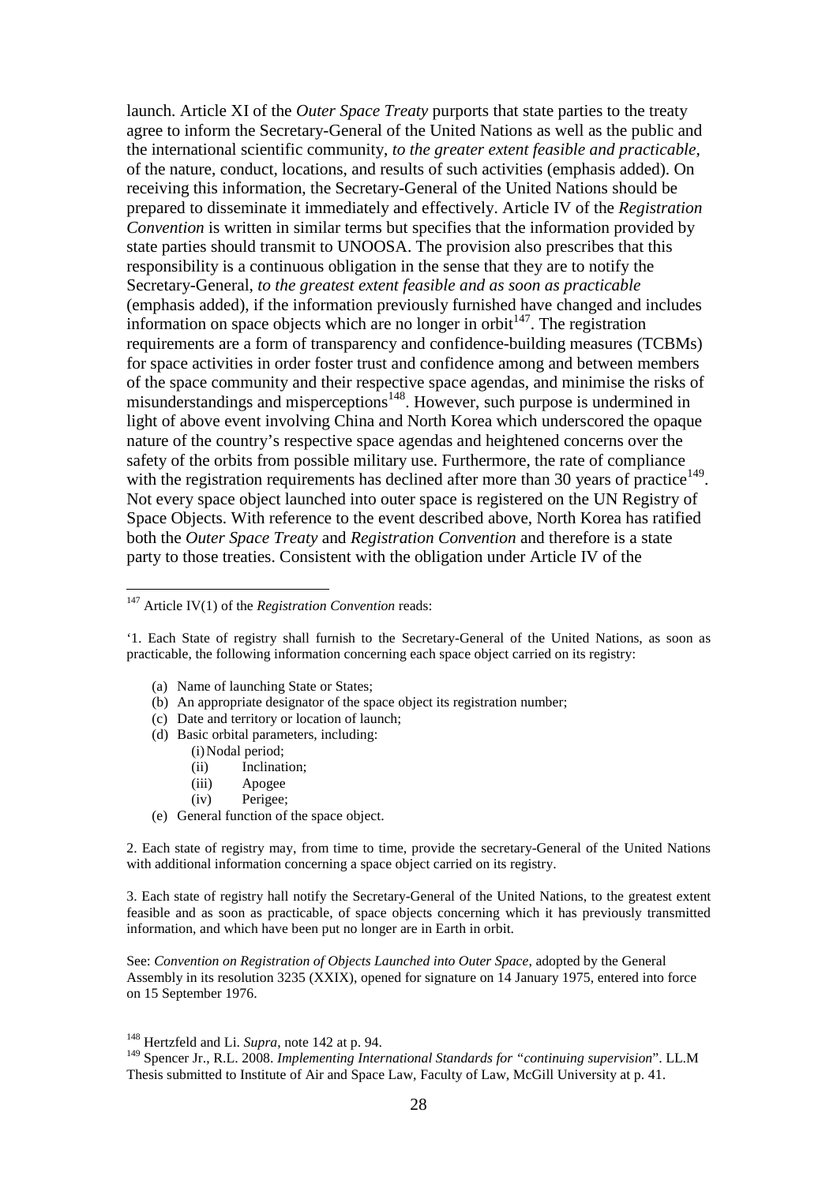launch. Article XI of the *Outer Space Treaty* purports that state parties to the treaty agree to inform the Secretary-General of the United Nations as well as the public and the international scientific community, *to the greater extent feasible and practicable*, of the nature, conduct, locations, and results of such activities (emphasis added). On receiving this information, the Secretary-General of the United Nations should be prepared to disseminate it immediately and effectively. Article IV of the *Registration Convention* is written in similar terms but specifies that the information provided by state parties should transmit to UNOOSA. The provision also prescribes that this responsibility is a continuous obligation in the sense that they are to notify the Secretary-General, *to the greatest extent feasible and as soon as practicable* (emphasis added), if the information previously furnished have changed and includes information on space objects which are no longer in orbit[147]. The registration requirements are a form of transparency and confidence-building measures (TCBMs) for space activities in order foster trust and confidence among and between members of the space community and their respective space agendas, and minimise the risks of misunderstandings and misperceptions[148]. However, such purpose is undermined in light of above event involving China and North Korea which underscored the opaque nature of the country's respective space agendas and heightened concerns over the safety of the orbits from possible military use. Furthermore, the rate of compliance with the registration requirements has declined after more than 30 years of practice[149]. Not every space object launched into outer space is registered on the UN Registry of Space Objects. With reference to the event described above, North Korea has ratified both the *Outer Space Treaty* and *Registration Convention* and therefore is a state party to those treaties. Consistent with the obligation under Article IV of the

---

[147] Article IV(1) of the *Registration Convention* reads:

'1. Each State of registry shall furnish to the Secretary-General of the United Nations, as soon as practicable, the following information concerning each space object carried on its registry:

(a) Name of launching State or States;
(b) An appropriate designator of the space object its registration number;
(c) Date and territory or location of launch;
(d) Basic orbital parameters, including:
    (i) Nodal period;
    (ii) Inclination;
    (iii) Apogee
    (iv) Perigee;
(e) General function of the space object.

2. Each state of registry may, from time to time, provide the secretary-General of the United Nations with additional information concerning a space object carried on its registry.

3. Each state of registry hall notify the Secretary-General of the United Nations, to the greatest extent feasible and as soon as practicable, of space objects concerning which it has previously transmitted information, and which have been put no longer are in Earth in orbit.

See: *Convention on Registration of Objects Launched into Outer Space*, adopted by the General Assembly in its resolution 3235 (XXIX), opened for signature on 14 January 1975, entered into force on 15 September 1976.

[148] Hertzfeld and Li. *Supra*, note 142 at p. 94.

[149] Spencer Jr., R.L. 2008. *Implementing International Standards for "continuing supervision*". LL.M Thesis submitted to Institute of Air and Space Law, Faculty of Law, McGill University at p. 41.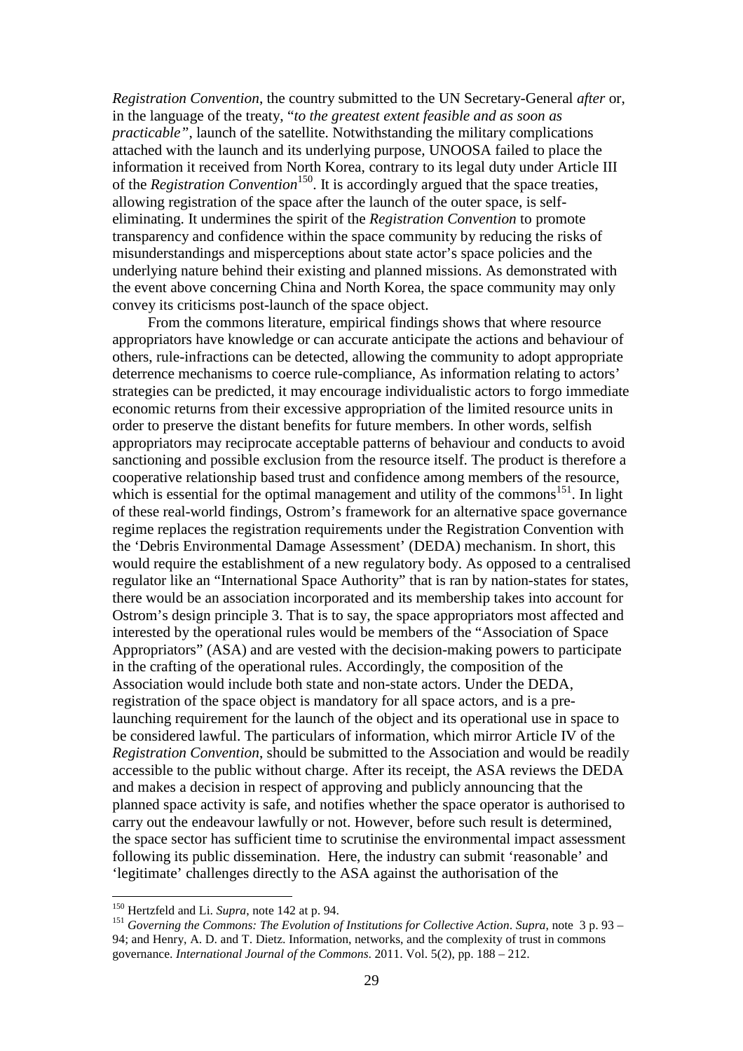*Registration Convention*, the country submitted to the UN Secretary-General *after* or, in the language of the treaty, "*to the greatest extent feasible and as soon as practicable"*, launch of the satellite. Notwithstanding the military complications attached with the launch and its underlying purpose, UNOOSA failed to place the information it received from North Korea, contrary to its legal duty under Article III of the *Registration Convention*[150]. It is accordingly argued that the space treaties, allowing registration of the space after the launch of the outer space, is self-eliminating. It undermines the spirit of the *Registration Convention* to promote transparency and confidence within the space community by reducing the risks of misunderstandings and misperceptions about state actor's space policies and the underlying nature behind their existing and planned missions. As demonstrated with the event above concerning China and North Korea, the space community may only convey its criticisms post-launch of the space object.

From the commons literature, empirical findings shows that where resource appropriators have knowledge or can accurate anticipate the actions and behaviour of others, rule-infractions can be detected, allowing the community to adopt appropriate deterrence mechanisms to coerce rule-compliance, As information relating to actors' strategies can be predicted, it may encourage individualistic actors to forgo immediate economic returns from their excessive appropriation of the limited resource units in order to preserve the distant benefits for future members. In other words, selfish appropriators may reciprocate acceptable patterns of behaviour and conducts to avoid sanctioning and possible exclusion from the resource itself. The product is therefore a cooperative relationship based trust and confidence among members of the resource, which is essential for the optimal management and utility of the commons[151]. In light of these real-world findings, Ostrom's framework for an alternative space governance regime replaces the registration requirements under the Registration Convention with the 'Debris Environmental Damage Assessment' (DEDA) mechanism. In short, this would require the establishment of a new regulatory body. As opposed to a centralised regulator like an "International Space Authority" that is ran by nation-states for states, there would be an association incorporated and its membership takes into account for Ostrom's design principle 3. That is to say, the space appropriators most affected and interested by the operational rules would be members of the "Association of Space Appropriators" (ASA) and are vested with the decision-making powers to participate in the crafting of the operational rules. Accordingly, the composition of the Association would include both state and non-state actors. Under the DEDA, registration of the space object is mandatory for all space actors, and is a pre-launching requirement for the launch of the object and its operational use in space to be considered lawful. The particulars of information, which mirror Article IV of the *Registration Convention*, should be submitted to the Association and would be readily accessible to the public without charge. After its receipt, the ASA reviews the DEDA and makes a decision in respect of approving and publicly announcing that the planned space activity is safe, and notifies whether the space operator is authorised to carry out the endeavour lawfully or not. However, before such result is determined, the space sector has sufficient time to scrutinise the environmental impact assessment following its public dissemination. Here, the industry can submit 'reasonable' and 'legitimate' challenges directly to the ASA against the authorisation of the

---

[150] Hertzfeld and Li. *Supra*, note 142 at p. 94.

[151] *Governing the Commons: The Evolution of Institutions for Collective Action*. *Supra*, note 3 p. 93 – 94; and Henry, A. D. and T. Dietz. Information, networks, and the complexity of trust in commons governance. *International Journal of the Commons*. 2011. Vol. 5(2), pp. 188 – 212.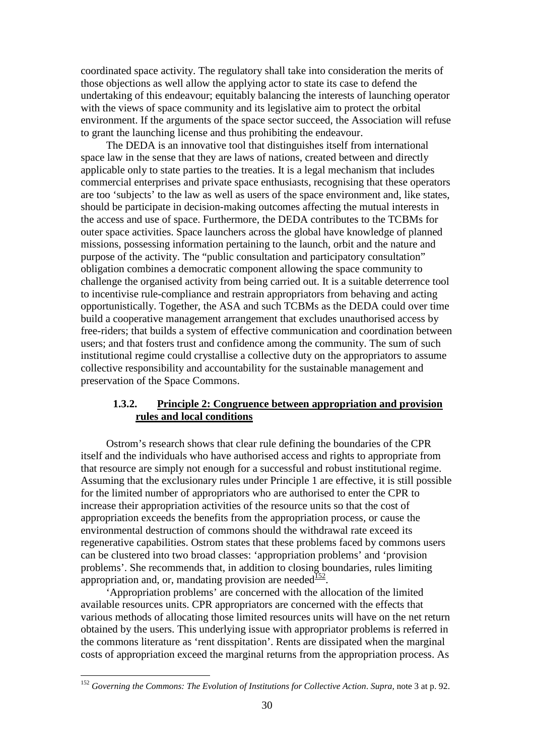coordinated space activity. The regulatory shall take into consideration the merits of those objections as well allow the applying actor to state its case to defend the undertaking of this endeavour; equitably balancing the interests of launching operator with the views of space community and its legislative aim to protect the orbital environment. If the arguments of the space sector succeed, the Association will refuse to grant the launching license and thus prohibiting the endeavour.

The DEDA is an innovative tool that distinguishes itself from international space law in the sense that they are laws of nations, created between and directly applicable only to state parties to the treaties. It is a legal mechanism that includes commercial enterprises and private space enthusiasts, recognising that these operators are too 'subjects' to the law as well as users of the space environment and, like states, should be participate in decision-making outcomes affecting the mutual interests in the access and use of space. Furthermore, the DEDA contributes to the TCBMs for outer space activities. Space launchers across the global have knowledge of planned missions, possessing information pertaining to the launch, orbit and the nature and purpose of the activity. The "public consultation and participatory consultation" obligation combines a democratic component allowing the space community to challenge the organised activity from being carried out. It is a suitable deterrence tool to incentivise rule-compliance and restrain appropriators from behaving and acting opportunistically. Together, the ASA and such TCBMs as the DEDA could over time build a cooperative management arrangement that excludes unauthorised access by free-riders; that builds a system of effective communication and coordination between users; and that fosters trust and confidence among the community. The sum of such institutional regime could crystallise a collective duty on the appropriators to assume collective responsibility and accountability for the sustainable management and preservation of the Space Commons.

### 1.3.2. Principle 2: Congruence between appropriation and provision rules and local conditions

Ostrom's research shows that clear rule defining the boundaries of the CPR itself and the individuals who have authorised access and rights to appropriate from that resource are simply not enough for a successful and robust institutional regime. Assuming that the exclusionary rules under Principle 1 are effective, it is still possible for the limited number of appropriators who are authorised to enter the CPR to increase their appropriation activities of the resource units so that the cost of appropriation exceeds the benefits from the appropriation process, or cause the environmental destruction of commons should the withdrawal rate exceed its regenerative capabilities. Ostrom states that these problems faced by commons users can be clustered into two broad classes: 'appropriation problems' and 'provision problems'. She recommends that, in addition to closing boundaries, rules limiting appropriation and, or, mandating provision are needed[152].

'Appropriation problems' are concerned with the allocation of the limited available resources units. CPR appropriators are concerned with the effects that various methods of allocating those limited resources units will have on the net return obtained by the users. This underlying issue with appropriator problems is referred in the commons literature as 'rent disspitation'. Rents are dissipated when the marginal costs of appropriation exceed the marginal returns from the appropriation process. As

[152] *Governing the Commons: The Evolution of Institutions for Collective Action*. *Supra*, note 3 at p. 92.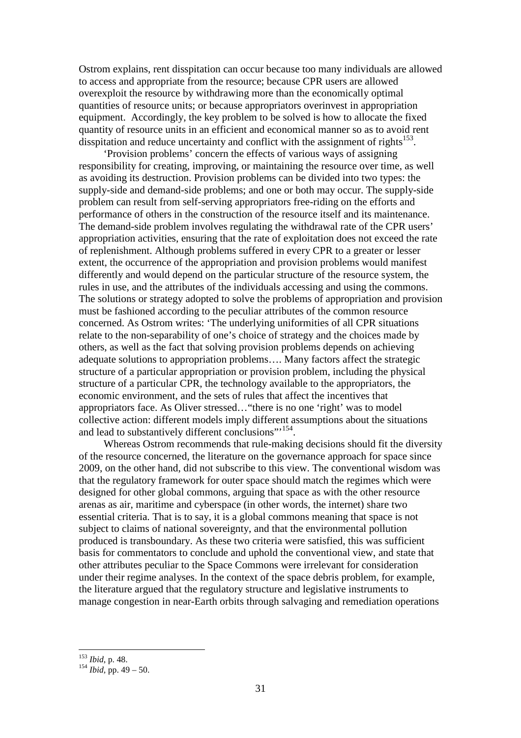Ostrom explains, rent disspitation can occur because too many individuals are allowed to access and appropriate from the resource; because CPR users are allowed overexploit the resource by withdrawing more than the economically optimal quantities of resource units; or because appropriators overinvest in appropriation equipment. Accordingly, the key problem to be solved is how to allocate the fixed quantity of resource units in an efficient and economical manner so as to avoid rent disspitation and reduce uncertainty and conflict with the assignment of rights[153].

'Provision problems' concern the effects of various ways of assigning responsibility for creating, improving, or maintaining the resource over time, as well as avoiding its destruction. Provision problems can be divided into two types: the supply-side and demand-side problems; and one or both may occur. The supply-side problem can result from self-serving appropriators free-riding on the efforts and performance of others in the construction of the resource itself and its maintenance. The demand-side problem involves regulating the withdrawal rate of the CPR users' appropriation activities, ensuring that the rate of exploitation does not exceed the rate of replenishment. Although problems suffered in every CPR to a greater or lesser extent, the occurrence of the appropriation and provision problems would manifest differently and would depend on the particular structure of the resource system, the rules in use, and the attributes of the individuals accessing and using the commons. The solutions or strategy adopted to solve the problems of appropriation and provision must be fashioned according to the peculiar attributes of the common resource concerned. As Ostrom writes: 'The underlying uniformities of all CPR situations relate to the non-separability of one's choice of strategy and the choices made by others, as well as the fact that solving provision problems depends on achieving adequate solutions to appropriation problems…. Many factors affect the strategic structure of a particular appropriation or provision problem, including the physical structure of a particular CPR, the technology available to the appropriators, the economic environment, and the sets of rules that affect the incentives that appropriators face. As Oliver stressed…"there is no one 'right' was to model collective action: different models imply different assumptions about the situations and lead to substantively different conclusions"'[154].

Whereas Ostrom recommends that rule-making decisions should fit the diversity of the resource concerned, the literature on the governance approach for space since 2009, on the other hand, did not subscribe to this view. The conventional wisdom was that the regulatory framework for outer space should match the regimes which were designed for other global commons, arguing that space as with the other resource arenas as air, maritime and cyberspace (in other words, the internet) share two essential criteria. That is to say, it is a global commons meaning that space is not subject to claims of national sovereignty, and that the environmental pollution produced is transboundary. As these two criteria were satisfied, this was sufficient basis for commentators to conclude and uphold the conventional view, and state that other attributes peculiar to the Space Commons were irrelevant for consideration under their regime analyses. In the context of the space debris problem, for example, the literature argued that the regulatory structure and legislative instruments to manage congestion in near-Earth orbits through salvaging and remediation operations

[153] *Ibid*, p. 48.

[154] *Ibid*, pp. 49 – 50.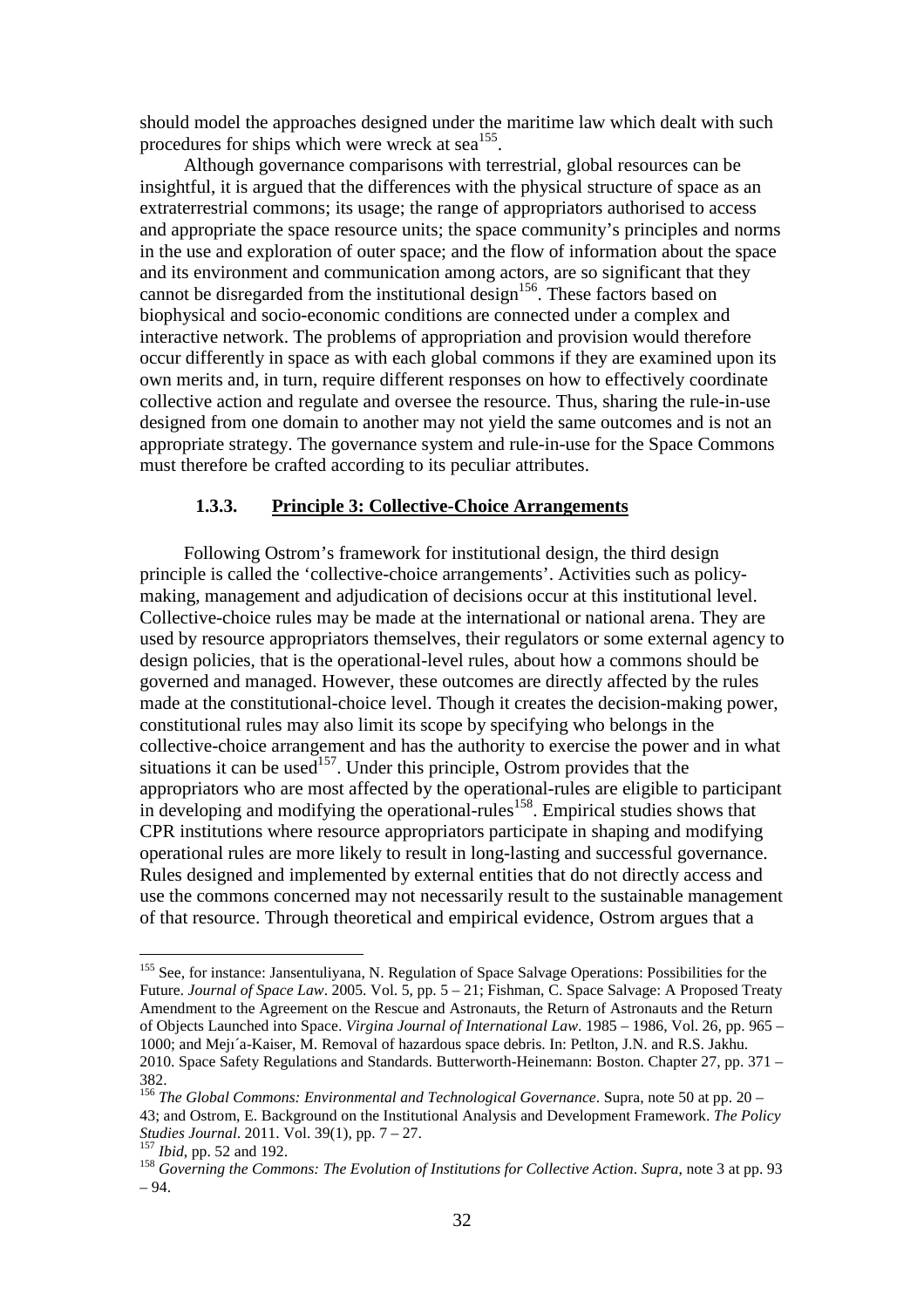should model the approaches designed under the maritime law which dealt with such procedures for ships which were wreck at sea[155].

Although governance comparisons with terrestrial, global resources can be insightful, it is argued that the differences with the physical structure of space as an extraterrestrial commons; its usage; the range of appropriators authorised to access and appropriate the space resource units; the space community's principles and norms in the use and exploration of outer space; and the flow of information about the space and its environment and communication among actors, are so significant that they cannot be disregarded from the institutional design[156]. These factors based on biophysical and socio-economic conditions are connected under a complex and interactive network. The problems of appropriation and provision would therefore occur differently in space as with each global commons if they are examined upon its own merits and, in turn, require different responses on how to effectively coordinate collective action and regulate and oversee the resource. Thus, sharing the rule-in-use designed from one domain to another may not yield the same outcomes and is not an appropriate strategy. The governance system and rule-in-use for the Space Commons must therefore be crafted according to its peculiar attributes.

### 1.3.3. Principle 3: Collective-Choice Arrangements

Following Ostrom's framework for institutional design, the third design principle is called the 'collective-choice arrangements'. Activities such as policy-making, management and adjudication of decisions occur at this institutional level. Collective-choice rules may be made at the international or national arena. They are used by resource appropriators themselves, their regulators or some external agency to design policies, that is the operational-level rules, about how a commons should be governed and managed. However, these outcomes are directly affected by the rules made at the constitutional-choice level. Though it creates the decision-making power, constitutional rules may also limit its scope by specifying who belongs in the collective-choice arrangement and has the authority to exercise the power and in what situations it can be used[157]. Under this principle, Ostrom provides that the appropriators who are most affected by the operational-rules are eligible to participant in developing and modifying the operational-rules[158]. Empirical studies shows that CPR institutions where resource appropriators participate in shaping and modifying operational rules are more likely to result in long-lasting and successful governance. Rules designed and implemented by external entities that do not directly access and use the commons concerned may not necessarily result to the sustainable management of that resource. Through theoretical and empirical evidence, Ostrom argues that a

---

[155] See, for instance: Jansentuliyana, N. Regulation of Space Salvage Operations: Possibilities for the Future. *Journal of Space Law*. 2005. Vol. 5, pp. 5 – 21; Fishman, C. Space Salvage: A Proposed Treaty Amendment to the Agreement on the Rescue and Astronauts, the Return of Astronauts and the Return of Objects Launched into Space. *Virgina Journal of International Law*. 1985 – 1986, Vol. 26, pp. 965 – 1000; and Mejı´a-Kaiser, M. Removal of hazardous space debris. In: Petlton, J.N. and R.S. Jakhu. 2010. Space Safety Regulations and Standards. Butterworth-Heinemann: Boston. Chapter 27, pp. 371 – 382.

[156] *The Global Commons: Environmental and Technological Governance*. Supra, note 50 at pp. 20 – 43; and Ostrom, E. Background on the Institutional Analysis and Development Framework. *The Policy Studies Journal*. 2011. Vol. 39(1), pp. 7 – 27.

[157] *Ibid*, pp. 52 and 192.

[158] *Governing the Commons: The Evolution of Institutions for Collective Action*. *Supra*, note 3 at pp. 93 – 94.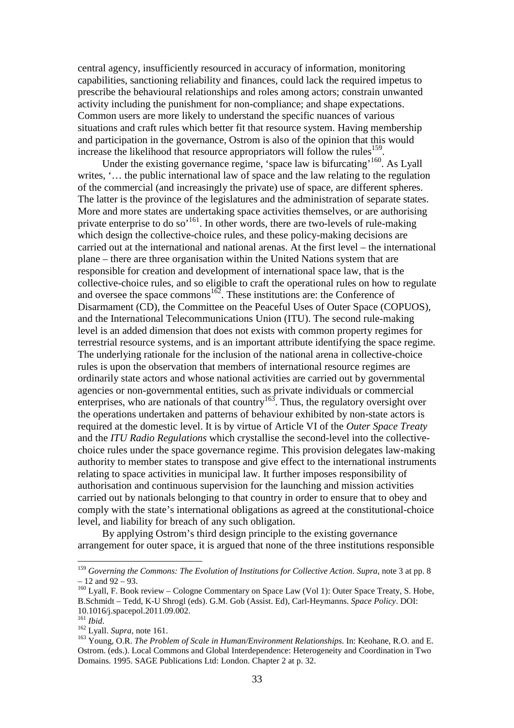central agency, insufficiently resourced in accuracy of information, monitoring capabilities, sanctioning reliability and finances, could lack the required impetus to prescribe the behavioural relationships and roles among actors; constrain unwanted activity including the punishment for non-compliance; and shape expectations. Common users are more likely to understand the specific nuances of various situations and craft rules which better fit that resource system. Having membership and participation in the governance, Ostrom is also of the opinion that this would increase the likelihood that resource appropriators will follow the rules[159].

Under the existing governance regime, 'space law is bifurcating'[160]. As Lyall writes, '… the public international law of space and the law relating to the regulation of the commercial (and increasingly the private) use of space, are different spheres. The latter is the province of the legislatures and the administration of separate states. More and more states are undertaking space activities themselves, or are authorising private enterprise to do so'[161]. In other words, there are two-levels of rule-making which design the collective-choice rules, and these policy-making decisions are carried out at the international and national arenas. At the first level – the international plane – there are three organisation within the United Nations system that are responsible for creation and development of international space law, that is the collective-choice rules, and so eligible to craft the operational rules on how to regulate and oversee the space commons[162]. These institutions are: the Conference of Disarmament (CD), the Committee on the Peaceful Uses of Outer Space (COPUOS), and the International Telecommunications Union (ITU). The second rule-making level is an added dimension that does not exists with common property regimes for terrestrial resource systems, and is an important attribute identifying the space regime. The underlying rationale for the inclusion of the national arena in collective-choice rules is upon the observation that members of international resource regimes are ordinarily state actors and whose national activities are carried out by governmental agencies or non-governmental entities, such as private individuals or commercial enterprises, who are nationals of that country[163]. Thus, the regulatory oversight over the operations undertaken and patterns of behaviour exhibited by non-state actors is required at the domestic level. It is by virtue of Article VI of the *Outer Space Treaty* and the *ITU Radio Regulations* which crystallise the second-level into the collective-choice rules under the space governance regime. This provision delegates law-making authority to member states to transpose and give effect to the international instruments relating to space activities in municipal law. It further imposes responsibility of authorisation and continuous supervision for the launching and mission activities carried out by nationals belonging to that country in order to ensure that to obey and comply with the state's international obligations as agreed at the constitutional-choice level, and liability for breach of any such obligation.

By applying Ostrom's third design principle to the existing governance arrangement for outer space, it is argued that none of the three institutions responsible

---

[159] *Governing the Commons: The Evolution of Institutions for Collective Action*. *Supra*, note 3 at pp. 8 – 12 and 92 – 93.

[160] Lyall, F. Book review – Cologne Commentary on Space Law (Vol 1): Outer Space Treaty, S. Hobe, B.Schmidt – Tedd, K-U Shrogl (eds). G.M. Gob (Assist. Ed), Carl-Heymanns. *Space Policy*. DOI: 10.1016/j.spacepol.2011.09.002.

[161] *Ibid.*

[162] Lyall. *Supra*, note 161.

[163] Young, O.R. *The Problem of Scale in Human/Environment Relationships*. In: Keohane, R.O. and E. Ostrom. (eds.). Local Commons and Global Interdependence: Heterogeneity and Coordination in Two Domains. 1995. SAGE Publications Ltd: London. Chapter 2 at p. 32.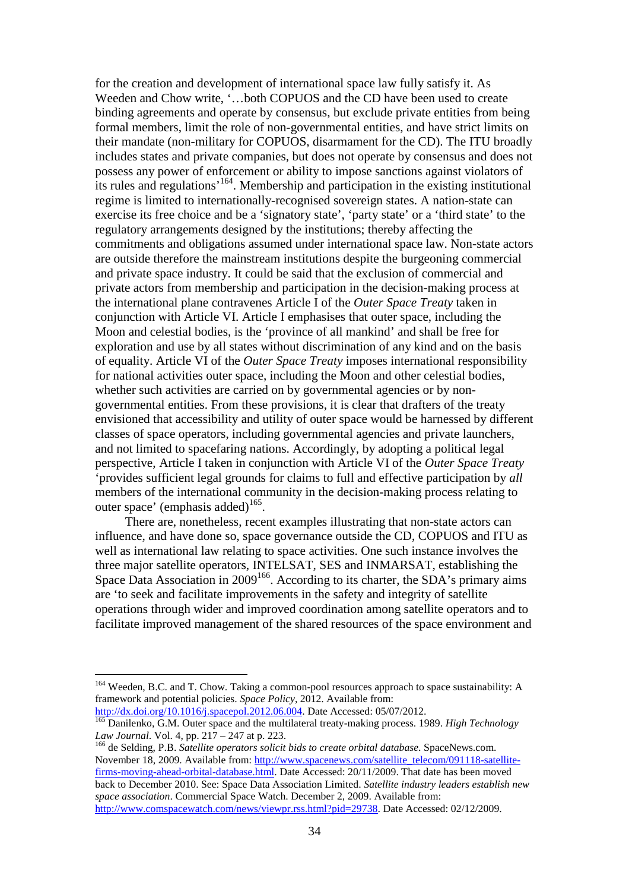for the creation and development of international space law fully satisfy it. As Weeden and Chow write, '…both COPUOS and the CD have been used to create binding agreements and operate by consensus, but exclude private entities from being formal members, limit the role of non-governmental entities, and have strict limits on their mandate (non-military for COPUOS, disarmament for the CD). The ITU broadly includes states and private companies, but does not operate by consensus and does not possess any power of enforcement or ability to impose sanctions against violators of its rules and regulations'[164]. Membership and participation in the existing institutional regime is limited to internationally-recognised sovereign states. A nation-state can exercise its free choice and be a 'signatory state', 'party state' or a 'third state' to the regulatory arrangements designed by the institutions; thereby affecting the commitments and obligations assumed under international space law. Non-state actors are outside therefore the mainstream institutions despite the burgeoning commercial and private space industry. It could be said that the exclusion of commercial and private actors from membership and participation in the decision-making process at the international plane contravenes Article I of the *Outer Space Treaty* taken in conjunction with Article VI. Article I emphasises that outer space, including the Moon and celestial bodies, is the 'province of all mankind' and shall be free for exploration and use by all states without discrimination of any kind and on the basis of equality. Article VI of the *Outer Space Treaty* imposes international responsibility for national activities outer space, including the Moon and other celestial bodies, whether such activities are carried on by governmental agencies or by non-governmental entities. From these provisions, it is clear that drafters of the treaty envisioned that accessibility and utility of outer space would be harnessed by different classes of space operators, including governmental agencies and private launchers, and not limited to spacefaring nations. Accordingly, by adopting a political legal perspective, Article I taken in conjunction with Article VI of the *Outer Space Treaty* 'provides sufficient legal grounds for claims to full and effective participation by *all* members of the international community in the decision-making process relating to outer space' (emphasis added)[165].

There are, nonetheless, recent examples illustrating that non-state actors can influence, and have done so, space governance outside the CD, COPUOS and ITU as well as international law relating to space activities. One such instance involves the three major satellite operators, INTELSAT, SES and INMARSAT, establishing the Space Data Association in 2009[166]. According to its charter, the SDA's primary aims are 'to seek and facilitate improvements in the safety and integrity of satellite operations through wider and improved coordination among satellite operators and to facilitate improved management of the shared resources of the space environment and

---

[164] Weeden, B.C. and T. Chow. Taking a common-pool resources approach to space sustainability: A framework and potential policies. *Space Policy*, 2012. Available from: http://dx.doi.org/10.1016/j.spacepol.2012.06.004. Date Accessed: 05/07/2012.

[165] Danilenko, G.M. Outer space and the multilateral treaty-making process. 1989. *High Technology Law Journal*. Vol. 4, pp. 217 – 247 at p. 223.

[166] de Selding, P.B. *Satellite operators solicit bids to create orbital database*. SpaceNews.com. November 18, 2009. Available from: http://www.spacenews.com/satellite_telecom/091118-satellite-firms-moving-ahead-orbital-database.html. Date Accessed: 20/11/2009. That date has been moved back to December 2010. See: Space Data Association Limited. *Satellite industry leaders establish new space association*. Commercial Space Watch. December 2, 2009. Available from: http://www.comspacewatch.com/news/viewpr.rss.html?pid=29738. Date Accessed: 02/12/2009.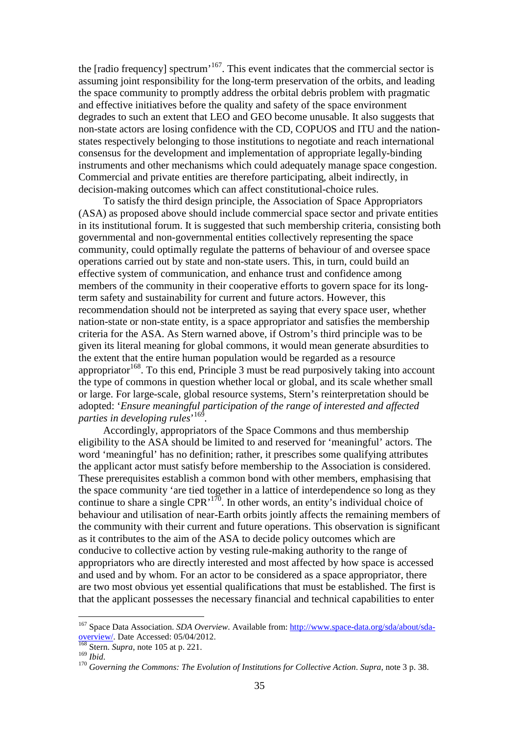the [radio frequency] spectrum'[167]. This event indicates that the commercial sector is assuming joint responsibility for the long-term preservation of the orbits, and leading the space community to promptly address the orbital debris problem with pragmatic and effective initiatives before the quality and safety of the space environment degrades to such an extent that LEO and GEO become unusable. It also suggests that non-state actors are losing confidence with the CD, COPUOS and ITU and the nation-states respectively belonging to those institutions to negotiate and reach international consensus for the development and implementation of appropriate legally-binding instruments and other mechanisms which could adequately manage space congestion. Commercial and private entities are therefore participating, albeit indirectly, in decision-making outcomes which can affect constitutional-choice rules.

To satisfy the third design principle, the Association of Space Appropriators (ASA) as proposed above should include commercial space sector and private entities in its institutional forum. It is suggested that such membership criteria, consisting both governmental and non-governmental entities collectively representing the space community, could optimally regulate the patterns of behaviour of and oversee space operations carried out by state and non-state users. This, in turn, could build an effective system of communication, and enhance trust and confidence among members of the community in their cooperative efforts to govern space for its long-term safety and sustainability for current and future actors. However, this recommendation should not be interpreted as saying that every space user, whether nation-state or non-state entity, is a space appropriator and satisfies the membership criteria for the ASA. As Stern warned above, if Ostrom's third principle was to be given its literal meaning for global commons, it would mean generate absurdities to the extent that the entire human population would be regarded as a resource appropriator[168]. To this end, Principle 3 must be read purposively taking into account the type of commons in question whether local or global, and its scale whether small or large. For large-scale, global resource systems, Stern's reinterpretation should be adopted: '*Ensure meaningful participation of the range of interested and affected parties in developing rules*'[169].

Accordingly, appropriators of the Space Commons and thus membership eligibility to the ASA should be limited to and reserved for 'meaningful' actors. The word 'meaningful' has no definition; rather, it prescribes some qualifying attributes the applicant actor must satisfy before membership to the Association is considered. These prerequisites establish a common bond with other members, emphasising that the space community 'are tied together in a lattice of interdependence so long as they continue to share a single CPR'[170]. In other words, an entity's individual choice of behaviour and utilisation of near-Earth orbits jointly affects the remaining members of the community with their current and future operations. This observation is significant as it contributes to the aim of the ASA to decide policy outcomes which are conducive to collective action by vesting rule-making authority to the range of appropriators who are directly interested and most affected by how space is accessed and used and by whom. For an actor to be considered as a space appropriator, there are two most obvious yet essential qualifications that must be established. The first is that the applicant possesses the necessary financial and technical capabilities to enter

---

[167] Space Data Association. *SDA Overview*. Available from: http://www.space-data.org/sda/about/sda-overview/. Date Accessed: 05/04/2012.

[168] Stern. *Supra*, note 105 at p. 221.

[169] *Ibid*.

[170] *Governing the Commons: The Evolution of Institutions for Collective Action*. *Supra*, note 3 p. 38.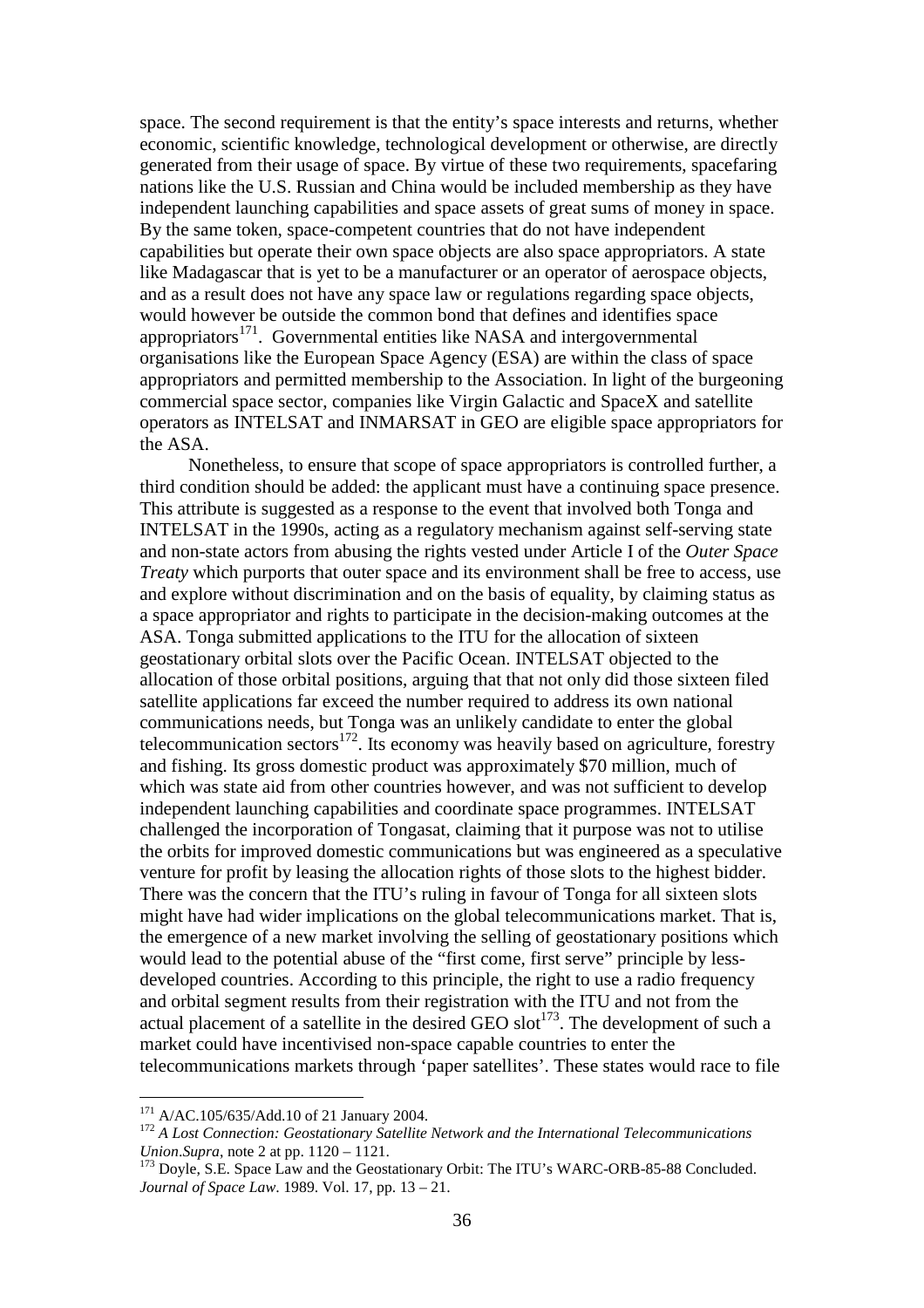space. The second requirement is that the entity's space interests and returns, whether economic, scientific knowledge, technological development or otherwise, are directly generated from their usage of space. By virtue of these two requirements, spacefaring nations like the U.S. Russian and China would be included membership as they have independent launching capabilities and space assets of great sums of money in space. By the same token, space-competent countries that do not have independent capabilities but operate their own space objects are also space appropriators. A state like Madagascar that is yet to be a manufacturer or an operator of aerospace objects, and as a result does not have any space law or regulations regarding space objects, would however be outside the common bond that defines and identifies space appropriators[171]. Governmental entities like NASA and intergovernmental organisations like the European Space Agency (ESA) are within the class of space appropriators and permitted membership to the Association. In light of the burgeoning commercial space sector, companies like Virgin Galactic and SpaceX and satellite operators as INTELSAT and INMARSAT in GEO are eligible space appropriators for the ASA.

Nonetheless, to ensure that scope of space appropriators is controlled further, a third condition should be added: the applicant must have a continuing space presence. This attribute is suggested as a response to the event that involved both Tonga and INTELSAT in the 1990s, acting as a regulatory mechanism against self-serving state and non-state actors from abusing the rights vested under Article I of the *Outer Space Treaty* which purports that outer space and its environment shall be free to access, use and explore without discrimination and on the basis of equality, by claiming status as a space appropriator and rights to participate in the decision-making outcomes at the ASA. Tonga submitted applications to the ITU for the allocation of sixteen geostationary orbital slots over the Pacific Ocean. INTELSAT objected to the allocation of those orbital positions, arguing that that not only did those sixteen filed satellite applications far exceed the number required to address its own national communications needs, but Tonga was an unlikely candidate to enter the global telecommunication sectors[172]. Its economy was heavily based on agriculture, forestry and fishing. Its gross domestic product was approximately $70 million, much of which was state aid from other countries however, and was not sufficient to develop independent launching capabilities and coordinate space programmes. INTELSAT challenged the incorporation of Tongasat, claiming that it purpose was not to utilise the orbits for improved domestic communications but was engineered as a speculative venture for profit by leasing the allocation rights of those slots to the highest bidder. There was the concern that the ITU's ruling in favour of Tonga for all sixteen slots might have had wider implications on the global telecommunications market. That is, the emergence of a new market involving the selling of geostationary positions which would lead to the potential abuse of the "first come, first serve" principle by less-developed countries. According to this principle, the right to use a radio frequency and orbital segment results from their registration with the ITU and not from the actual placement of a satellite in the desired GEO slot[173]. The development of such a market could have incentivised non-space capable countries to enter the telecommunications markets through 'paper satellites'. These states would race to file

---

[171] A/AC.105/635/Add.10 of 21 January 2004.

[172] *A Lost Connection: Geostationary Satellite Network and the International Telecommunications Union*.*Supra*, note 2 at pp. 1120 – 1121.

[173] Doyle, S.E. Space Law and the Geostationary Orbit: The ITU's WARC-ORB-85-88 Concluded. *Journal of Space Law*. 1989. Vol. 17, pp. 13 – 21.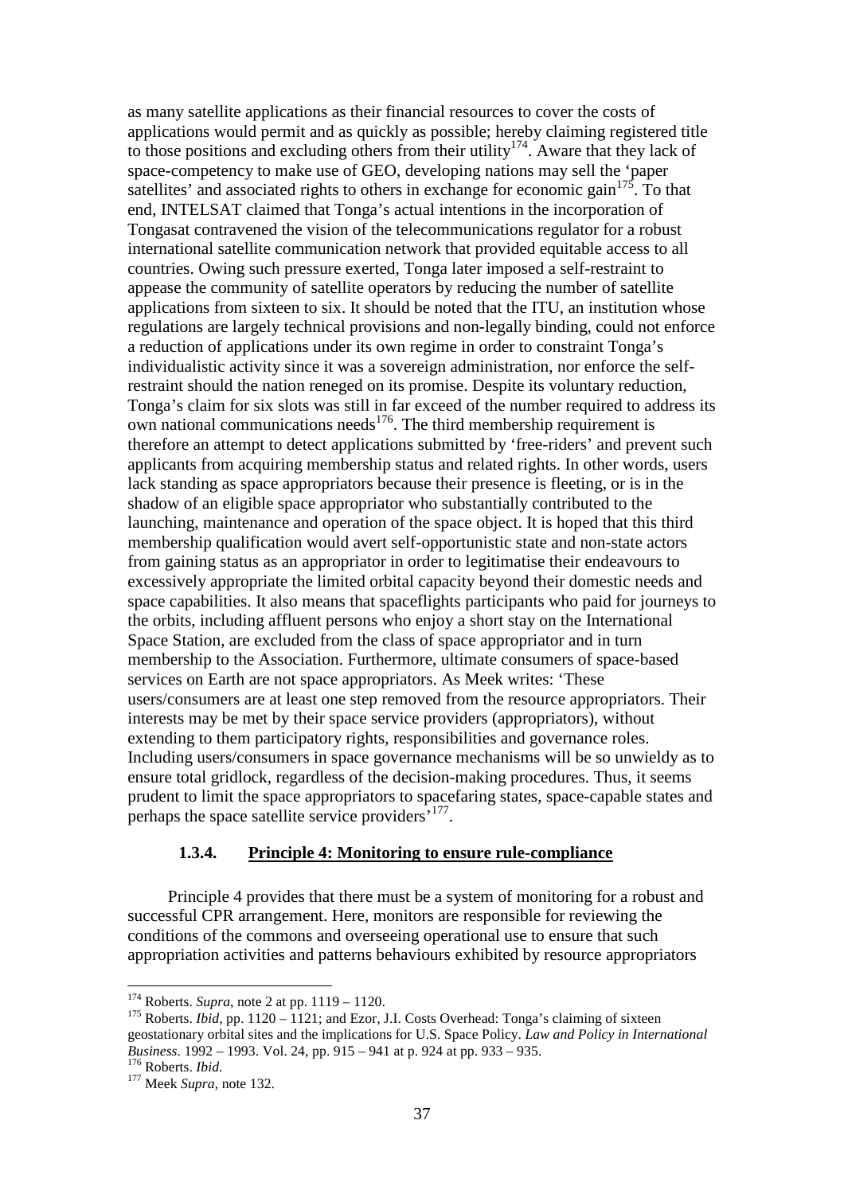as many satellite applications as their financial resources to cover the costs of applications would permit and as quickly as possible; hereby claiming registered title to those positions and excluding others from their utility[174]. Aware that they lack of space-competency to make use of GEO, developing nations may sell the 'paper satellites' and associated rights to others in exchange for economic gain[175]. To that end, INTELSAT claimed that Tonga's actual intentions in the incorporation of Tongasat contravened the vision of the telecommunications regulator for a robust international satellite communication network that provided equitable access to all countries. Owing such pressure exerted, Tonga later imposed a self-restraint to appease the community of satellite operators by reducing the number of satellite applications from sixteen to six. It should be noted that the ITU, an institution whose regulations are largely technical provisions and non-legally binding, could not enforce a reduction of applications under its own regime in order to constraint Tonga's individualistic activity since it was a sovereign administration, nor enforce the self-restraint should the nation reneged on its promise. Despite its voluntary reduction, Tonga's claim for six slots was still in far exceed of the number required to address its own national communications needs[176]. The third membership requirement is therefore an attempt to detect applications submitted by 'free-riders' and prevent such applicants from acquiring membership status and related rights. In other words, users lack standing as space appropriators because their presence is fleeting, or is in the shadow of an eligible space appropriator who substantially contributed to the launching, maintenance and operation of the space object. It is hoped that this third membership qualification would avert self-opportunistic state and non-state actors from gaining status as an appropriator in order to legitimatise their endeavours to excessively appropriate the limited orbital capacity beyond their domestic needs and space capabilities. It also means that spaceflights participants who paid for journeys to the orbits, including affluent persons who enjoy a short stay on the International Space Station, are excluded from the class of space appropriator and in turn membership to the Association. Furthermore, ultimate consumers of space-based services on Earth are not space appropriators. As Meek writes: 'These users/consumers are at least one step removed from the resource appropriators. Their interests may be met by their space service providers (appropriators), without extending to them participatory rights, responsibilities and governance roles. Including users/consumers in space governance mechanisms will be so unwieldy as to ensure total gridlock, regardless of the decision-making procedures. Thus, it seems prudent to limit the space appropriators to spacefaring states, space-capable states and perhaps the space satellite service providers'[177].

### 1.3.4. Principle 4: Monitoring to ensure rule-compliance

Principle 4 provides that there must be a system of monitoring for a robust and successful CPR arrangement. Here, monitors are responsible for reviewing the conditions of the commons and overseeing operational use to ensure that such appropriation activities and patterns behaviours exhibited by resource appropriators

---

[174] Roberts. *Supra*, note 2 at pp. 1119 – 1120.

[175] Roberts. *Ibid*, pp. 1120 – 1121; and Ezor, J.I. Costs Overhead: Tonga's claiming of sixteen geostationary orbital sites and the implications for U.S. Space Policy. *Law and Policy in International Business*. 1992 – 1993. Vol. 24, pp. 915 – 941 at p. 924 at pp. 933 – 935.

[176] Roberts. *Ibid.*

[177] Meek *Supra*, note 132.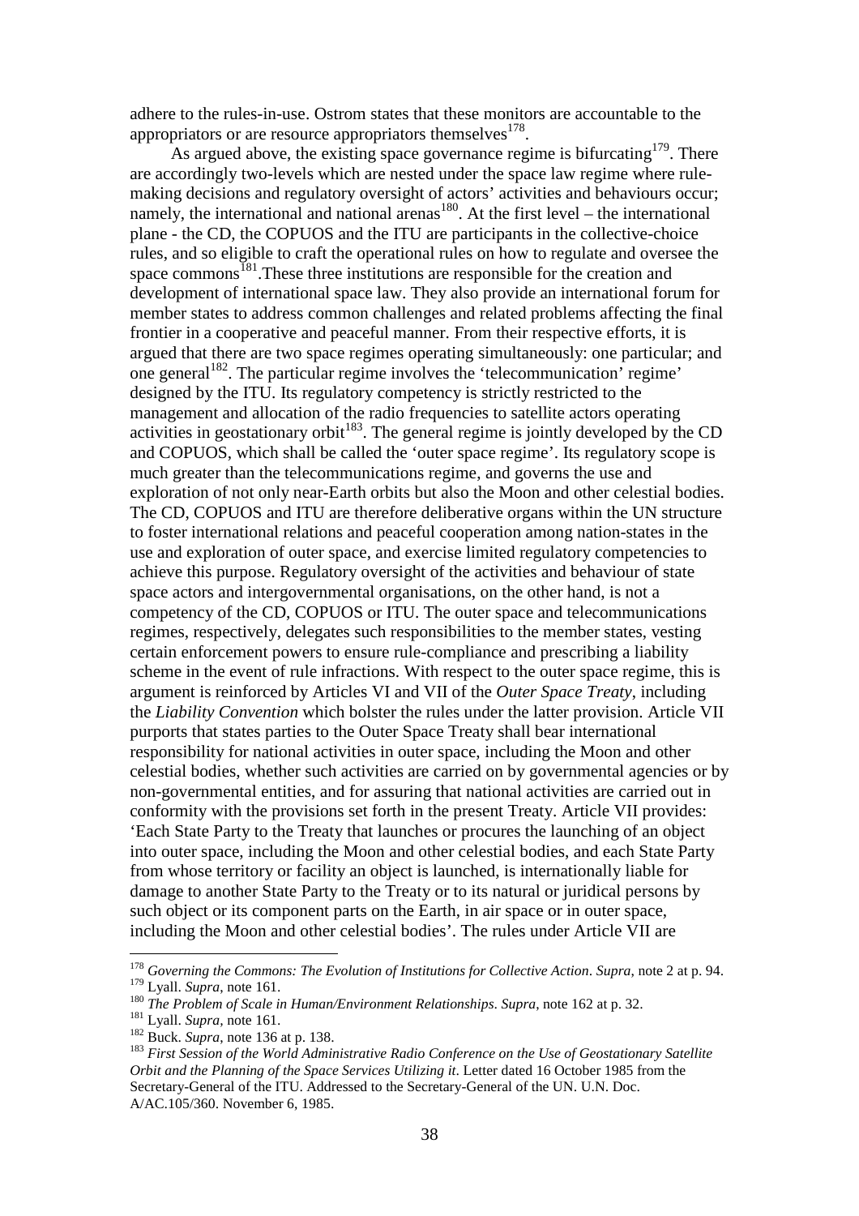adhere to the rules-in-use. Ostrom states that these monitors are accountable to the appropriators or are resource appropriators themselves[178].

As argued above, the existing space governance regime is bifurcating[179]. There are accordingly two-levels which are nested under the space law regime where rule-making decisions and regulatory oversight of actors' activities and behaviours occur; namely, the international and national arenas[180]. At the first level – the international plane - the CD, the COPUOS and the ITU are participants in the collective-choice rules, and so eligible to craft the operational rules on how to regulate and oversee the space commons[181].These three institutions are responsible for the creation and development of international space law. They also provide an international forum for member states to address common challenges and related problems affecting the final frontier in a cooperative and peaceful manner. From their respective efforts, it is argued that there are two space regimes operating simultaneously: one particular; and one general[182]. The particular regime involves the 'telecommunication' regime' designed by the ITU. Its regulatory competency is strictly restricted to the management and allocation of the radio frequencies to satellite actors operating activities in geostationary orbit[183]. The general regime is jointly developed by the CD and COPUOS, which shall be called the 'outer space regime'. Its regulatory scope is much greater than the telecommunications regime, and governs the use and exploration of not only near-Earth orbits but also the Moon and other celestial bodies. The CD, COPUOS and ITU are therefore deliberative organs within the UN structure to foster international relations and peaceful cooperation among nation-states in the use and exploration of outer space, and exercise limited regulatory competencies to achieve this purpose. Regulatory oversight of the activities and behaviour of state space actors and intergovernmental organisations, on the other hand, is not a competency of the CD, COPUOS or ITU. The outer space and telecommunications regimes, respectively, delegates such responsibilities to the member states, vesting certain enforcement powers to ensure rule-compliance and prescribing a liability scheme in the event of rule infractions. With respect to the outer space regime, this is argument is reinforced by Articles VI and VII of the *Outer Space Treaty*, including the *Liability Convention* which bolster the rules under the latter provision. Article VII purports that states parties to the Outer Space Treaty shall bear international responsibility for national activities in outer space, including the Moon and other celestial bodies, whether such activities are carried on by governmental agencies or by non-governmental entities, and for assuring that national activities are carried out in conformity with the provisions set forth in the present Treaty. Article VII provides: 'Each State Party to the Treaty that launches or procures the launching of an object into outer space, including the Moon and other celestial bodies, and each State Party from whose territory or facility an object is launched, is internationally liable for damage to another State Party to the Treaty or to its natural or juridical persons by such object or its component parts on the Earth, in air space or in outer space, including the Moon and other celestial bodies'. The rules under Article VII are

---

[178] *Governing the Commons: The Evolution of Institutions for Collective Action*. *Supra*, note 2 at p. 94.

[179] Lyall. *Supra*, note 161.

[180] *The Problem of Scale in Human/Environment Relationships*. *Supra*, note 162 at p. 32.

[181] Lyall. *Supra*, note 161.

[182] Buck. *Supra*, note 136 at p. 138.

[183] *First Session of the World Administrative Radio Conference on the Use of Geostationary Satellite Orbit and the Planning of the Space Services Utilizing it*. Letter dated 16 October 1985 from the Secretary-General of the ITU. Addressed to the Secretary-General of the UN. U.N. Doc. A/AC.105/360. November 6, 1985.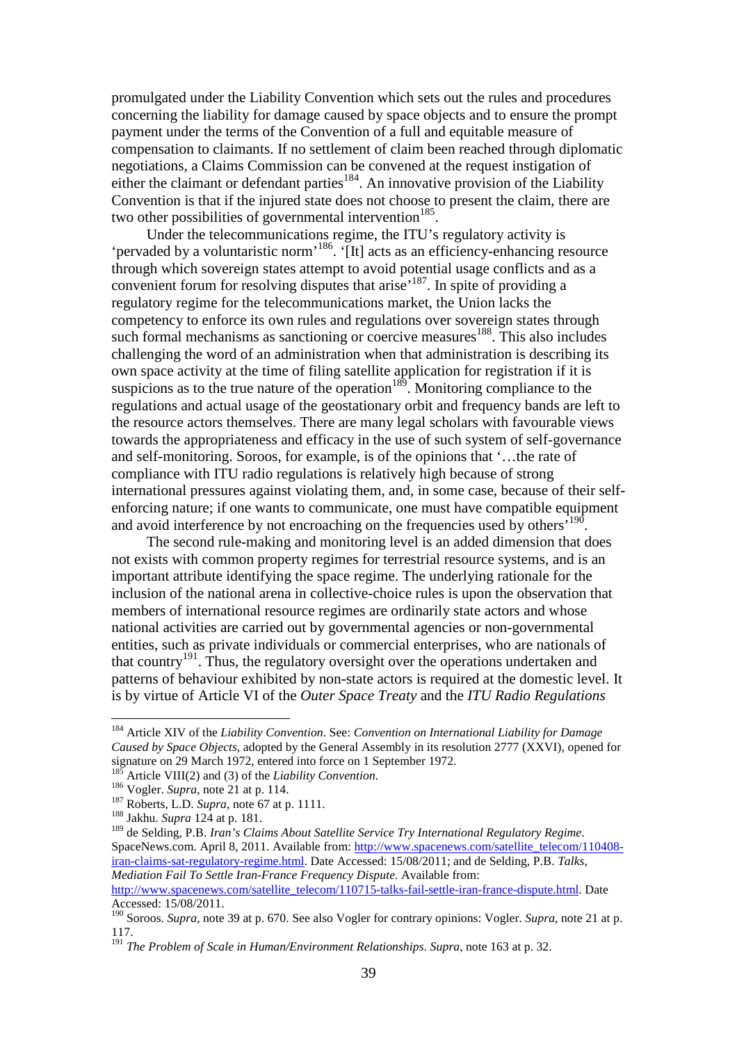promulgated under the Liability Convention which sets out the rules and procedures concerning the liability for damage caused by space objects and to ensure the prompt payment under the terms of the Convention of a full and equitable measure of compensation to claimants. If no settlement of claim been reached through diplomatic negotiations, a Claims Commission can be convened at the request instigation of either the claimant or defendant parties[184]. An innovative provision of the Liability Convention is that if the injured state does not choose to present the claim, there are two other possibilities of governmental intervention[185].

Under the telecommunications regime, the ITU's regulatory activity is 'pervaded by a voluntaristic norm'[186]. '[It] acts as an efficiency-enhancing resource through which sovereign states attempt to avoid potential usage conflicts and as a convenient forum for resolving disputes that arise'[187]. In spite of providing a regulatory regime for the telecommunications market, the Union lacks the competency to enforce its own rules and regulations over sovereign states through such formal mechanisms as sanctioning or coercive measures[188]. This also includes challenging the word of an administration when that administration is describing its own space activity at the time of filing satellite application for registration if it is suspicions as to the true nature of the operation[189]. Monitoring compliance to the regulations and actual usage of the geostationary orbit and frequency bands are left to the resource actors themselves. There are many legal scholars with favourable views towards the appropriateness and efficacy in the use of such system of self-governance and self-monitoring. Soroos, for example, is of the opinions that '…the rate of compliance with ITU radio regulations is relatively high because of strong international pressures against violating them, and, in some case, because of their self-enforcing nature; if one wants to communicate, one must have compatible equipment and avoid interference by not encroaching on the frequencies used by others'[190].

The second rule-making and monitoring level is an added dimension that does not exists with common property regimes for terrestrial resource systems, and is an important attribute identifying the space regime. The underlying rationale for the inclusion of the national arena in collective-choice rules is upon the observation that members of international resource regimes are ordinarily state actors and whose national activities are carried out by governmental agencies or non-governmental entities, such as private individuals or commercial enterprises, who are nationals of that country[191]. Thus, the regulatory oversight over the operations undertaken and patterns of behaviour exhibited by non-state actors is required at the domestic level. It is by virtue of Article VI of the *Outer Space Treaty* and the *ITU Radio Regulations*

---

[184] Article XIV of the *Liability Convention*. See: *Convention on International Liability for Damage Caused by Space Objects*, adopted by the General Assembly in its resolution 2777 (XXVI), opened for signature on 29 March 1972, entered into force on 1 September 1972.

[185] Article VIII(2) and (3) of the *Liability Convention*.

[186] Vogler. *Supra*, note 21 at p. 114.

[187] Roberts, L.D. *Supra*, note 67 at p. 1111.

[188] Jakhu. *Supra* 124 at p. 181.

[189] de Selding, P.B. *Iran's Claims About Satellite Service Try International Regulatory Regime*. SpaceNews.com. April 8, 2011. Available from: http://www.spacenews.com/satellite_telecom/110408-iran-claims-sat-regulatory-regime.html. Date Accessed: 15/08/2011; and de Selding, P.B. *Talks, Mediation Fail To Settle Iran-France Frequency Dispute*. Available from: http://www.spacenews.com/satellite_telecom/110715-talks-fail-settle-iran-france-dispute.html. Date Accessed: 15/08/2011.

[190] Soroos. *Supra*, note 39 at p. 670. See also Vogler for contrary opinions: Vogler. *Supra*, note 21 at p. 117.

[191] *The Problem of Scale in Human/Environment Relationships*. *Supra*, note 163 at p. 32.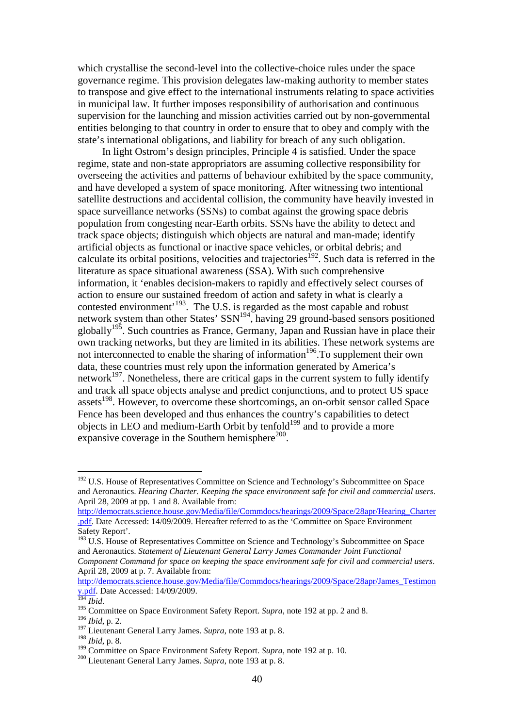which crystallise the second-level into the collective-choice rules under the space governance regime. This provision delegates law-making authority to member states to transpose and give effect to the international instruments relating to space activities in municipal law. It further imposes responsibility of authorisation and continuous supervision for the launching and mission activities carried out by non-governmental entities belonging to that country in order to ensure that to obey and comply with the state's international obligations, and liability for breach of any such obligation.

In light Ostrom's design principles, Principle 4 is satisfied. Under the space regime, state and non-state appropriators are assuming collective responsibility for overseeing the activities and patterns of behaviour exhibited by the space community, and have developed a system of space monitoring. After witnessing two intentional satellite destructions and accidental collision, the community have heavily invested in space surveillance networks (SSNs) to combat against the growing space debris population from congesting near-Earth orbits. SSNs have the ability to detect and track space objects; distinguish which objects are natural and man-made; identify artificial objects as functional or inactive space vehicles, or orbital debris; and calculate its orbital positions, velocities and trajectories[192]. Such data is referred in the literature as space situational awareness (SSA). With such comprehensive information, it 'enables decision-makers to rapidly and effectively select courses of action to ensure our sustained freedom of action and safety in what is clearly a contested environment'[193]. The U.S. is regarded as the most capable and robust network system than other States' SSN[194], having 29 ground-based sensors positioned globally[195]. Such countries as France, Germany, Japan and Russian have in place their own tracking networks, but they are limited in its abilities. These network systems are not interconnected to enable the sharing of information[196].To supplement their own data, these countries must rely upon the information generated by America's network[197]. Nonetheless, there are critical gaps in the current system to fully identify and track all space objects analyse and predict conjunctions, and to protect US space assets[198]. However, to overcome these shortcomings, an on-orbit sensor called Space Fence has been developed and thus enhances the country's capabilities to detect objects in LEO and medium-Earth Orbit by tenfold[199] and to provide a more expansive coverage in the Southern hemisphere[200].

---

[192] U.S. House of Representatives Committee on Science and Technology's Subcommittee on Space and Aeronautics. *Hearing Charter. Keeping the space environment safe for civil and commercial users*. April 28, 2009 at pp. 1 and 8. Available from: http://democrats.science.house.gov/Media/file/Commdocs/hearings/2009/Space/28apr/Hearing_Charter.pdf. Date Accessed: 14/09/2009. Hereafter referred to as the 'Committee on Space Environment Safety Report'.

[193] U.S. House of Representatives Committee on Science and Technology's Subcommittee on Space and Aeronautics. *Statement of Lieutenant General Larry James Commander Joint Functional Component Command for space on keeping the space environment safe for civil and commercial users*. April 28, 2009 at p. 7. Available from: http://democrats.science.house.gov/Media/file/Commdocs/hearings/2009/Space/28apr/James_Testimony.pdf. Date Accessed: 14/09/2009.

[194] *Ibid*.

[195] Committee on Space Environment Safety Report. *Supra*, note 192 at pp. 2 and 8.

[196] *Ibid*, p. 2.

[197] Lieutenant General Larry James. *Supra*, note 193 at p. 8.

[198] *Ibid*, p. 8.

[199] Committee on Space Environment Safety Report. *Supra*, note 192 at p. 10.

[200] Lieutenant General Larry James. *Supra*, note 193 at p. 8.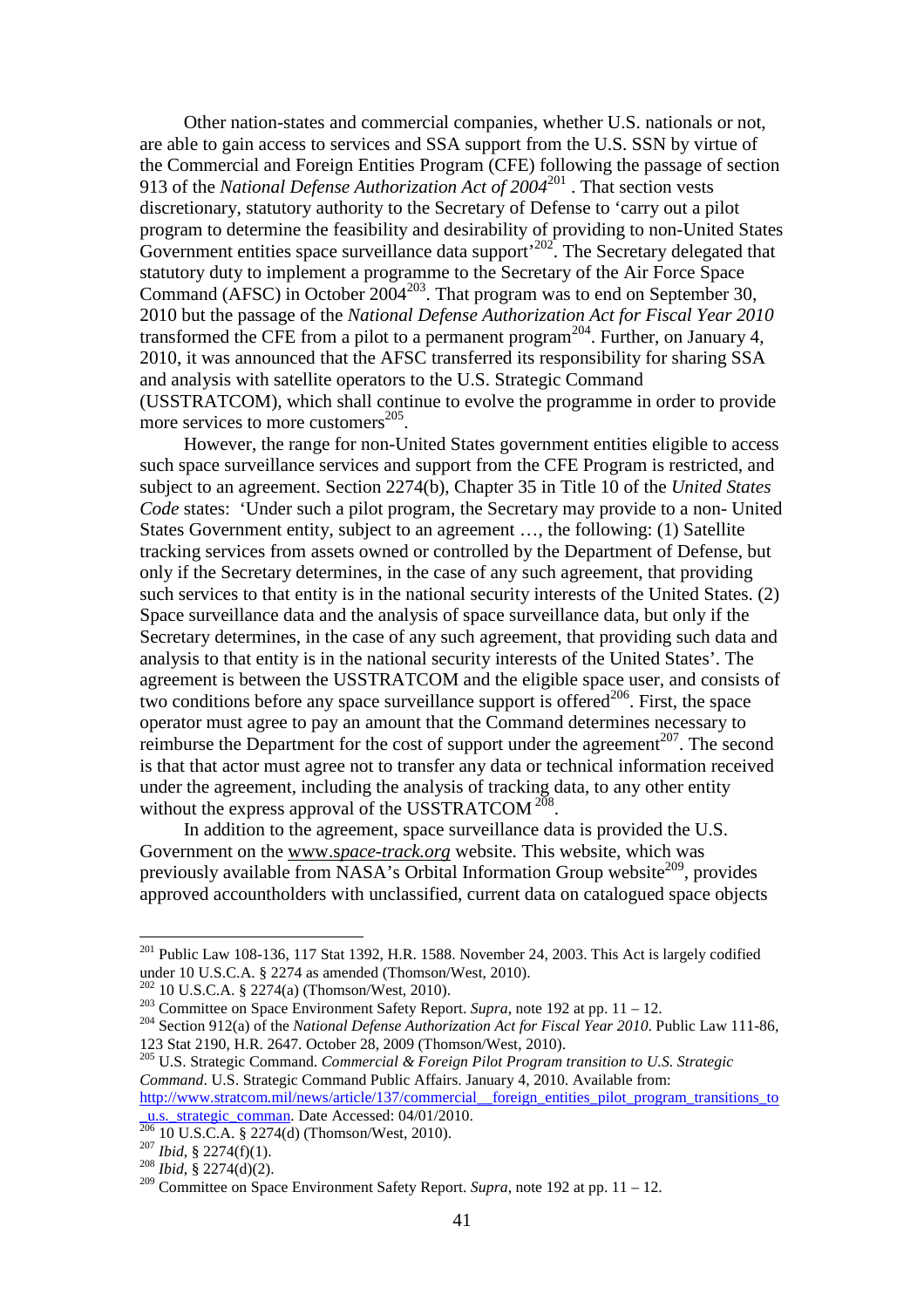Other nation-states and commercial companies, whether U.S. nationals or not, are able to gain access to services and SSA support from the U.S. SSN by virtue of the Commercial and Foreign Entities Program (CFE) following the passage of section 913 of the *National Defense Authorization Act of 2004*[201] . That section vests discretionary, statutory authority to the Secretary of Defense to 'carry out a pilot program to determine the feasibility and desirability of providing to non-United States Government entities space surveillance data support'[202]. The Secretary delegated that statutory duty to implement a programme to the Secretary of the Air Force Space Command (AFSC) in October 2004[203]. That program was to end on September 30, 2010 but the passage of the *National Defense Authorization Act for Fiscal Year 2010* transformed the CFE from a pilot to a permanent program[204]. Further, on January 4, 2010, it was announced that the AFSC transferred its responsibility for sharing SSA and analysis with satellite operators to the U.S. Strategic Command (USSTRATCOM), which shall continue to evolve the programme in order to provide more services to more customers[205].

However, the range for non-United States government entities eligible to access such space surveillance services and support from the CFE Program is restricted, and subject to an agreement. Section 2274(b), Chapter 35 in Title 10 of the *United States Code* states: 'Under such a pilot program, the Secretary may provide to a non- United States Government entity, subject to an agreement …, the following: (1) Satellite tracking services from assets owned or controlled by the Department of Defense, but only if the Secretary determines, in the case of any such agreement, that providing such services to that entity is in the national security interests of the United States. (2) Space surveillance data and the analysis of space surveillance data, but only if the Secretary determines, in the case of any such agreement, that providing such data and analysis to that entity is in the national security interests of the United States'. The agreement is between the USSTRATCOM and the eligible space user, and consists of two conditions before any space surveillance support is offered[206]. First, the space operator must agree to pay an amount that the Command determines necessary to reimburse the Department for the cost of support under the agreement[207]. The second is that that actor must agree not to transfer any data or technical information received under the agreement, including the analysis of tracking data, to any other entity without the express approval of the USSTRATCOM [208].

In addition to the agreement, space surveillance data is provided the U.S. Government on the www.*space-track.org* website. This website, which was previously available from NASA's Orbital Information Group website[209], provides approved accountholders with unclassified, current data on catalogued space objects

---

[201] Public Law 108-136, 117 Stat 1392, H.R. 1588. November 24, 2003. This Act is largely codified under 10 U.S.C.A. § 2274 as amended (Thomson/West, 2010).

[202] 10 U.S.C.A. § 2274(a) (Thomson/West, 2010).

[203] Committee on Space Environment Safety Report. *Supra*, note 192 at pp. 11 – 12.

[204] Section 912(a) of the *National Defense Authorization Act for Fiscal Year 2010*. Public Law 111-86, 123 Stat 2190, H.R. 2647. October 28, 2009 (Thomson/West, 2010).

[205] U.S. Strategic Command. *Commercial & Foreign Pilot Program transition to U.S. Strategic Command*. U.S. Strategic Command Public Affairs. January 4, 2010. Available from: http://www.stratcom.mil/news/article/137/commercial__foreign_entities_pilot_program_transitions_to_u.s._strategic_comman. Date Accessed: 04/01/2010.

[206] 10 U.S.C.A. § 2274(d) (Thomson/West, 2010).

[207] *Ibid*, § 2274(f)(1).

[208] *Ibid*, § 2274(d)(2).

[209] Committee on Space Environment Safety Report. *Supra*, note 192 at pp. 11 – 12.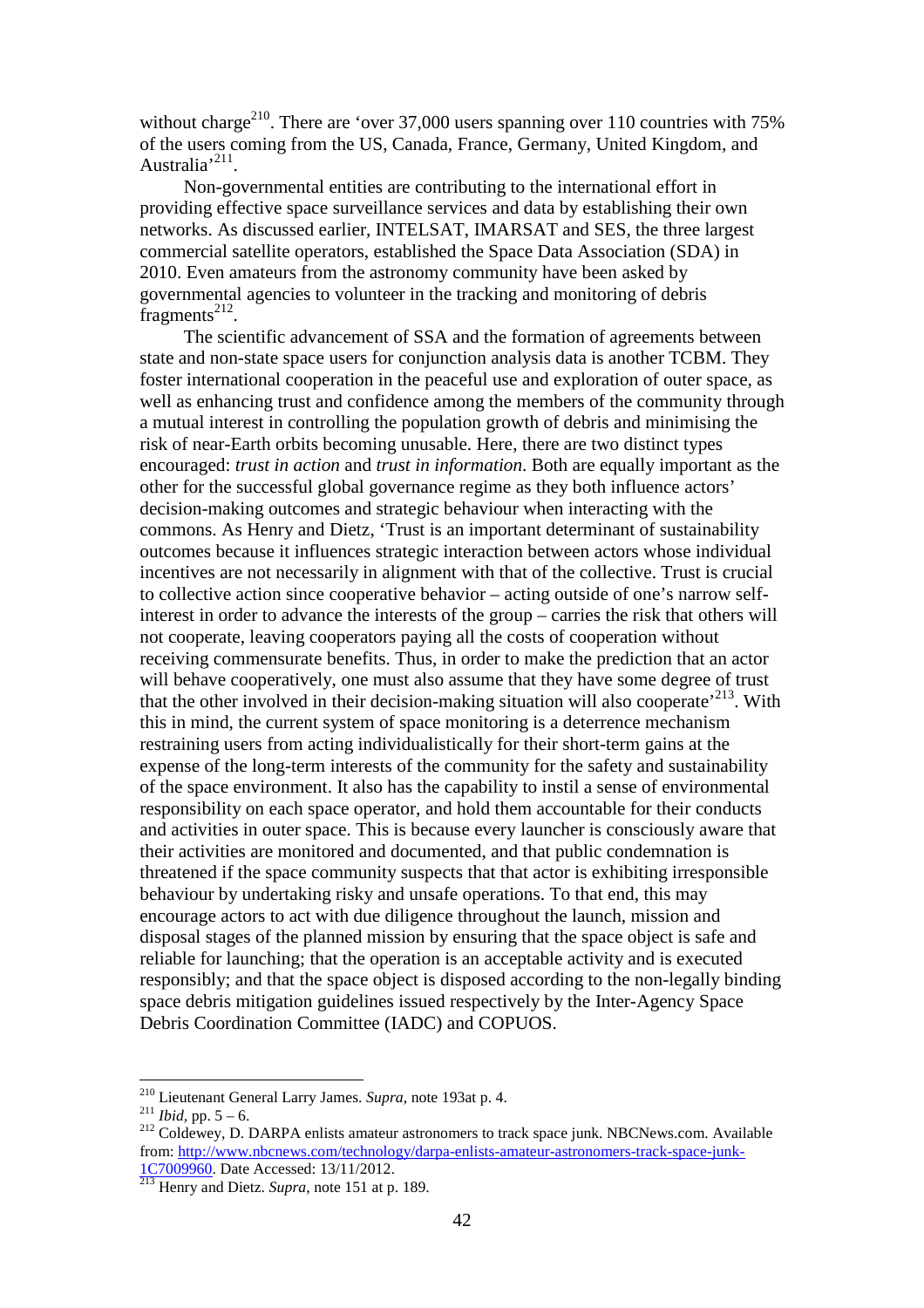without charge[210]. There are 'over 37,000 users spanning over 110 countries with 75% of the users coming from the US, Canada, France, Germany, United Kingdom, and Australia'[211].

Non-governmental entities are contributing to the international effort in providing effective space surveillance services and data by establishing their own networks. As discussed earlier, INTELSAT, IMARSAT and SES, the three largest commercial satellite operators, established the Space Data Association (SDA) in 2010. Even amateurs from the astronomy community have been asked by governmental agencies to volunteer in the tracking and monitoring of debris fragments[212].

The scientific advancement of SSA and the formation of agreements between state and non-state space users for conjunction analysis data is another TCBM. They foster international cooperation in the peaceful use and exploration of outer space, as well as enhancing trust and confidence among the members of the community through a mutual interest in controlling the population growth of debris and minimising the risk of near-Earth orbits becoming unusable. Here, there are two distinct types encouraged: *trust in action* and *trust in information*. Both are equally important as the other for the successful global governance regime as they both influence actors' decision-making outcomes and strategic behaviour when interacting with the commons. As Henry and Dietz, 'Trust is an important determinant of sustainability outcomes because it influences strategic interaction between actors whose individual incentives are not necessarily in alignment with that of the collective. Trust is crucial to collective action since cooperative behavior – acting outside of one's narrow self-interest in order to advance the interests of the group – carries the risk that others will not cooperate, leaving cooperators paying all the costs of cooperation without receiving commensurate benefits. Thus, in order to make the prediction that an actor will behave cooperatively, one must also assume that they have some degree of trust that the other involved in their decision-making situation will also cooperate'[213]. With this in mind, the current system of space monitoring is a deterrence mechanism restraining users from acting individualistically for their short-term gains at the expense of the long-term interests of the community for the safety and sustainability of the space environment. It also has the capability to instil a sense of environmental responsibility on each space operator, and hold them accountable for their conducts and activities in outer space. This is because every launcher is consciously aware that their activities are monitored and documented, and that public condemnation is threatened if the space community suspects that that actor is exhibiting irresponsible behaviour by undertaking risky and unsafe operations. To that end, this may encourage actors to act with due diligence throughout the launch, mission and disposal stages of the planned mission by ensuring that the space object is safe and reliable for launching; that the operation is an acceptable activity and is executed responsibly; and that the space object is disposed according to the non-legally binding space debris mitigation guidelines issued respectively by the Inter-Agency Space Debris Coordination Committee (IADC) and COPUOS.

---

[210] Lieutenant General Larry James. *Supra*, note 193at p. 4.

[211] *Ibid*, pp. 5 – 6.

[212] Coldewey, D. DARPA enlists amateur astronomers to track space junk. NBCNews.com. Available from: http://www.nbcnews.com/technology/darpa-enlists-amateur-astronomers-track-space-junk-1C7009960. Date Accessed: 13/11/2012.

[213] Henry and Dietz. *Supra*, note 151 at p. 189.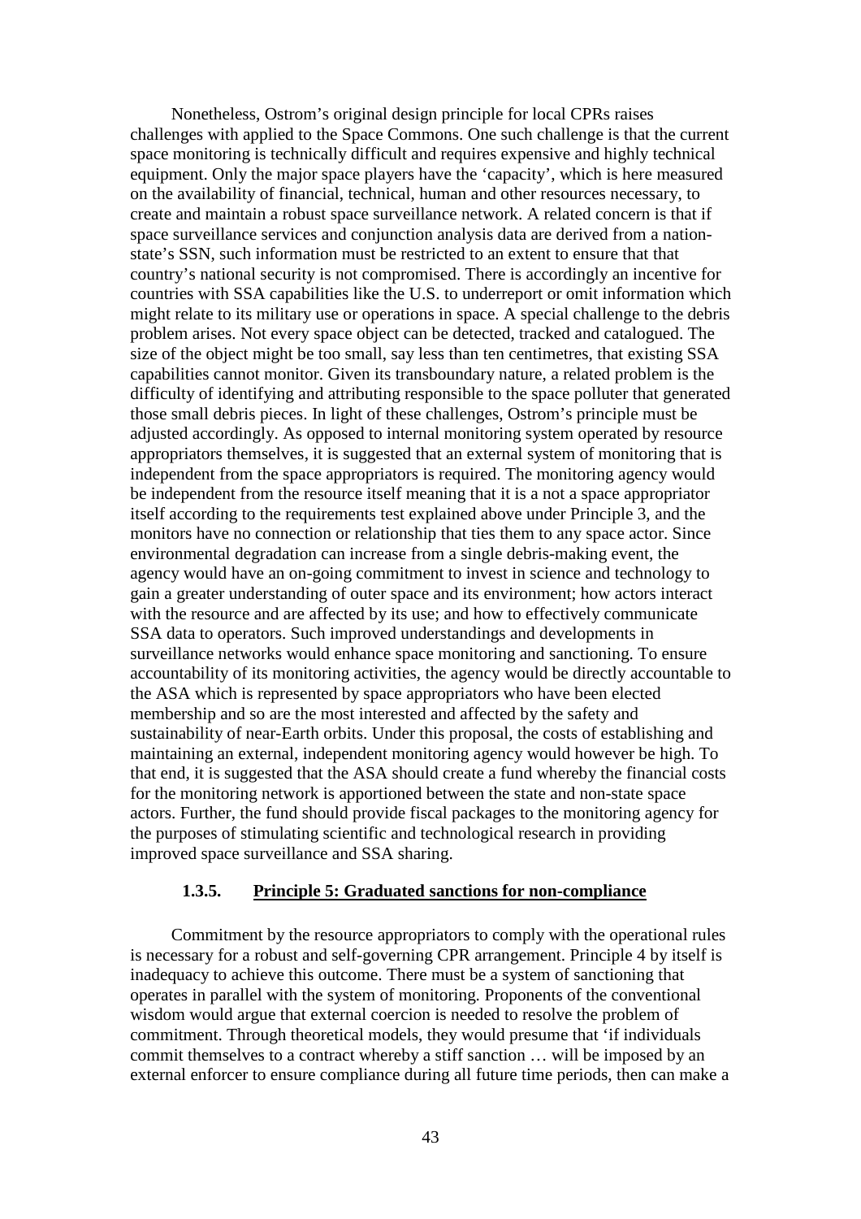Nonetheless, Ostrom's original design principle for local CPRs raises challenges with applied to the Space Commons. One such challenge is that the current space monitoring is technically difficult and requires expensive and highly technical equipment. Only the major space players have the 'capacity', which is here measured on the availability of financial, technical, human and other resources necessary, to create and maintain a robust space surveillance network. A related concern is that if space surveillance services and conjunction analysis data are derived from a nation-state's SSN, such information must be restricted to an extent to ensure that that country's national security is not compromised. There is accordingly an incentive for countries with SSA capabilities like the U.S. to underreport or omit information which might relate to its military use or operations in space. A special challenge to the debris problem arises. Not every space object can be detected, tracked and catalogued. The size of the object might be too small, say less than ten centimetres, that existing SSA capabilities cannot monitor. Given its transboundary nature, a related problem is the difficulty of identifying and attributing responsible to the space polluter that generated those small debris pieces. In light of these challenges, Ostrom's principle must be adjusted accordingly. As opposed to internal monitoring system operated by resource appropriators themselves, it is suggested that an external system of monitoring that is independent from the space appropriators is required. The monitoring agency would be independent from the resource itself meaning that it is a not a space appropriator itself according to the requirements test explained above under Principle 3, and the monitors have no connection or relationship that ties them to any space actor. Since environmental degradation can increase from a single debris-making event, the agency would have an on-going commitment to invest in science and technology to gain a greater understanding of outer space and its environment; how actors interact with the resource and are affected by its use; and how to effectively communicate SSA data to operators. Such improved understandings and developments in surveillance networks would enhance space monitoring and sanctioning. To ensure accountability of its monitoring activities, the agency would be directly accountable to the ASA which is represented by space appropriators who have been elected membership and so are the most interested and affected by the safety and sustainability of near-Earth orbits. Under this proposal, the costs of establishing and maintaining an external, independent monitoring agency would however be high. To that end, it is suggested that the ASA should create a fund whereby the financial costs for the monitoring network is apportioned between the state and non-state space actors. Further, the fund should provide fiscal packages to the monitoring agency for the purposes of stimulating scientific and technological research in providing improved space surveillance and SSA sharing.

### 1.3.5. Principle 5: Graduated sanctions for non-compliance

Commitment by the resource appropriators to comply with the operational rules is necessary for a robust and self-governing CPR arrangement. Principle 4 by itself is inadequacy to achieve this outcome. There must be a system of sanctioning that operates in parallel with the system of monitoring. Proponents of the conventional wisdom would argue that external coercion is needed to resolve the problem of commitment. Through theoretical models, they would presume that 'if individuals commit themselves to a contract whereby a stiff sanction … will be imposed by an external enforcer to ensure compliance during all future time periods, then can make a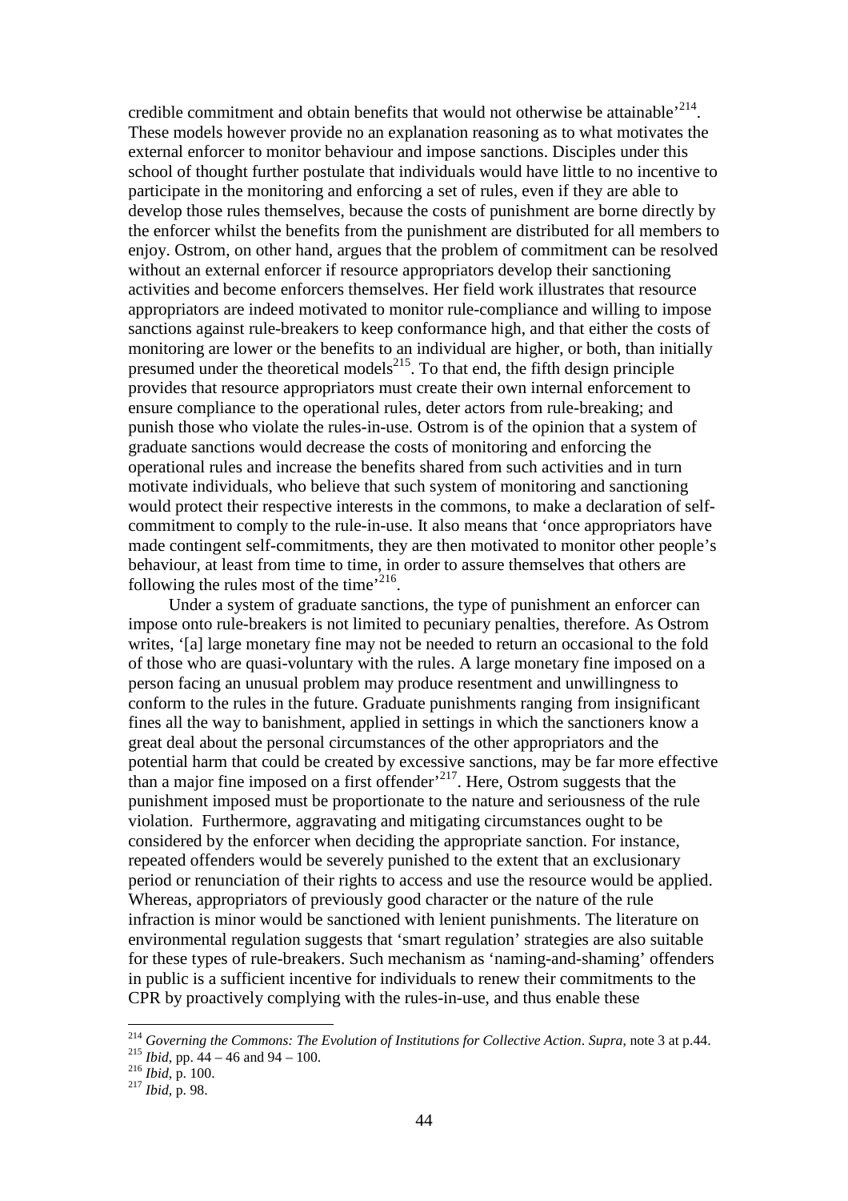credible commitment and obtain benefits that would not otherwise be attainable'[214]. These models however provide no an explanation reasoning as to what motivates the external enforcer to monitor behaviour and impose sanctions. Disciples under this school of thought further postulate that individuals would have little to no incentive to participate in the monitoring and enforcing a set of rules, even if they are able to develop those rules themselves, because the costs of punishment are borne directly by the enforcer whilst the benefits from the punishment are distributed for all members to enjoy. Ostrom, on other hand, argues that the problem of commitment can be resolved without an external enforcer if resource appropriators develop their sanctioning activities and become enforcers themselves. Her field work illustrates that resource appropriators are indeed motivated to monitor rule-compliance and willing to impose sanctions against rule-breakers to keep conformance high, and that either the costs of monitoring are lower or the benefits to an individual are higher, or both, than initially presumed under the theoretical models[215]. To that end, the fifth design principle provides that resource appropriators must create their own internal enforcement to ensure compliance to the operational rules, deter actors from rule-breaking; and punish those who violate the rules-in-use. Ostrom is of the opinion that a system of graduate sanctions would decrease the costs of monitoring and enforcing the operational rules and increase the benefits shared from such activities and in turn motivate individuals, who believe that such system of monitoring and sanctioning would protect their respective interests in the commons, to make a declaration of self-commitment to comply to the rule-in-use. It also means that 'once appropriators have made contingent self-commitments, they are then motivated to monitor other people's behaviour, at least from time to time, in order to assure themselves that others are following the rules most of the time'[216].

Under a system of graduate sanctions, the type of punishment an enforcer can impose onto rule-breakers is not limited to pecuniary penalties, therefore. As Ostrom writes, '[a] large monetary fine may not be needed to return an occasional to the fold of those who are quasi-voluntary with the rules. A large monetary fine imposed on a person facing an unusual problem may produce resentment and unwillingness to conform to the rules in the future. Graduate punishments ranging from insignificant fines all the way to banishment, applied in settings in which the sanctioners know a great deal about the personal circumstances of the other appropriators and the potential harm that could be created by excessive sanctions, may be far more effective than a major fine imposed on a first offender'[217]. Here, Ostrom suggests that the punishment imposed must be proportionate to the nature and seriousness of the rule violation. Furthermore, aggravating and mitigating circumstances ought to be considered by the enforcer when deciding the appropriate sanction. For instance, repeated offenders would be severely punished to the extent that an exclusionary period or renunciation of their rights to access and use the resource would be applied. Whereas, appropriators of previously good character or the nature of the rule infraction is minor would be sanctioned with lenient punishments. The literature on environmental regulation suggests that 'smart regulation' strategies are also suitable for these types of rule-breakers. Such mechanism as 'naming-and-shaming' offenders in public is a sufficient incentive for individuals to renew their commitments to the CPR by proactively complying with the rules-in-use, and thus enable these

---

[214] *Governing the Commons: The Evolution of Institutions for Collective Action*. *Supra*, note 3 at p.44.
[215] *Ibid*, pp. 44 – 46 and 94 – 100.
[216] *Ibid*, p. 100.
[217] *Ibid*, p. 98.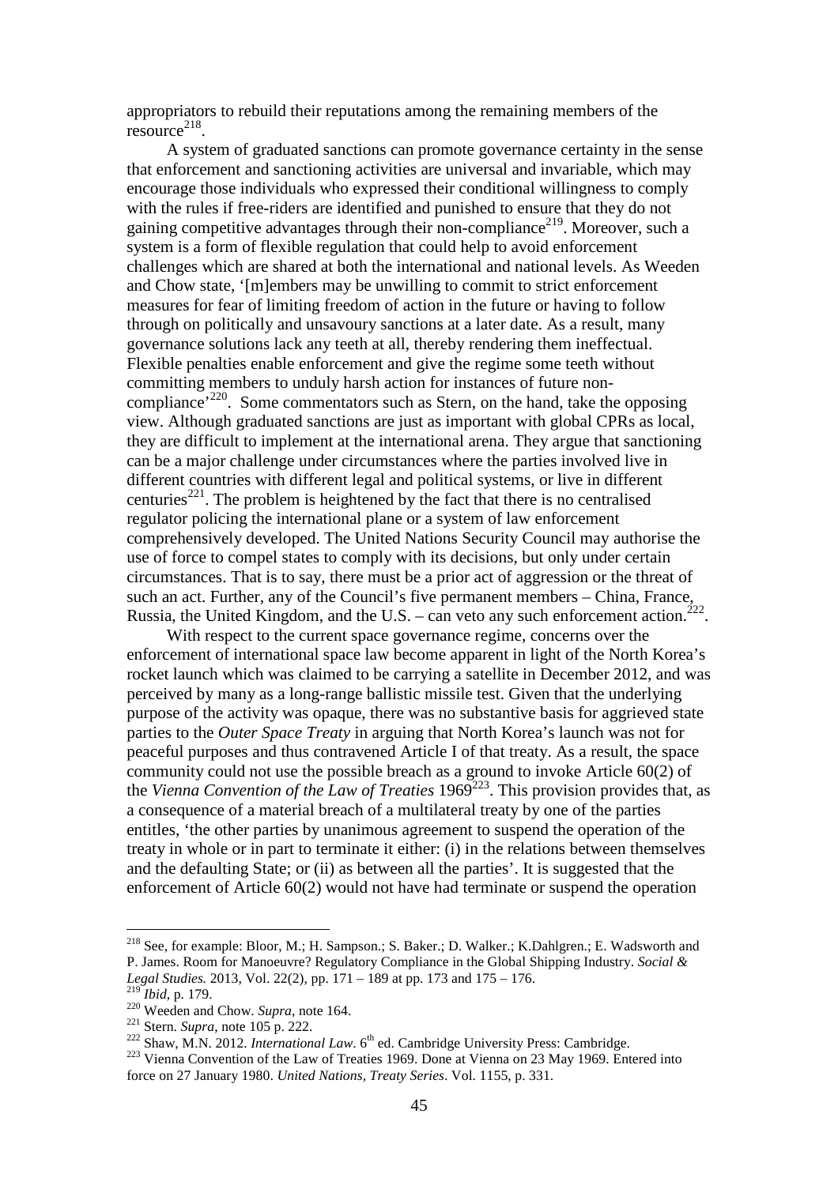appropriators to rebuild their reputations among the remaining members of the resource[218].

A system of graduated sanctions can promote governance certainty in the sense that enforcement and sanctioning activities are universal and invariable, which may encourage those individuals who expressed their conditional willingness to comply with the rules if free-riders are identified and punished to ensure that they do not gaining competitive advantages through their non-compliance[219]. Moreover, such a system is a form of flexible regulation that could help to avoid enforcement challenges which are shared at both the international and national levels. As Weeden and Chow state, '[m]embers may be unwilling to commit to strict enforcement measures for fear of limiting freedom of action in the future or having to follow through on politically and unsavoury sanctions at a later date. As a result, many governance solutions lack any teeth at all, thereby rendering them ineffectual. Flexible penalties enable enforcement and give the regime some teeth without committing members to unduly harsh action for instances of future non-compliance'[220]. Some commentators such as Stern, on the hand, take the opposing view. Although graduated sanctions are just as important with global CPRs as local, they are difficult to implement at the international arena. They argue that sanctioning can be a major challenge under circumstances where the parties involved live in different countries with different legal and political systems, or live in different centuries[221]. The problem is heightened by the fact that there is no centralised regulator policing the international plane or a system of law enforcement comprehensively developed. The United Nations Security Council may authorise the use of force to compel states to comply with its decisions, but only under certain circumstances. That is to say, there must be a prior act of aggression or the threat of such an act. Further, any of the Council's five permanent members – China, France, Russia, the United Kingdom, and the U.S. – can veto any such enforcement action.[222].

With respect to the current space governance regime, concerns over the enforcement of international space law become apparent in light of the North Korea's rocket launch which was claimed to be carrying a satellite in December 2012, and was perceived by many as a long-range ballistic missile test. Given that the underlying purpose of the activity was opaque, there was no substantive basis for aggrieved state parties to the *Outer Space Treaty* in arguing that North Korea's launch was not for peaceful purposes and thus contravened Article I of that treaty. As a result, the space community could not use the possible breach as a ground to invoke Article 60(2) of the *Vienna Convention of the Law of Treaties* 1969[223]. This provision provides that, as a consequence of a material breach of a multilateral treaty by one of the parties entitles, 'the other parties by unanimous agreement to suspend the operation of the treaty in whole or in part to terminate it either: (i) in the relations between themselves and the defaulting State; or (ii) as between all the parties'. It is suggested that the enforcement of Article 60(2) would not have had terminate or suspend the operation

---

[218] See, for example: Bloor, M.; H. Sampson.; S. Baker.; D. Walker.; K.Dahlgren.; E. Wadsworth and P. James. Room for Manoeuvre? Regulatory Compliance in the Global Shipping Industry. *Social & Legal Studies.* 2013, Vol. 22(2), pp. 171 – 189 at pp. 173 and 175 – 176.

[219] *Ibid*, p. 179.

[220] Weeden and Chow. *Supra*, note 164.

[221] Stern. *Supra*, note 105 p. 222.

[222] Shaw, M.N. 2012. *International Law*. 6th ed. Cambridge University Press: Cambridge.

[223] Vienna Convention of the Law of Treaties 1969. Done at Vienna on 23 May 1969. Entered into force on 27 January 1980. *United Nations, Treaty Series*. Vol. 1155, p. 331.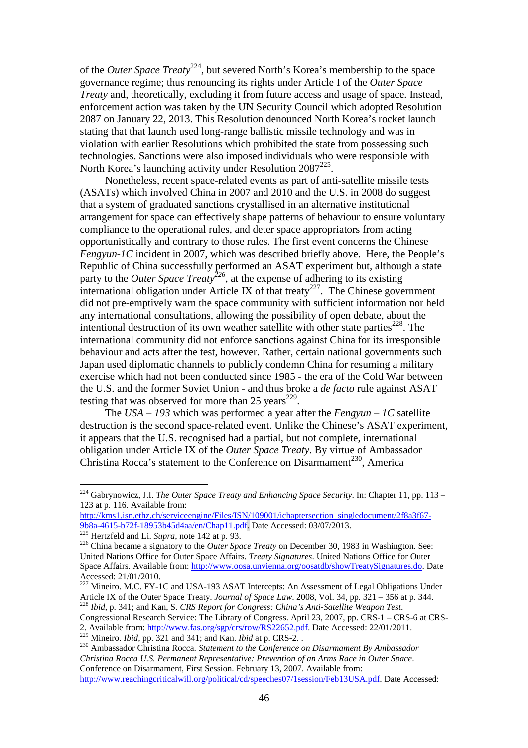of the *Outer Space Treaty*[224], but severed North's Korea's membership to the space governance regime; thus renouncing its rights under Article I of the *Outer Space Treaty* and, theoretically, excluding it from future access and usage of space. Instead, enforcement action was taken by the UN Security Council which adopted Resolution 2087 on January 22, 2013. This Resolution denounced North Korea's rocket launch stating that that launch used long-range ballistic missile technology and was in violation with earlier Resolutions which prohibited the state from possessing such technologies. Sanctions were also imposed individuals who were responsible with North Korea's launching activity under Resolution 2087[225].

Nonetheless, recent space-related events as part of anti-satellite missile tests (ASATs) which involved China in 2007 and 2010 and the U.S. in 2008 do suggest that a system of graduated sanctions crystallised in an alternative institutional arrangement for space can effectively shape patterns of behaviour to ensure voluntary compliance to the operational rules, and deter space appropriators from acting opportunistically and contrary to those rules. The first event concerns the Chinese *Fengyun-1C* incident in 2007, which was described briefly above. Here, the People's Republic of China successfully performed an ASAT experiment but, although a state party to the *Outer Space Treaty*[226], at the expense of adhering to its existing international obligation under Article IX of that treaty[227]. The Chinese government did not pre-emptively warn the space community with sufficient information nor held any international consultations, allowing the possibility of open debate, about the intentional destruction of its own weather satellite with other state parties[228]. The international community did not enforce sanctions against China for its irresponsible behaviour and acts after the test, however. Rather, certain national governments such Japan used diplomatic channels to publicly condemn China for resuming a military exercise which had not been conducted since 1985 - the era of the Cold War between the U.S. and the former Soviet Union - and thus broke a *de facto* rule against ASAT testing that was observed for more than 25 years[229].

The *USA – 193* which was performed a year after the *Fengyun – 1C* satellite destruction is the second space-related event. Unlike the Chinese's ASAT experiment, it appears that the U.S. recognised had a partial, but not complete, international obligation under Article IX of the *Outer Space Treaty*. By virtue of Ambassador Christina Rocca's statement to the Conference on Disarmament[230], America

---

[224] Gabrynowicz, J.I. *The Outer Space Treaty and Enhancing Space Security*. In: Chapter 11, pp. 113 – 123 at p. 116. Available from: http://kms1.isn.ethz.ch/serviceengine/Files/ISN/109001/ichaptersection_singledocument/2f8a3f67-9b8a-4615-b72f-18953b45d4aa/en/Chap11.pdf. Date Accessed: 03/07/2013.

[225] Hertzfeld and Li. *Supra*, note 142 at p. 93.

[226] China became a signatory to the *Outer Space Treaty* on December 30, 1983 in Washington. See: United Nations Office for Outer Space Affairs. *Treaty Signatures*. United Nations Office for Outer Space Affairs. Available from: http://www.oosa.unvienna.org/oosatdb/showTreatySignatures.do. Date Accessed: 21/01/2010.

[227] Mineiro. M.C. FY-1C and USA-193 ASAT Intercepts: An Assessment of Legal Obligations Under Article IX of the Outer Space Treaty. *Journal of Space Law*. 2008, Vol. 34, pp. 321 – 356 at p. 344.

[228] *Ibid*, p. 341; and Kan, S. *CRS Report for Congress: China's Anti-Satellite Weapon Test*. Congressional Research Service: The Library of Congress. April 23, 2007, pp. CRS-1 – CRS-6 at CRS-2. Available from: http://www.fas.org/sgp/crs/row/RS22652.pdf. Date Accessed: 22/01/2011.

[229] Mineiro. *Ibid*, pp. 321 and 341; and Kan. *Ibid* at p. CRS-2. .

[230] Ambassador Christina Rocca. *Statement to the Conference on Disarmament By Ambassador Christina Rocca U.S. Permanent Representative: Prevention of an Arms Race in Outer Space*. Conference on Disarmament, First Session. February 13, 2007. Available from: http://www.reachingcriticalwill.org/political/cd/speeches07/1session/Feb13USA.pdf. Date Accessed: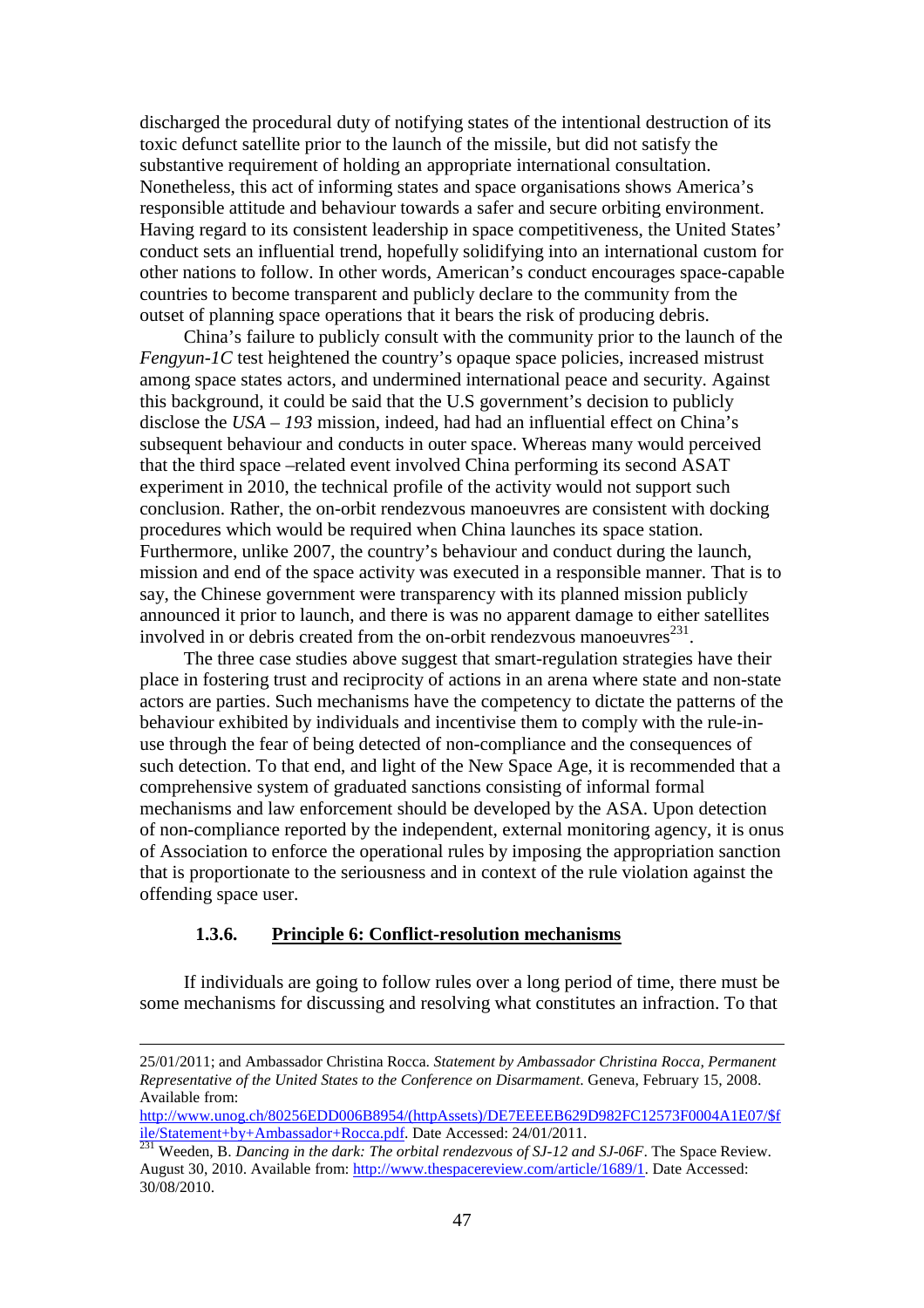discharged the procedural duty of notifying states of the intentional destruction of its toxic defunct satellite prior to the launch of the missile, but did not satisfy the substantive requirement of holding an appropriate international consultation. Nonetheless, this act of informing states and space organisations shows America's responsible attitude and behaviour towards a safer and secure orbiting environment. Having regard to its consistent leadership in space competitiveness, the United States' conduct sets an influential trend, hopefully solidifying into an international custom for other nations to follow. In other words, American's conduct encourages space-capable countries to become transparent and publicly declare to the community from the outset of planning space operations that it bears the risk of producing debris.

China's failure to publicly consult with the community prior to the launch of the *Fengyun-1C* test heightened the country's opaque space policies, increased mistrust among space states actors, and undermined international peace and security. Against this background, it could be said that the U.S government's decision to publicly disclose the *USA – 193* mission, indeed, had had an influential effect on China's subsequent behaviour and conducts in outer space. Whereas many would perceived that the third space –related event involved China performing its second ASAT experiment in 2010, the technical profile of the activity would not support such conclusion. Rather, the on-orbit rendezvous manoeuvres are consistent with docking procedures which would be required when China launches its space station. Furthermore, unlike 2007, the country's behaviour and conduct during the launch, mission and end of the space activity was executed in a responsible manner. That is to say, the Chinese government were transparency with its planned mission publicly announced it prior to launch, and there is was no apparent damage to either satellites involved in or debris created from the on-orbit rendezvous manoeuvres[231].

The three case studies above suggest that smart-regulation strategies have their place in fostering trust and reciprocity of actions in an arena where state and non-state actors are parties. Such mechanisms have the competency to dictate the patterns of the behaviour exhibited by individuals and incentivise them to comply with the rule-in-use through the fear of being detected of non-compliance and the consequences of such detection. To that end, and light of the New Space Age, it is recommended that a comprehensive system of graduated sanctions consisting of informal formal mechanisms and law enforcement should be developed by the ASA. Upon detection of non-compliance reported by the independent, external monitoring agency, it is onus of Association to enforce the operational rules by imposing the appropriation sanction that is proportionate to the seriousness and in context of the rule violation against the offending space user.

### 1.3.6. Principle 6: Conflict-resolution mechanisms

If individuals are going to follow rules over a long period of time, there must be some mechanisms for discussing and resolving what constitutes an infraction. To that

---

25/01/2011; and Ambassador Christina Rocca. *Statement by Ambassador Christina Rocca, Permanent Representative of the United States to the Conference on Disarmament*. Geneva, February 15, 2008. Available from: http://www.unog.ch/80256EDD006B8954/(httpAssets)/DE7EEEEB629D982FC12573F0004A1E07/$file/Statement+by+Ambassador+Rocca.pdf. Date Accessed: 24/01/2011.

[231] Weeden, B. *Dancing in the dark: The orbital rendezvous of SJ-12 and SJ-06F*. The Space Review. August 30, 2010. Available from: http://www.thespacereview.com/article/1689/1. Date Accessed: 30/08/2010.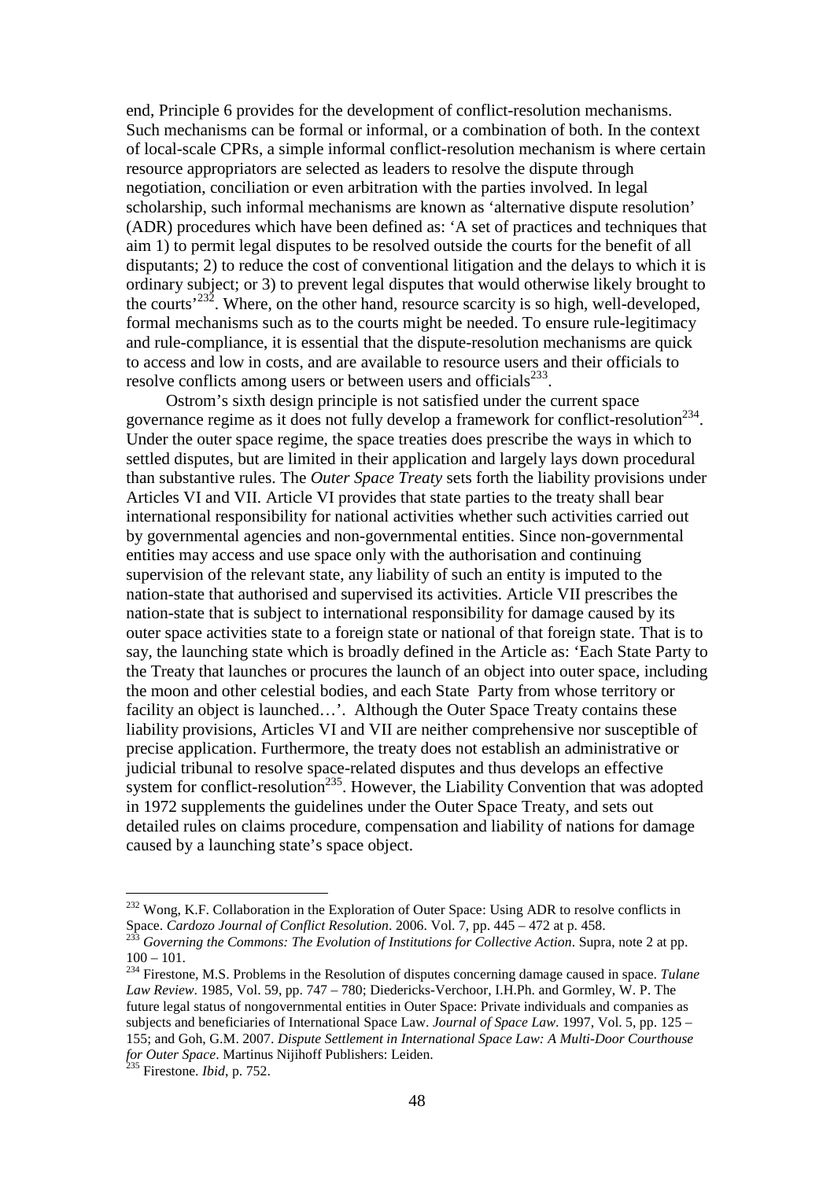end, Principle 6 provides for the development of conflict-resolution mechanisms. Such mechanisms can be formal or informal, or a combination of both. In the context of local-scale CPRs, a simple informal conflict-resolution mechanism is where certain resource appropriators are selected as leaders to resolve the dispute through negotiation, conciliation or even arbitration with the parties involved. In legal scholarship, such informal mechanisms are known as 'alternative dispute resolution' (ADR) procedures which have been defined as: 'A set of practices and techniques that aim 1) to permit legal disputes to be resolved outside the courts for the benefit of all disputants; 2) to reduce the cost of conventional litigation and the delays to which it is ordinary subject; or 3) to prevent legal disputes that would otherwise likely brought to the courts'[232]. Where, on the other hand, resource scarcity is so high, well-developed, formal mechanisms such as to the courts might be needed. To ensure rule-legitimacy and rule-compliance, it is essential that the dispute-resolution mechanisms are quick to access and low in costs, and are available to resource users and their officials to resolve conflicts among users or between users and officials[233].

Ostrom's sixth design principle is not satisfied under the current space governance regime as it does not fully develop a framework for conflict-resolution[234]. Under the outer space regime, the space treaties does prescribe the ways in which to settled disputes, but are limited in their application and largely lays down procedural than substantive rules. The *Outer Space Treaty* sets forth the liability provisions under Articles VI and VII. Article VI provides that state parties to the treaty shall bear international responsibility for national activities whether such activities carried out by governmental agencies and non-governmental entities. Since non-governmental entities may access and use space only with the authorisation and continuing supervision of the relevant state, any liability of such an entity is imputed to the nation-state that authorised and supervised its activities. Article VII prescribes the nation-state that is subject to international responsibility for damage caused by its outer space activities state to a foreign state or national of that foreign state. That is to say, the launching state which is broadly defined in the Article as: 'Each State Party to the Treaty that launches or procures the launch of an object into outer space, including the moon and other celestial bodies, and each State Party from whose territory or facility an object is launched…'. Although the Outer Space Treaty contains these liability provisions, Articles VI and VII are neither comprehensive nor susceptible of precise application. Furthermore, the treaty does not establish an administrative or judicial tribunal to resolve space-related disputes and thus develops an effective system for conflict-resolution[235]. However, the Liability Convention that was adopted in 1972 supplements the guidelines under the Outer Space Treaty, and sets out detailed rules on claims procedure, compensation and liability of nations for damage caused by a launching state's space object.

---

[232] Wong, K.F. Collaboration in the Exploration of Outer Space: Using ADR to resolve conflicts in Space. *Cardozo Journal of Conflict Resolution*. 2006. Vol. 7, pp. 445 – 472 at p. 458.

[233] *Governing the Commons: The Evolution of Institutions for Collective Action*. Supra, note 2 at pp. 100 – 101.

[234] Firestone, M.S. Problems in the Resolution of disputes concerning damage caused in space. *Tulane Law Review*. 1985, Vol. 59, pp. 747 – 780; Diedericks-Verchoor, I.H.Ph. and Gormley, W. P. The future legal status of nongovernmental entities in Outer Space: Private individuals and companies as subjects and beneficiaries of International Space Law. *Journal of Space Law*. 1997, Vol. 5, pp. 125 – 155; and Goh, G.M. 2007. *Dispute Settlement in International Space Law: A Multi-Door Courthouse for Outer Space*. Martinus Nijihoff Publishers: Leiden.

[235] Firestone. *Ibid*, p. 752.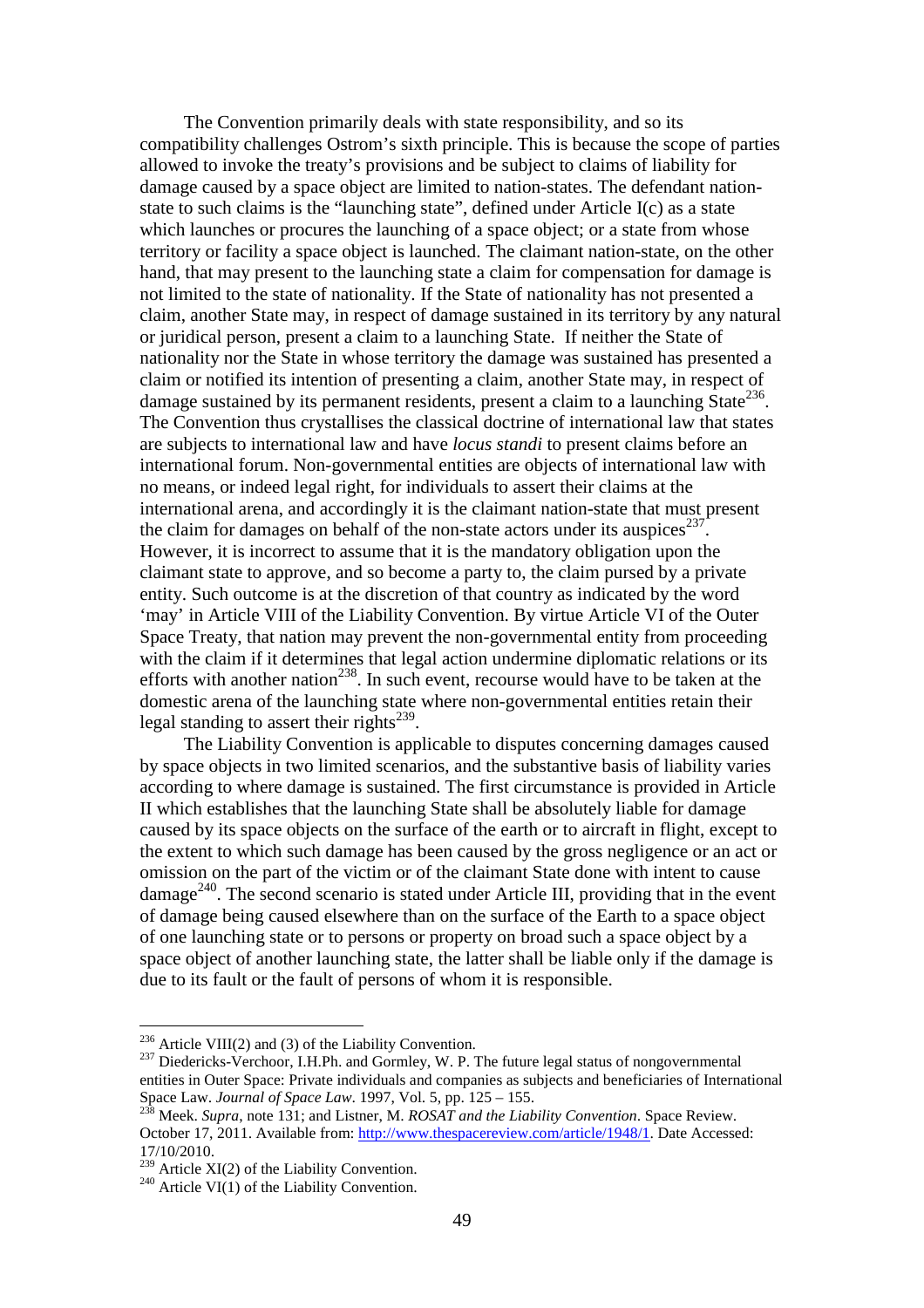The Convention primarily deals with state responsibility, and so its compatibility challenges Ostrom's sixth principle. This is because the scope of parties allowed to invoke the treaty's provisions and be subject to claims of liability for damage caused by a space object are limited to nation-states. The defendant nation-state to such claims is the "launching state", defined under Article I(c) as a state which launches or procures the launching of a space object; or a state from whose territory or facility a space object is launched. The claimant nation-state, on the other hand, that may present to the launching state a claim for compensation for damage is not limited to the state of nationality. If the State of nationality has not presented a claim, another State may, in respect of damage sustained in its territory by any natural or juridical person, present a claim to a launching State. If neither the State of nationality nor the State in whose territory the damage was sustained has presented a claim or notified its intention of presenting a claim, another State may, in respect of damage sustained by its permanent residents, present a claim to a launching State[236]. The Convention thus crystallises the classical doctrine of international law that states are subjects to international law and have *locus standi* to present claims before an international forum. Non-governmental entities are objects of international law with no means, or indeed legal right, for individuals to assert their claims at the international arena, and accordingly it is the claimant nation-state that must present the claim for damages on behalf of the non-state actors under its auspices[237]. However, it is incorrect to assume that it is the mandatory obligation upon the claimant state to approve, and so become a party to, the claim pursed by a private entity. Such outcome is at the discretion of that country as indicated by the word 'may' in Article VIII of the Liability Convention. By virtue Article VI of the Outer Space Treaty, that nation may prevent the non-governmental entity from proceeding with the claim if it determines that legal action undermine diplomatic relations or its efforts with another nation[238]. In such event, recourse would have to be taken at the domestic arena of the launching state where non-governmental entities retain their legal standing to assert their rights[239].

The Liability Convention is applicable to disputes concerning damages caused by space objects in two limited scenarios, and the substantive basis of liability varies according to where damage is sustained. The first circumstance is provided in Article II which establishes that the launching State shall be absolutely liable for damage caused by its space objects on the surface of the earth or to aircraft in flight, except to the extent to which such damage has been caused by the gross negligence or an act or omission on the part of the victim or of the claimant State done with intent to cause damage[240]. The second scenario is stated under Article III, providing that in the event of damage being caused elsewhere than on the surface of the Earth to a space object of one launching state or to persons or property on broad such a space object by a space object of another launching state, the latter shall be liable only if the damage is due to its fault or the fault of persons of whom it is responsible.

---

[236] Article VIII(2) and (3) of the Liability Convention.

[237] Diedericks-Verchoor, I.H.Ph. and Gormley, W. P. The future legal status of nongovernmental entities in Outer Space: Private individuals and companies as subjects and beneficiaries of International Space Law. *Journal of Space Law*. 1997, Vol. 5, pp. 125 – 155.

[238] Meek. *Supra*, note 131; and Listner, M. *ROSAT and the Liability Convention*. Space Review. October 17, 2011. Available from: http://www.thespacereview.com/article/1948/1. Date Accessed: 17/10/2010.

[239] Article XI(2) of the Liability Convention.

[240] Article VI(1) of the Liability Convention.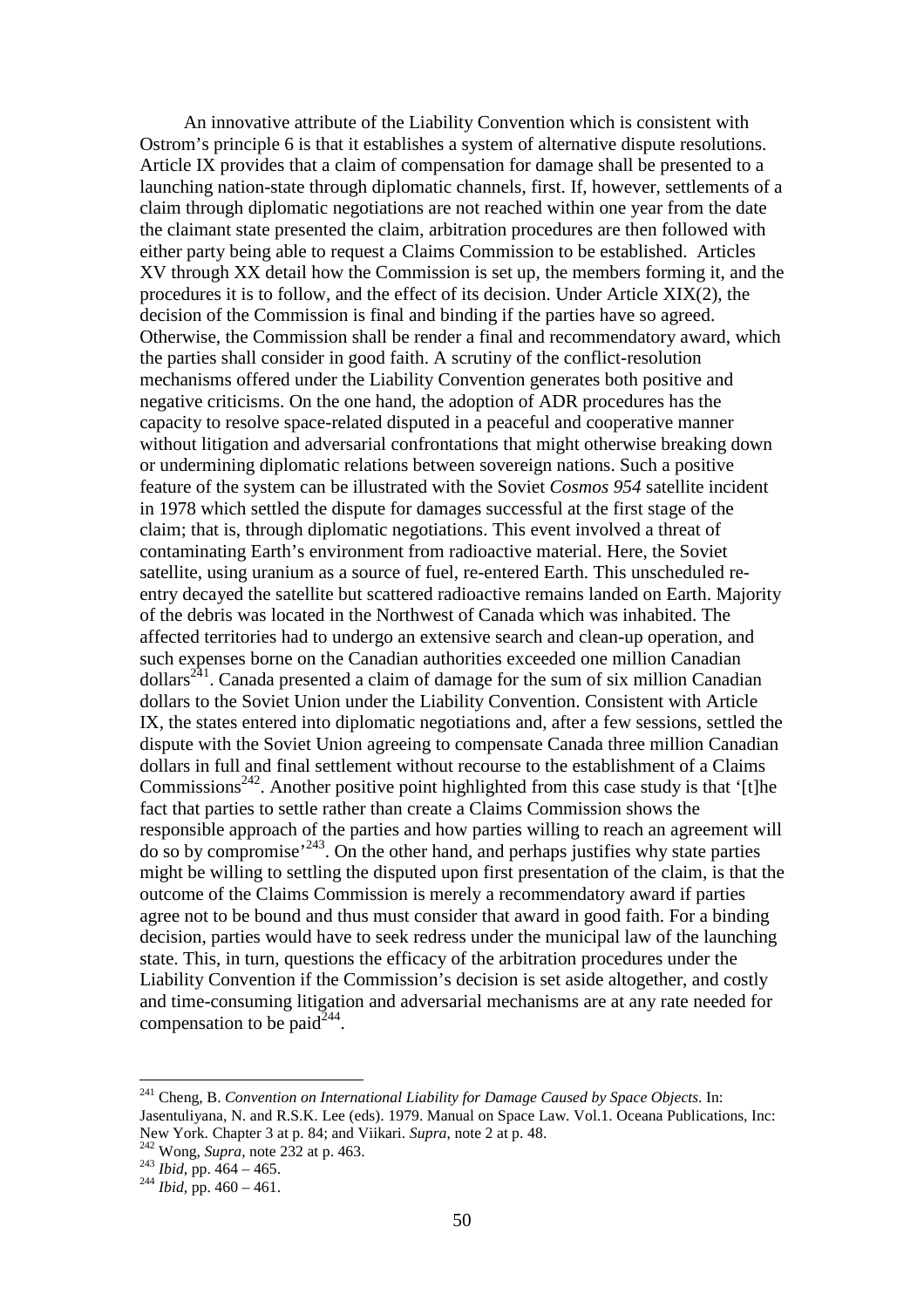An innovative attribute of the Liability Convention which is consistent with Ostrom's principle 6 is that it establishes a system of alternative dispute resolutions. Article IX provides that a claim of compensation for damage shall be presented to a launching nation-state through diplomatic channels, first. If, however, settlements of a claim through diplomatic negotiations are not reached within one year from the date the claimant state presented the claim, arbitration procedures are then followed with either party being able to request a Claims Commission to be established. Articles XV through XX detail how the Commission is set up, the members forming it, and the procedures it is to follow, and the effect of its decision. Under Article XIX(2), the decision of the Commission is final and binding if the parties have so agreed. Otherwise, the Commission shall be render a final and recommendatory award, which the parties shall consider in good faith. A scrutiny of the conflict-resolution mechanisms offered under the Liability Convention generates both positive and negative criticisms. On the one hand, the adoption of ADR procedures has the capacity to resolve space-related disputed in a peaceful and cooperative manner without litigation and adversarial confrontations that might otherwise breaking down or undermining diplomatic relations between sovereign nations. Such a positive feature of the system can be illustrated with the Soviet *Cosmos 954* satellite incident in 1978 which settled the dispute for damages successful at the first stage of the claim; that is, through diplomatic negotiations. This event involved a threat of contaminating Earth's environment from radioactive material. Here, the Soviet satellite, using uranium as a source of fuel, re-entered Earth. This unscheduled re-entry decayed the satellite but scattered radioactive remains landed on Earth. Majority of the debris was located in the Northwest of Canada which was inhabited. The affected territories had to undergo an extensive search and clean-up operation, and such expenses borne on the Canadian authorities exceeded one million Canadian dollars[241]. Canada presented a claim of damage for the sum of six million Canadian dollars to the Soviet Union under the Liability Convention. Consistent with Article IX, the states entered into diplomatic negotiations and, after a few sessions, settled the dispute with the Soviet Union agreeing to compensate Canada three million Canadian dollars in full and final settlement without recourse to the establishment of a Claims Commissions[242]. Another positive point highlighted from this case study is that '[t]he fact that parties to settle rather than create a Claims Commission shows the responsible approach of the parties and how parties willing to reach an agreement will do so by compromise'[243]. On the other hand, and perhaps justifies why state parties might be willing to settling the disputed upon first presentation of the claim, is that the outcome of the Claims Commission is merely a recommendatory award if parties agree not to be bound and thus must consider that award in good faith. For a binding decision, parties would have to seek redress under the municipal law of the launching state. This, in turn, questions the efficacy of the arbitration procedures under the Liability Convention if the Commission's decision is set aside altogether, and costly and time-consuming litigation and adversarial mechanisms are at any rate needed for compensation to be paid[244].

---

[241] Cheng, B. *Convention on International Liability for Damage Caused by Space Objects*. In: Jasentuliyana, N. and R.S.K. Lee (eds). 1979. Manual on Space Law. Vol.1. Oceana Publications, Inc: New York. Chapter 3 at p. 84; and Viikari. *Supra*, note 2 at p. 48.

[242] Wong, *Supra*, note 232 at p. 463.

[243] *Ibid*, pp. 464 – 465.

[244] *Ibid*, pp. 460 – 461.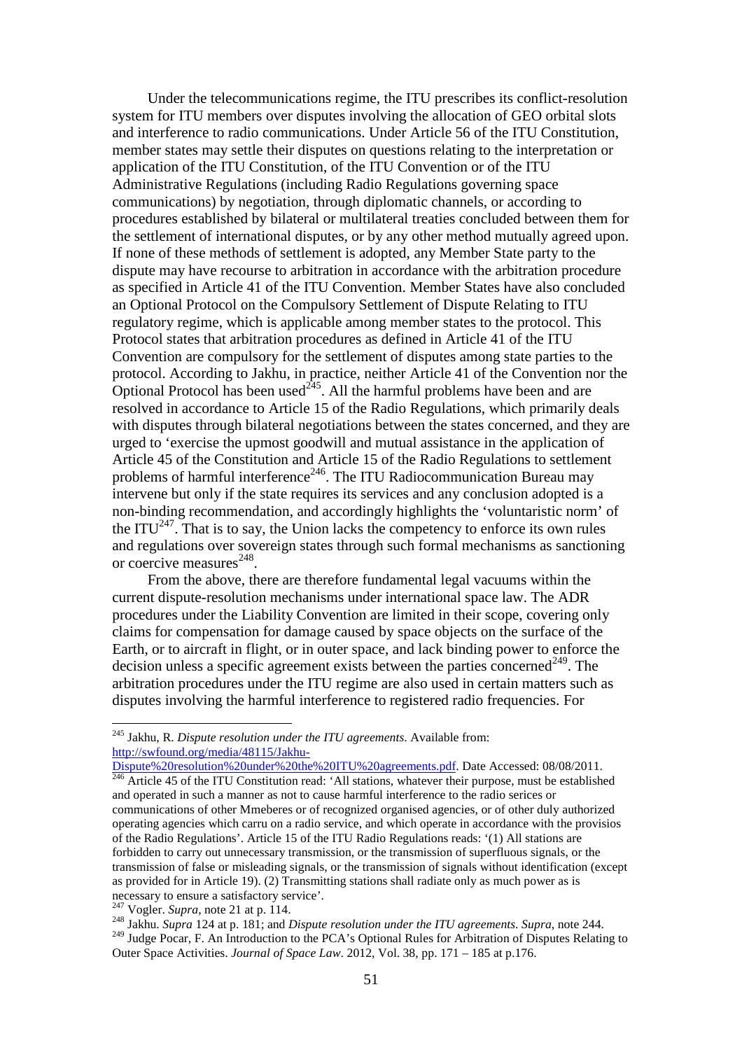Under the telecommunications regime, the ITU prescribes its conflict-resolution system for ITU members over disputes involving the allocation of GEO orbital slots and interference to radio communications. Under Article 56 of the ITU Constitution, member states may settle their disputes on questions relating to the interpretation or application of the ITU Constitution, of the ITU Convention or of the ITU Administrative Regulations (including Radio Regulations governing space communications) by negotiation, through diplomatic channels, or according to procedures established by bilateral or multilateral treaties concluded between them for the settlement of international disputes, or by any other method mutually agreed upon. If none of these methods of settlement is adopted, any Member State party to the dispute may have recourse to arbitration in accordance with the arbitration procedure as specified in Article 41 of the ITU Convention. Member States have also concluded an Optional Protocol on the Compulsory Settlement of Dispute Relating to ITU regulatory regime, which is applicable among member states to the protocol. This Protocol states that arbitration procedures as defined in Article 41 of the ITU Convention are compulsory for the settlement of disputes among state parties to the protocol. According to Jakhu, in practice, neither Article 41 of the Convention nor the Optional Protocol has been used[245]. All the harmful problems have been and are resolved in accordance to Article 15 of the Radio Regulations, which primarily deals with disputes through bilateral negotiations between the states concerned, and they are urged to 'exercise the upmost goodwill and mutual assistance in the application of Article 45 of the Constitution and Article 15 of the Radio Regulations to settlement problems of harmful interference[246]. The ITU Radiocommunication Bureau may intervene but only if the state requires its services and any conclusion adopted is a non-binding recommendation, and accordingly highlights the 'voluntaristic norm' of the ITU[247]. That is to say, the Union lacks the competency to enforce its own rules and regulations over sovereign states through such formal mechanisms as sanctioning or coercive measures[248].

From the above, there are therefore fundamental legal vacuums within the current dispute-resolution mechanisms under international space law. The ADR procedures under the Liability Convention are limited in their scope, covering only claims for compensation for damage caused by space objects on the surface of the Earth, or to aircraft in flight, or in outer space, and lack binding power to enforce the decision unless a specific agreement exists between the parties concerned[249]. The arbitration procedures under the ITU regime are also used in certain matters such as disputes involving the harmful interference to registered radio frequencies. For

---

[245] Jakhu, R. *Dispute resolution under the ITU agreements.* Available from: http://swfound.org/media/48115/Jakhu-Dispute%20resolution%20under%20the%20ITU%20agreements.pdf. Date Accessed: 08/08/2011.

[246] Article 45 of the ITU Constitution read: 'All stations, whatever their purpose, must be established and operated in such a manner as not to cause harmful interference to the radio serices or communications of other Mmeberes or of recognized organised agencies, or of other duly authorized operating agencies which carru on a radio service, and which operate in accordance with the provisios of the Radio Regulations'. Article 15 of the ITU Radio Regulations reads: '(1) All stations are forbidden to carry out unnecessary transmission, or the transmission of superfluous signals, or the transmission of false or misleading signals, or the transmission of signals without identification (except as provided for in Article 19). (2) Transmitting stations shall radiate only as much power as is necessary to ensure a satisfactory service'.

[247] Vogler. *Supra*, note 21 at p. 114.

[248] Jakhu. *Supra* 124 at p. 181; and *Dispute resolution under the ITU agreements*. *Supra*, note 244.

[249] Judge Pocar, F. An Introduction to the PCA's Optional Rules for Arbitration of Disputes Relating to Outer Space Activities. *Journal of Space Law*. 2012, Vol. 38, pp. 171 – 185 at p.176.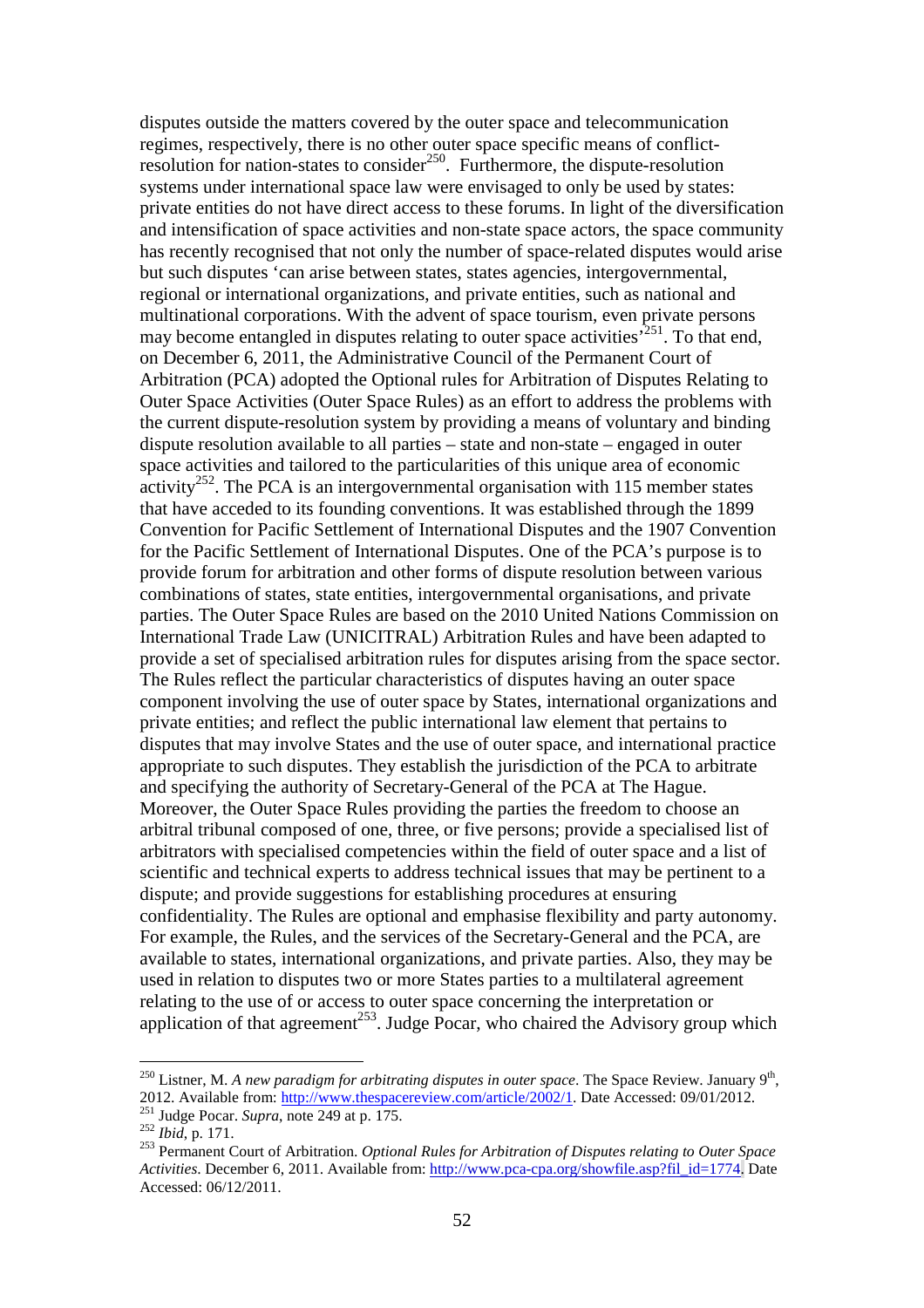disputes outside the matters covered by the outer space and telecommunication regimes, respectively, there is no other outer space specific means of conflict-resolution for nation-states to consider[250]. Furthermore, the dispute-resolution systems under international space law were envisaged to only be used by states: private entities do not have direct access to these forums. In light of the diversification and intensification of space activities and non-state space actors, the space community has recently recognised that not only the number of space-related disputes would arise but such disputes 'can arise between states, states agencies, intergovernmental, regional or international organizations, and private entities, such as national and multinational corporations. With the advent of space tourism, even private persons may become entangled in disputes relating to outer space activities'[251]. To that end, on December 6, 2011, the Administrative Council of the Permanent Court of Arbitration (PCA) adopted the Optional rules for Arbitration of Disputes Relating to Outer Space Activities (Outer Space Rules) as an effort to address the problems with the current dispute-resolution system by providing a means of voluntary and binding dispute resolution available to all parties – state and non-state – engaged in outer space activities and tailored to the particularities of this unique area of economic activity[252]. The PCA is an intergovernmental organisation with 115 member states that have acceded to its founding conventions. It was established through the 1899 Convention for Pacific Settlement of International Disputes and the 1907 Convention for the Pacific Settlement of International Disputes. One of the PCA's purpose is to provide forum for arbitration and other forms of dispute resolution between various combinations of states, state entities, intergovernmental organisations, and private parties. The Outer Space Rules are based on the 2010 United Nations Commission on International Trade Law (UNICITRAL) Arbitration Rules and have been adapted to provide a set of specialised arbitration rules for disputes arising from the space sector. The Rules reflect the particular characteristics of disputes having an outer space component involving the use of outer space by States, international organizations and private entities; and reflect the public international law element that pertains to disputes that may involve States and the use of outer space, and international practice appropriate to such disputes. They establish the jurisdiction of the PCA to arbitrate and specifying the authority of Secretary-General of the PCA at The Hague. Moreover, the Outer Space Rules providing the parties the freedom to choose an arbitral tribunal composed of one, three, or five persons; provide a specialised list of arbitrators with specialised competencies within the field of outer space and a list of scientific and technical experts to address technical issues that may be pertinent to a dispute; and provide suggestions for establishing procedures at ensuring confidentiality. The Rules are optional and emphasise flexibility and party autonomy. For example, the Rules, and the services of the Secretary-General and the PCA, are available to states, international organizations, and private parties. Also, they may be used in relation to disputes two or more States parties to a multilateral agreement relating to the use of or access to outer space concerning the interpretation or application of that agreement[253]. Judge Pocar, who chaired the Advisory group which

---

[250] Listner, M. *A new paradigm for arbitrating disputes in outer space*. The Space Review. January 9th, 2012. Available from: http://www.thespacereview.com/article/2002/1. Date Accessed: 09/01/2012.

[251] Judge Pocar. *Supra*, note 249 at p. 175.

[252] *Ibid*, p. 171.

[253] Permanent Court of Arbitration. *Optional Rules for Arbitration of Disputes relating to Outer Space Activities*. December 6, 2011. Available from: http://www.pca-cpa.org/showfile.asp?fil_id=1774. Date Accessed: 06/12/2011.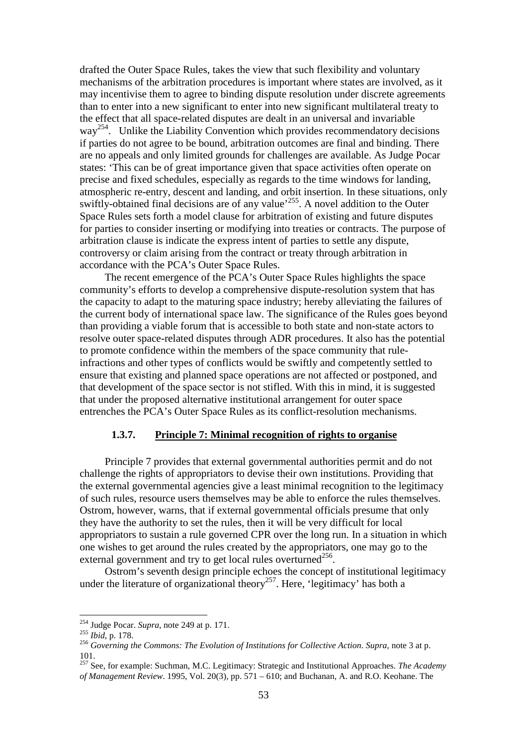drafted the Outer Space Rules, takes the view that such flexibility and voluntary mechanisms of the arbitration procedures is important where states are involved, as it may incentivise them to agree to binding dispute resolution under discrete agreements than to enter into a new significant to enter into new significant multilateral treaty to the effect that all space-related disputes are dealt in an universal and invariable way[254]. Unlike the Liability Convention which provides recommendatory decisions if parties do not agree to be bound, arbitration outcomes are final and binding. There are no appeals and only limited grounds for challenges are available. As Judge Pocar states: 'This can be of great importance given that space activities often operate on precise and fixed schedules, especially as regards to the time windows for landing, atmospheric re-entry, descent and landing, and orbit insertion. In these situations, only swiftly-obtained final decisions are of any value'[255]. A novel addition to the Outer Space Rules sets forth a model clause for arbitration of existing and future disputes for parties to consider inserting or modifying into treaties or contracts. The purpose of arbitration clause is indicate the express intent of parties to settle any dispute, controversy or claim arising from the contract or treaty through arbitration in accordance with the PCA's Outer Space Rules.

The recent emergence of the PCA's Outer Space Rules highlights the space community's efforts to develop a comprehensive dispute-resolution system that has the capacity to adapt to the maturing space industry; hereby alleviating the failures of the current body of international space law. The significance of the Rules goes beyond than providing a viable forum that is accessible to both state and non-state actors to resolve outer space-related disputes through ADR procedures. It also has the potential to promote confidence within the members of the space community that rule-infractions and other types of conflicts would be swiftly and competently settled to ensure that existing and planned space operations are not affected or postponed, and that development of the space sector is not stifled. With this in mind, it is suggested that under the proposed alternative institutional arrangement for outer space entrenches the PCA's Outer Space Rules as its conflict-resolution mechanisms.

### 1.3.7. Principle 7: Minimal recognition of rights to organise

Principle 7 provides that external governmental authorities permit and do not challenge the rights of appropriators to devise their own institutions. Providing that the external governmental agencies give a least minimal recognition to the legitimacy of such rules, resource users themselves may be able to enforce the rules themselves. Ostrom, however, warns, that if external governmental officials presume that only they have the authority to set the rules, then it will be very difficult for local appropriators to sustain a rule governed CPR over the long run. In a situation in which one wishes to get around the rules created by the appropriators, one may go to the external government and try to get local rules overturned[256].

Ostrom's seventh design principle echoes the concept of institutional legitimacy under the literature of organizational theory[257]. Here, 'legitimacy' has both a

---

[254] Judge Pocar. *Supra*, note 249 at p. 171.

[255] *Ibid*, p. 178.

[256] *Governing the Commons: The Evolution of Institutions for Collective Action*. *Supra*, note 3 at p. 101.

[257] See, for example: Suchman, M.C. Legitimacy: Strategic and Institutional Approaches. *The Academy of Management Review*. 1995, Vol. 20(3), pp. 571 – 610; and Buchanan, A. and R.O. Keohane. The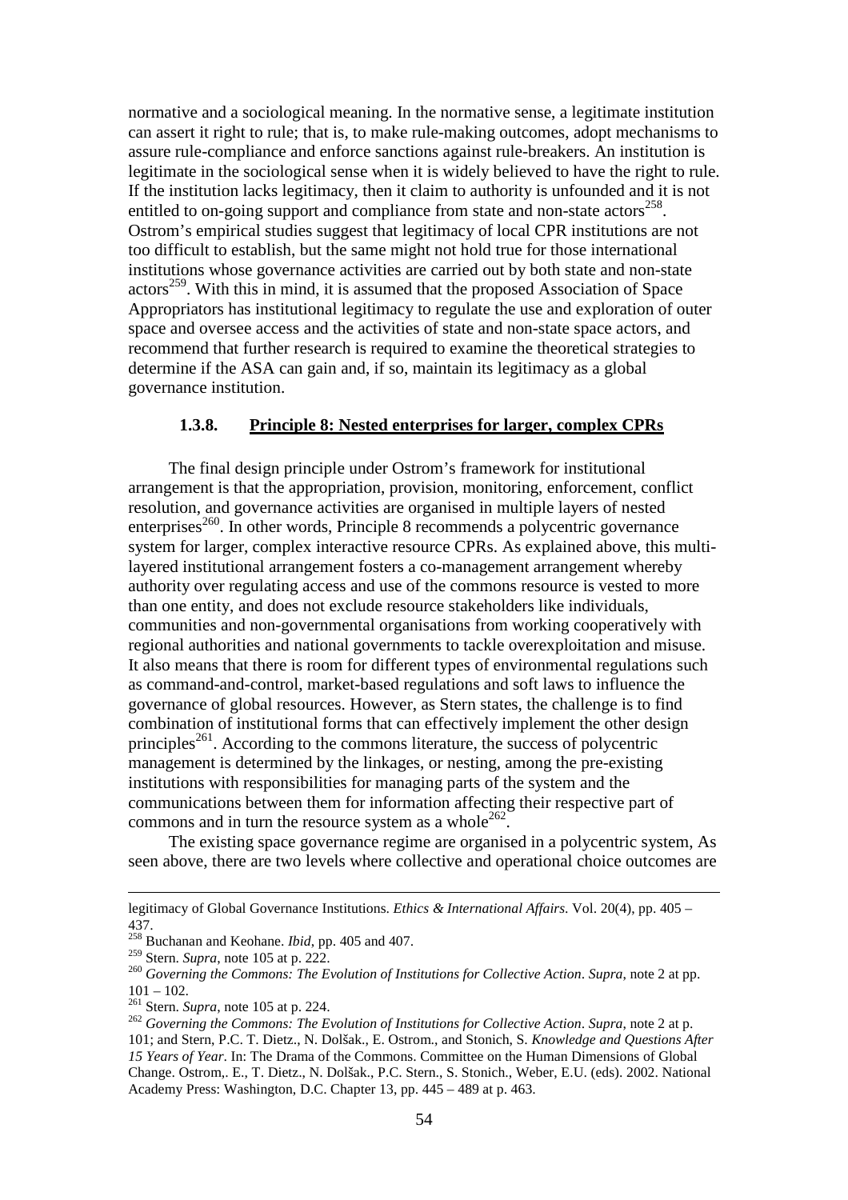normative and a sociological meaning. In the normative sense, a legitimate institution can assert it right to rule; that is, to make rule-making outcomes, adopt mechanisms to assure rule-compliance and enforce sanctions against rule-breakers. An institution is legitimate in the sociological sense when it is widely believed to have the right to rule. If the institution lacks legitimacy, then it claim to authority is unfounded and it is not entitled to on-going support and compliance from state and non-state actors[258]. Ostrom's empirical studies suggest that legitimacy of local CPR institutions are not too difficult to establish, but the same might not hold true for those international institutions whose governance activities are carried out by both state and non-state actors[259]. With this in mind, it is assumed that the proposed Association of Space Appropriators has institutional legitimacy to regulate the use and exploration of outer space and oversee access and the activities of state and non-state space actors, and recommend that further research is required to examine the theoretical strategies to determine if the ASA can gain and, if so, maintain its legitimacy as a global governance institution.

### 1.3.8. Principle 8: Nested enterprises for larger, complex CPRs

The final design principle under Ostrom's framework for institutional arrangement is that the appropriation, provision, monitoring, enforcement, conflict resolution, and governance activities are organised in multiple layers of nested enterprises[260]. In other words, Principle 8 recommends a polycentric governance system for larger, complex interactive resource CPRs. As explained above, this multi-layered institutional arrangement fosters a co-management arrangement whereby authority over regulating access and use of the commons resource is vested to more than one entity, and does not exclude resource stakeholders like individuals, communities and non-governmental organisations from working cooperatively with regional authorities and national governments to tackle overexploitation and misuse. It also means that there is room for different types of environmental regulations such as command-and-control, market-based regulations and soft laws to influence the governance of global resources. However, as Stern states, the challenge is to find combination of institutional forms that can effectively implement the other design principles[261]. According to the commons literature, the success of polycentric management is determined by the linkages, or nesting, among the pre-existing institutions with responsibilities for managing parts of the system and the communications between them for information affecting their respective part of commons and in turn the resource system as a whole[262].

The existing space governance regime are organised in a polycentric system, As seen above, there are two levels where collective and operational choice outcomes are

---

legitimacy of Global Governance Institutions. *Ethics & International Affairs*. Vol. 20(4), pp. 405 – 437.

[258] Buchanan and Keohane. *Ibid*, pp. 405 and 407.

[259] Stern. *Supra*, note 105 at p. 222.

[260] *Governing the Commons: The Evolution of Institutions for Collective Action*. *Supra*, note 2 at pp. 101 – 102.

[261] Stern. *Supra*, note 105 at p. 224.

[262] *Governing the Commons: The Evolution of Institutions for Collective Action*. *Supra*, note 2 at p. 101; and Stern, P.C. T. Dietz., N. Dolšak., E. Ostrom., and Stonich, S. *Knowledge and Questions After 15 Years of Year*. In: The Drama of the Commons. Committee on the Human Dimensions of Global Change. Ostrom,. E., T. Dietz., N. Dolšak., P.C. Stern., S. Stonich., Weber, E.U. (eds). 2002. National Academy Press: Washington, D.C. Chapter 13, pp. 445 – 489 at p. 463.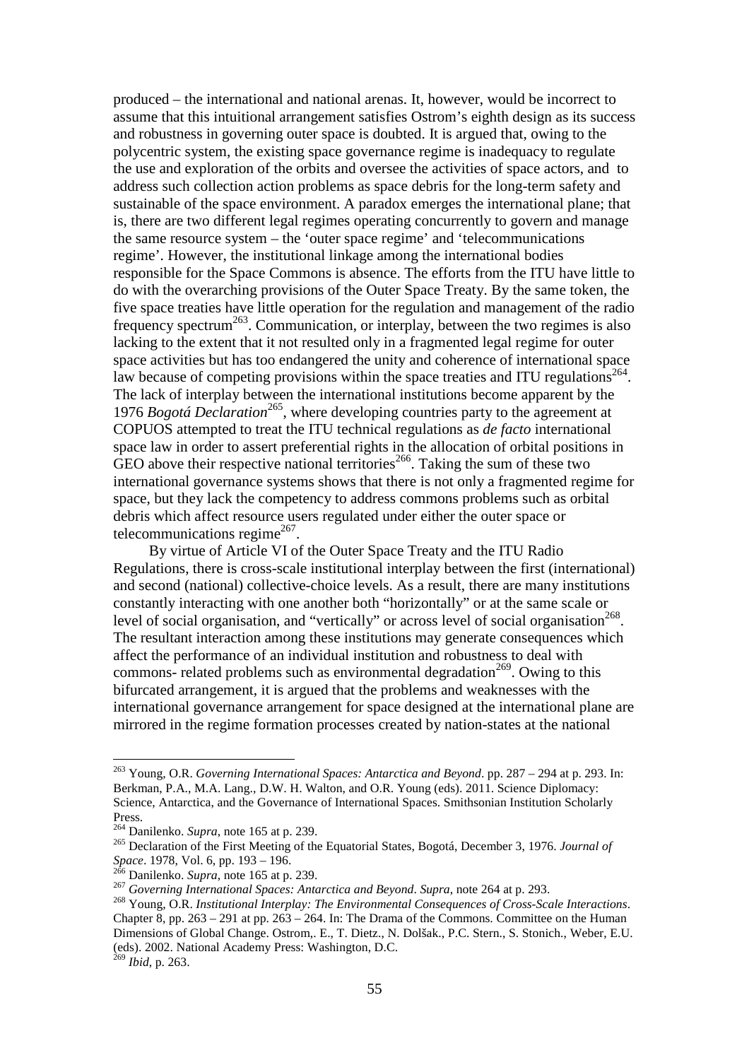produced – the international and national arenas. It, however, would be incorrect to assume that this intuitional arrangement satisfies Ostrom's eighth design as its success and robustness in governing outer space is doubted. It is argued that, owing to the polycentric system, the existing space governance regime is inadequacy to regulate the use and exploration of the orbits and oversee the activities of space actors, and to address such collection action problems as space debris for the long-term safety and sustainable of the space environment. A paradox emerges the international plane; that is, there are two different legal regimes operating concurrently to govern and manage the same resource system – the 'outer space regime' and 'telecommunications regime'. However, the institutional linkage among the international bodies responsible for the Space Commons is absence. The efforts from the ITU have little to do with the overarching provisions of the Outer Space Treaty. By the same token, the five space treaties have little operation for the regulation and management of the radio frequency spectrum[263]. Communication, or interplay, between the two regimes is also lacking to the extent that it not resulted only in a fragmented legal regime for outer space activities but has too endangered the unity and coherence of international space law because of competing provisions within the space treaties and ITU regulations[264]. The lack of interplay between the international institutions become apparent by the 1976 *Bogotá Declaration*[265], where developing countries party to the agreement at COPUOS attempted to treat the ITU technical regulations as *de facto* international space law in order to assert preferential rights in the allocation of orbital positions in GEO above their respective national territories[266]. Taking the sum of these two international governance systems shows that there is not only a fragmented regime for space, but they lack the competency to address commons problems such as orbital debris which affect resource users regulated under either the outer space or telecommunications regime[267].

By virtue of Article VI of the Outer Space Treaty and the ITU Radio Regulations, there is cross-scale institutional interplay between the first (international) and second (national) collective-choice levels. As a result, there are many institutions constantly interacting with one another both "horizontally" or at the same scale or level of social organisation, and "vertically" or across level of social organisation[268]. The resultant interaction among these institutions may generate consequences which affect the performance of an individual institution and robustness to deal with commons- related problems such as environmental degradation[269]. Owing to this bifurcated arrangement, it is argued that the problems and weaknesses with the international governance arrangement for space designed at the international plane are mirrored in the regime formation processes created by nation-states at the national

---

[263] Young, O.R. *Governing International Spaces: Antarctica and Beyond*. pp. 287 – 294 at p. 293. In: Berkman, P.A., M.A. Lang., D.W. H. Walton, and O.R. Young (eds). 2011. Science Diplomacy: Science, Antarctica, and the Governance of International Spaces. Smithsonian Institution Scholarly Press.

[264] Danilenko. *Supra*, note 165 at p. 239.

[265] Declaration of the First Meeting of the Equatorial States, Bogotá, December 3, 1976. *Journal of Space*. 1978, Vol. 6, pp. 193 – 196.

[266] Danilenko. *Supra*, note 165 at p. 239.

[267] *Governing International Spaces: Antarctica and Beyond*. *Supra*, note 264 at p. 293.

[268] Young, O.R. *Institutional Interplay: The Environmental Consequences of Cross-Scale Interactions*. Chapter 8, pp. 263 – 291 at pp. 263 – 264. In: The Drama of the Commons. Committee on the Human Dimensions of Global Change. Ostrom,. E., T. Dietz., N. Dolšak., P.C. Stern., S. Stonich., Weber, E.U. (eds). 2002. National Academy Press: Washington, D.C.

[269] *Ibid*, p. 263.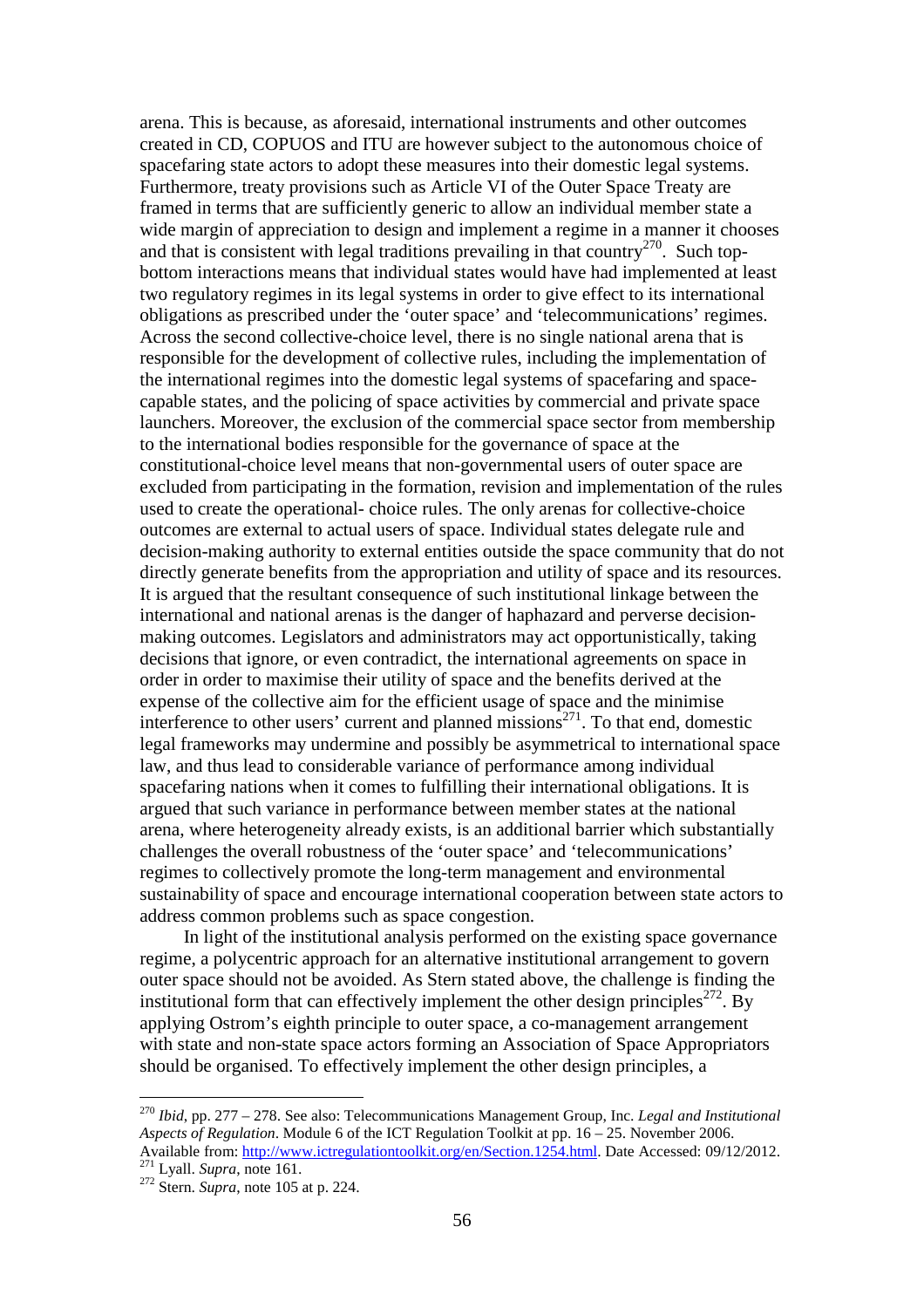arena. This is because, as aforesaid, international instruments and other outcomes created in CD, COPUOS and ITU are however subject to the autonomous choice of spacefaring state actors to adopt these measures into their domestic legal systems. Furthermore, treaty provisions such as Article VI of the Outer Space Treaty are framed in terms that are sufficiently generic to allow an individual member state a wide margin of appreciation to design and implement a regime in a manner it chooses and that is consistent with legal traditions prevailing in that country[270]. Such top-bottom interactions means that individual states would have had implemented at least two regulatory regimes in its legal systems in order to give effect to its international obligations as prescribed under the 'outer space' and 'telecommunications' regimes. Across the second collective-choice level, there is no single national arena that is responsible for the development of collective rules, including the implementation of the international regimes into the domestic legal systems of spacefaring and space-capable states, and the policing of space activities by commercial and private space launchers. Moreover, the exclusion of the commercial space sector from membership to the international bodies responsible for the governance of space at the constitutional-choice level means that non-governmental users of outer space are excluded from participating in the formation, revision and implementation of the rules used to create the operational- choice rules. The only arenas for collective-choice outcomes are external to actual users of space. Individual states delegate rule and decision-making authority to external entities outside the space community that do not directly generate benefits from the appropriation and utility of space and its resources. It is argued that the resultant consequence of such institutional linkage between the international and national arenas is the danger of haphazard and perverse decision-making outcomes. Legislators and administrators may act opportunistically, taking decisions that ignore, or even contradict, the international agreements on space in order in order to maximise their utility of space and the benefits derived at the expense of the collective aim for the efficient usage of space and the minimise interference to other users' current and planned missions[271]. To that end, domestic legal frameworks may undermine and possibly be asymmetrical to international space law, and thus lead to considerable variance of performance among individual spacefaring nations when it comes to fulfilling their international obligations. It is argued that such variance in performance between member states at the national arena, where heterogeneity already exists, is an additional barrier which substantially challenges the overall robustness of the 'outer space' and 'telecommunications' regimes to collectively promote the long-term management and environmental sustainability of space and encourage international cooperation between state actors to address common problems such as space congestion.

In light of the institutional analysis performed on the existing space governance regime, a polycentric approach for an alternative institutional arrangement to govern outer space should not be avoided. As Stern stated above, the challenge is finding the institutional form that can effectively implement the other design principles[272]. By applying Ostrom's eighth principle to outer space, a co-management arrangement with state and non-state space actors forming an Association of Space Appropriators should be organised. To effectively implement the other design principles, a

---

[270] *Ibid*, pp. 277 – 278. See also: Telecommunications Management Group, Inc. *Legal and Institutional Aspects of Regulation*. Module 6 of the ICT Regulation Toolkit at pp. 16 – 25. November 2006. Available from: http://www.ictregulationtoolkit.org/en/Section.1254.html. Date Accessed: 09/12/2012.

[271] Lyall. *Supra*, note 161.

[272] Stern. *Supra*, note 105 at p. 224.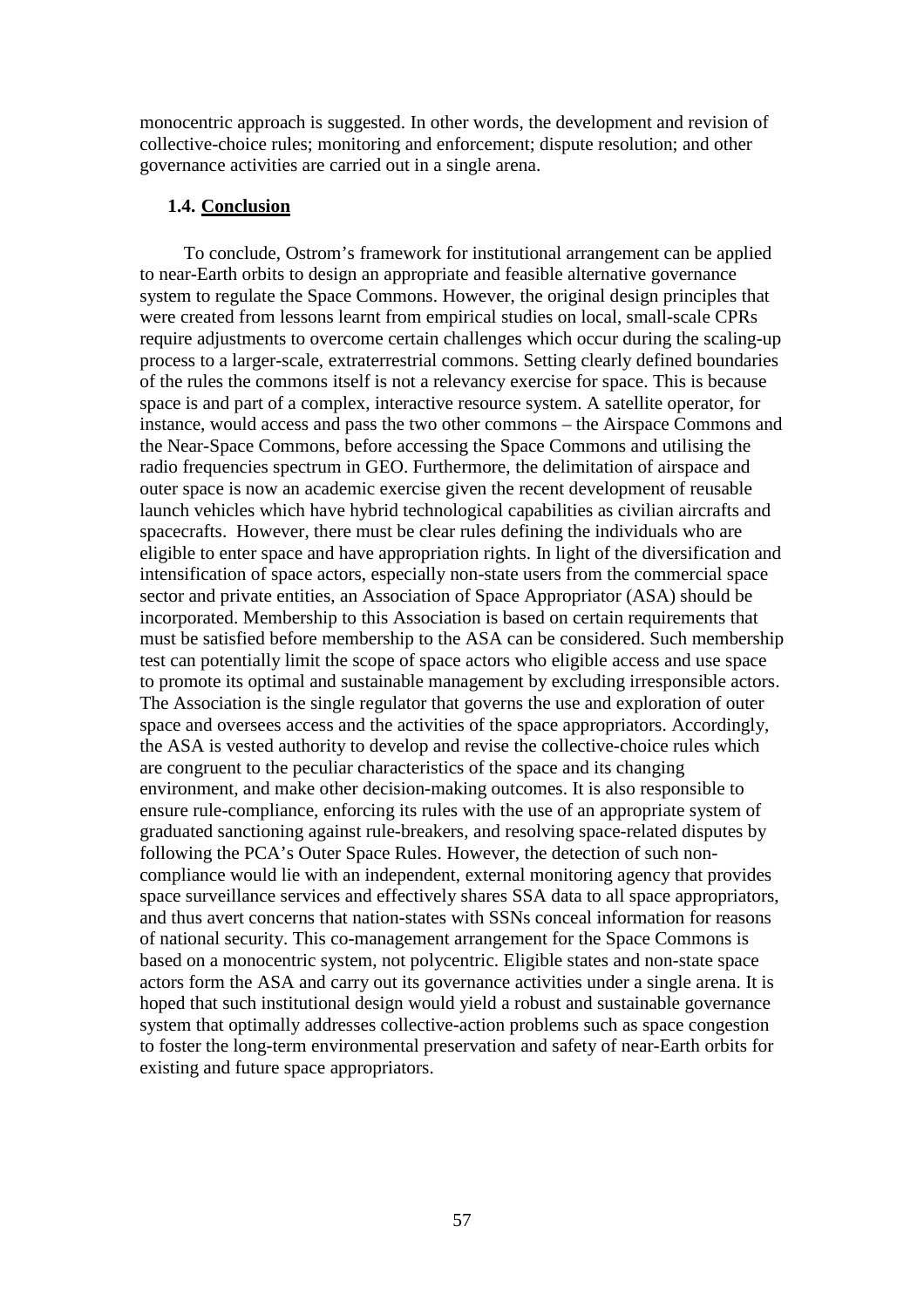monocentric approach is suggested. In other words, the development and revision of collective-choice rules; monitoring and enforcement; dispute resolution; and other governance activities are carried out in a single arena.

### 1.4. Conclusion

To conclude, Ostrom's framework for institutional arrangement can be applied to near-Earth orbits to design an appropriate and feasible alternative governance system to regulate the Space Commons. However, the original design principles that were created from lessons learnt from empirical studies on local, small-scale CPRs require adjustments to overcome certain challenges which occur during the scaling-up process to a larger-scale, extraterrestrial commons. Setting clearly defined boundaries of the rules the commons itself is not a relevancy exercise for space. This is because space is and part of a complex, interactive resource system. A satellite operator, for instance, would access and pass the two other commons – the Airspace Commons and the Near-Space Commons, before accessing the Space Commons and utilising the radio frequencies spectrum in GEO. Furthermore, the delimitation of airspace and outer space is now an academic exercise given the recent development of reusable launch vehicles which have hybrid technological capabilities as civilian aircrafts and spacecrafts. However, there must be clear rules defining the individuals who are eligible to enter space and have appropriation rights. In light of the diversification and intensification of space actors, especially non-state users from the commercial space sector and private entities, an Association of Space Appropriator (ASA) should be incorporated. Membership to this Association is based on certain requirements that must be satisfied before membership to the ASA can be considered. Such membership test can potentially limit the scope of space actors who eligible access and use space to promote its optimal and sustainable management by excluding irresponsible actors. The Association is the single regulator that governs the use and exploration of outer space and oversees access and the activities of the space appropriators. Accordingly, the ASA is vested authority to develop and revise the collective-choice rules which are congruent to the peculiar characteristics of the space and its changing environment, and make other decision-making outcomes. It is also responsible to ensure rule-compliance, enforcing its rules with the use of an appropriate system of graduated sanctioning against rule-breakers, and resolving space-related disputes by following the PCA's Outer Space Rules. However, the detection of such non-compliance would lie with an independent, external monitoring agency that provides space surveillance services and effectively shares SSA data to all space appropriators, and thus avert concerns that nation-states with SSNs conceal information for reasons of national security. This co-management arrangement for the Space Commons is based on a monocentric system, not polycentric. Eligible states and non-state space actors form the ASA and carry out its governance activities under a single arena. It is hoped that such institutional design would yield a robust and sustainable governance system that optimally addresses collective-action problems such as space congestion to foster the long-term environmental preservation and safety of near-Earth orbits for existing and future space appropriators.